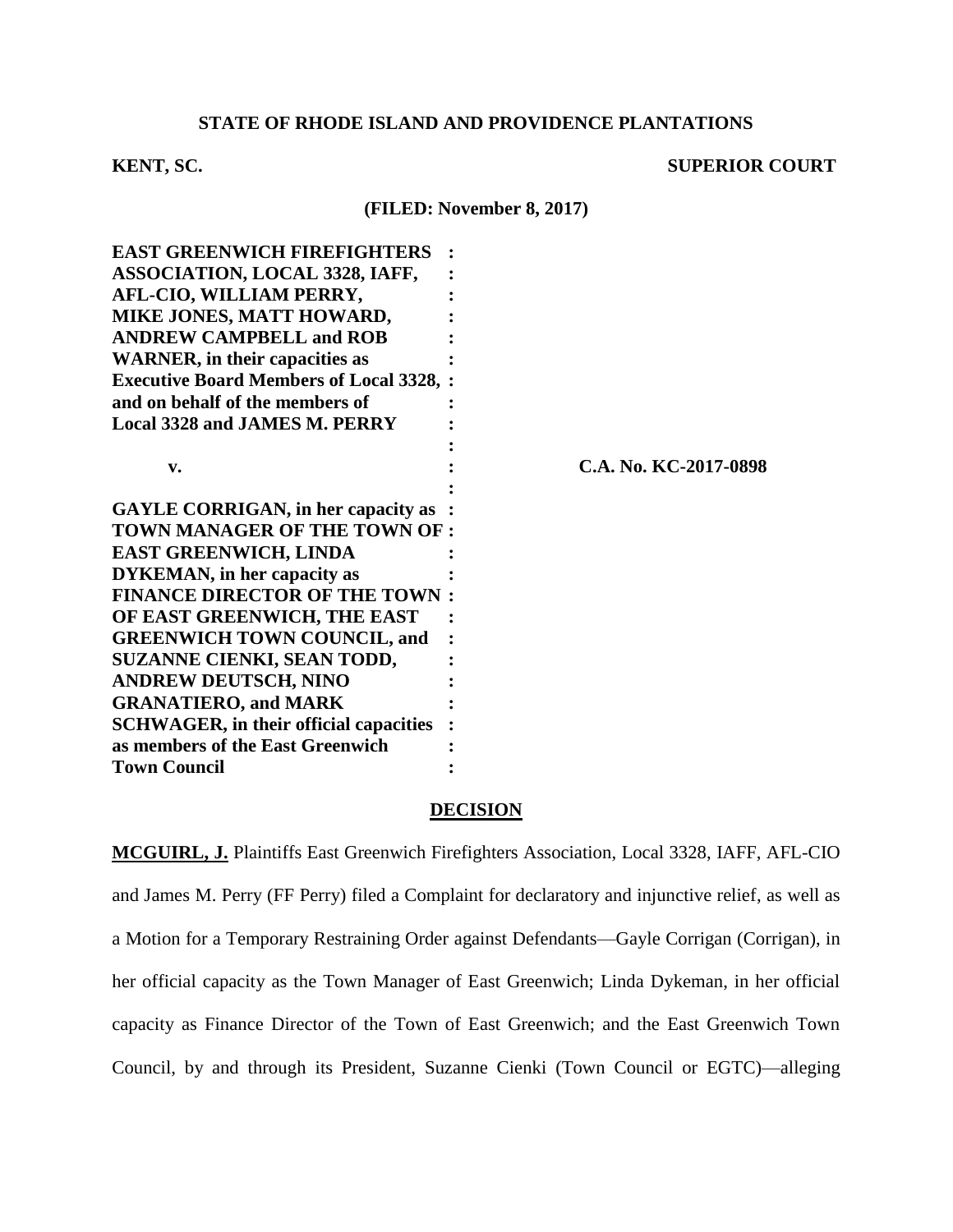**STATE OF RHODE ISLAND AND PROVIDENCE PLANTATIONS**

**KENT, SC.** **SUPERIOR COURT**

**(FILED: November 8, 2017)**

| | | |
|---|---|---|
| **EAST GREENWICH FIREFIGHTERS ASSOCIATION, LOCAL 3328, IAFF, AFL-CIO, WILLIAM PERRY, MIKE JONES, MATT HOWARD, ANDREW CAMPBELL and ROB WARNER, in their capacities as Executive Board Members of Local 3328, and on behalf of the members of Local 3328 and JAMES M. PERRY** | : | |
| **v.** | : | **C.A. No. KC-2017-0898** |
| **GAYLE CORRIGAN, in her capacity as TOWN MANAGER OF THE TOWN OF EAST GREENWICH, LINDA DYKEMAN, in her capacity as FINANCE DIRECTOR OF THE TOWN OF EAST GREENWICH, THE EAST GREENWICH TOWN COUNCIL, and SUZANNE CIENKI, SEAN TODD, ANDREW DEUTSCH, NINO GRANATIERO, and MARK SCHWAGER, in their official capacities as members of the East Greenwich Town Council** | : | |

**DECISION**

**MCGUIRL, J.** Plaintiffs East Greenwich Firefighters Association, Local 3328, IAFF, AFL-CIO and James M. Perry (FF Perry) filed a Complaint for declaratory and injunctive relief, as well as a Motion for a Temporary Restraining Order against Defendants—Gayle Corrigan (Corrigan), in her official capacity as the Town Manager of East Greenwich; Linda Dykeman, in her official capacity as Finance Director of the Town of East Greenwich; and the East Greenwich Town Council, by and through its President, Suzanne Cienki (Town Council or EGTC)—alleging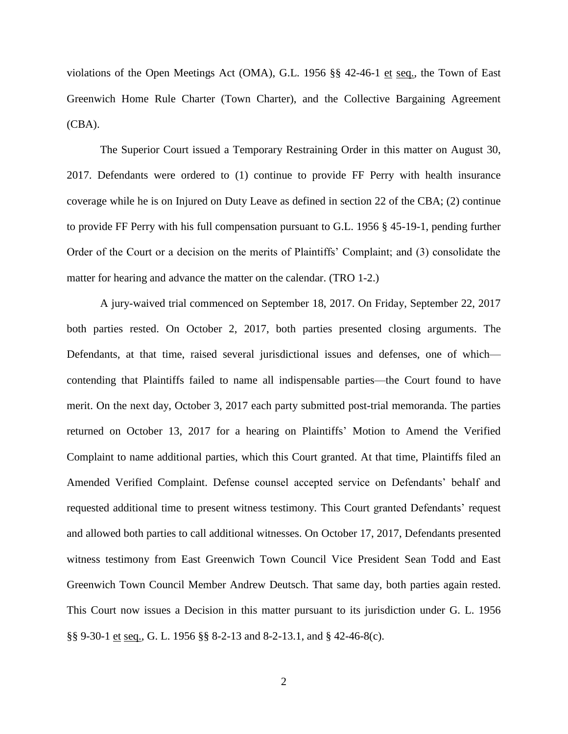violations of the Open Meetings Act (OMA), G.L. 1956 §§ 42-46-1 et seq., the Town of East Greenwich Home Rule Charter (Town Charter), and the Collective Bargaining Agreement (CBA).

The Superior Court issued a Temporary Restraining Order in this matter on August 30, 2017. Defendants were ordered to (1) continue to provide FF Perry with health insurance coverage while he is on Injured on Duty Leave as defined in section 22 of the CBA; (2) continue to provide FF Perry with his full compensation pursuant to G.L. 1956 § 45-19-1, pending further Order of the Court or a decision on the merits of Plaintiffs' Complaint; and (3) consolidate the matter for hearing and advance the matter on the calendar. (TRO 1-2.)

A jury-waived trial commenced on September 18, 2017. On Friday, September 22, 2017 both parties rested. On October 2, 2017, both parties presented closing arguments. The Defendants, at that time, raised several jurisdictional issues and defenses, one of which—contending that Plaintiffs failed to name all indispensable parties—the Court found to have merit. On the next day, October 3, 2017 each party submitted post-trial memoranda. The parties returned on October 13, 2017 for a hearing on Plaintiffs' Motion to Amend the Verified Complaint to name additional parties, which this Court granted. At that time, Plaintiffs filed an Amended Verified Complaint. Defense counsel accepted service on Defendants' behalf and requested additional time to present witness testimony. This Court granted Defendants' request and allowed both parties to call additional witnesses. On October 17, 2017, Defendants presented witness testimony from East Greenwich Town Council Vice President Sean Todd and East Greenwich Town Council Member Andrew Deutsch. That same day, both parties again rested. This Court now issues a Decision in this matter pursuant to its jurisdiction under G. L. 1956 §§ 9-30-1 et seq., G. L. 1956 §§ 8-2-13 and 8-2-13.1, and § 42-46-8(c).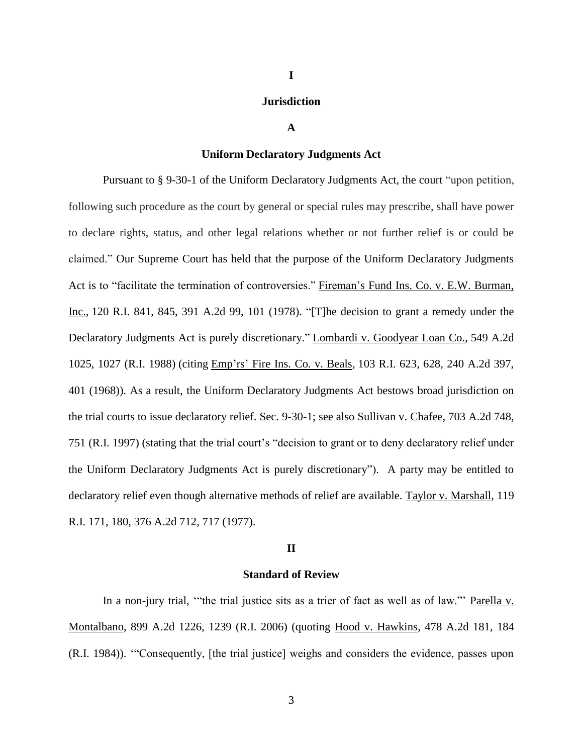## I

## Jurisdiction

### A

### Uniform Declaratory Judgments Act

Pursuant to § 9-30-1 of the Uniform Declaratory Judgments Act, the court "upon petition, following such procedure as the court by general or special rules may prescribe, shall have power to declare rights, status, and other legal relations whether or not further relief is or could be claimed." Our Supreme Court has held that the purpose of the Uniform Declaratory Judgments Act is to "facilitate the termination of controversies." Fireman's Fund Ins. Co. v. E.W. Burman, Inc., 120 R.I. 841, 845, 391 A.2d 99, 101 (1978). "[T]he decision to grant a remedy under the Declaratory Judgments Act is purely discretionary." Lombardi v. Goodyear Loan Co., 549 A.2d 1025, 1027 (R.I. 1988) (citing Emp'rs' Fire Ins. Co. v. Beals, 103 R.I. 623, 628, 240 A.2d 397, 401 (1968)). As a result, the Uniform Declaratory Judgments Act bestows broad jurisdiction on the trial courts to issue declaratory relief. Sec. 9-30-1; see also Sullivan v. Chafee, 703 A.2d 748, 751 (R.I. 1997) (stating that the trial court's "decision to grant or to deny declaratory relief under the Uniform Declaratory Judgments Act is purely discretionary"). A party may be entitled to declaratory relief even though alternative methods of relief are available. Taylor v. Marshall, 119 R.I. 171, 180, 376 A.2d 712, 717 (1977).

## II

## Standard of Review

In a non-jury trial, '"the trial justice sits as a trier of fact as well as of law."' Parella v. Montalbano, 899 A.2d 1226, 1239 (R.I. 2006) (quoting Hood v. Hawkins, 478 A.2d 181, 184 (R.I. 1984)). '"Consequently, [the trial justice] weighs and considers the evidence, passes upon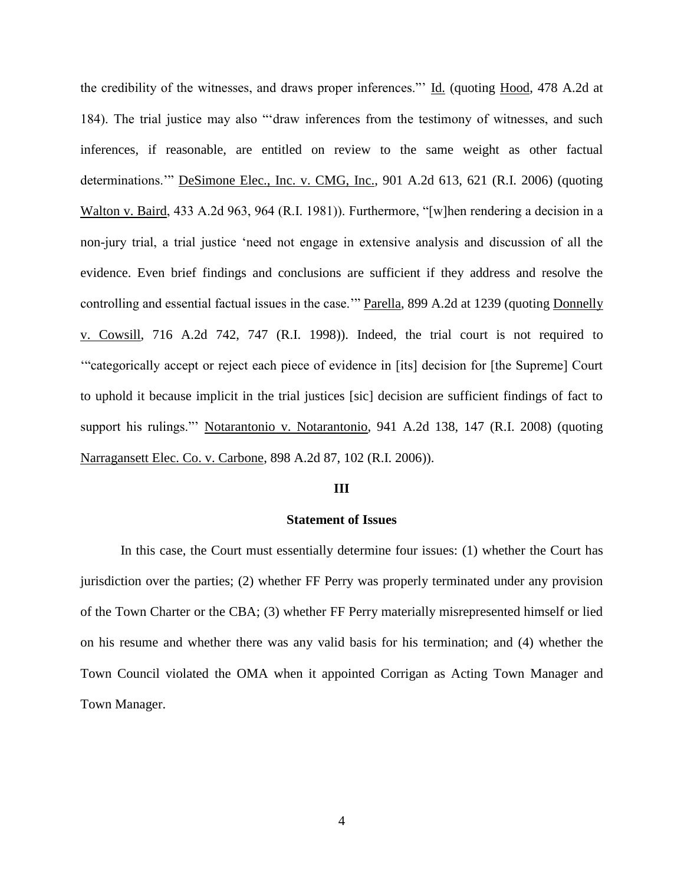the credibility of the witnesses, and draws proper inferences."' Id. (quoting Hood, 478 A.2d at 184). The trial justice may also "'draw inferences from the testimony of witnesses, and such inferences, if reasonable, are entitled on review to the same weight as other factual determinations.'" DeSimone Elec., Inc. v. CMG, Inc., 901 A.2d 613, 621 (R.I. 2006) (quoting Walton v. Baird, 433 A.2d 963, 964 (R.I. 1981)). Furthermore, "[w]hen rendering a decision in a non-jury trial, a trial justice 'need not engage in extensive analysis and discussion of all the evidence. Even brief findings and conclusions are sufficient if they address and resolve the controlling and essential factual issues in the case.'" Parella, 899 A.2d at 1239 (quoting Donnelly v. Cowsill, 716 A.2d 742, 747 (R.I. 1998)). Indeed, the trial court is not required to '"categorically accept or reject each piece of evidence in [its] decision for [the Supreme] Court to uphold it because implicit in the trial justices [sic] decision are sufficient findings of fact to support his rulings."' Notarantonio v. Notarantonio, 941 A.2d 138, 147 (R.I. 2008) (quoting Narragansett Elec. Co. v. Carbone, 898 A.2d 87, 102 (R.I. 2006)).

## III

### Statement of Issues

In this case, the Court must essentially determine four issues: (1) whether the Court has jurisdiction over the parties; (2) whether FF Perry was properly terminated under any provision of the Town Charter or the CBA; (3) whether FF Perry materially misrepresented himself or lied on his resume and whether there was any valid basis for his termination; and (4) whether the Town Council violated the OMA when it appointed Corrigan as Acting Town Manager and Town Manager.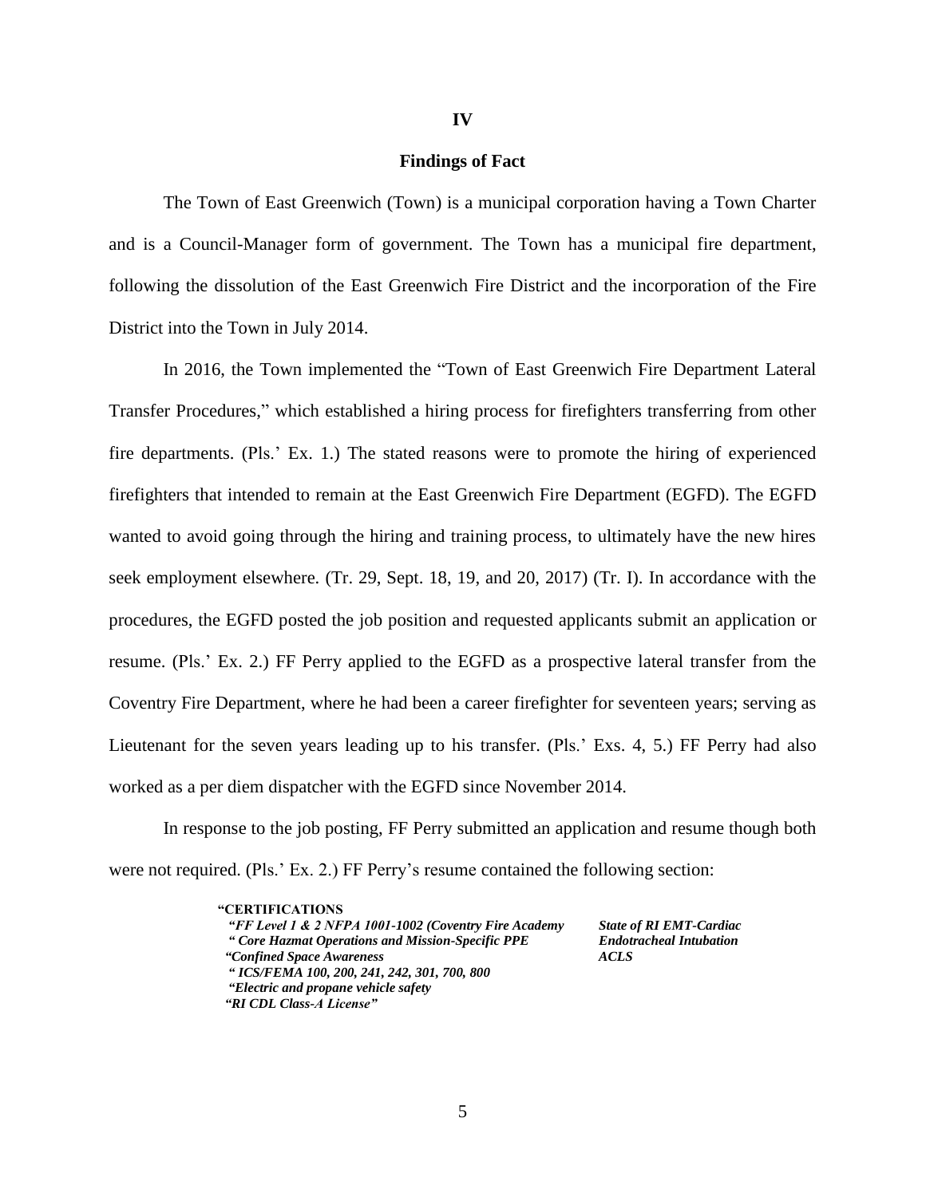# IV

## Findings of Fact

The Town of East Greenwich (Town) is a municipal corporation having a Town Charter and is a Council-Manager form of government. The Town has a municipal fire department, following the dissolution of the East Greenwich Fire District and the incorporation of the Fire District into the Town in July 2014.

In 2016, the Town implemented the "Town of East Greenwich Fire Department Lateral Transfer Procedures," which established a hiring process for firefighters transferring from other fire departments. (Pls.' Ex. 1.) The stated reasons were to promote the hiring of experienced firefighters that intended to remain at the East Greenwich Fire Department (EGFD). The EGFD wanted to avoid going through the hiring and training process, to ultimately have the new hires seek employment elsewhere. (Tr. 29, Sept. 18, 19, and 20, 2017) (Tr. I). In accordance with the procedures, the EGFD posted the job position and requested applicants submit an application or resume. (Pls.' Ex. 2.) FF Perry applied to the EGFD as a prospective lateral transfer from the Coventry Fire Department, where he had been a career firefighter for seventeen years; serving as Lieutenant for the seven years leading up to his transfer. (Pls.' Exs. 4, 5.) FF Perry had also worked as a per diem dispatcher with the EGFD since November 2014.

In response to the job posting, FF Perry submitted an application and resume though both were not required. (Pls.' Ex. 2.) FF Perry's resume contained the following section:

> **"CERTIFICATIONS**
>
> ***"FF Level 1 & 2 NFPA 1001-1002 (Coventry Fire Academy***
> ***" Core Hazmat Operations and Mission-Specific PPE***
> ***"Confined Space Awareness***
> ***" ICS/FEMA 100, 200, 241, 242, 301, 700, 800***
> ***"Electric and propane vehicle safety***
> ***"RI CDL Class-A License"***
>
> ***State of RI EMT-Cardiac***
> ***Endotracheal Intubation***
> ***ACLS***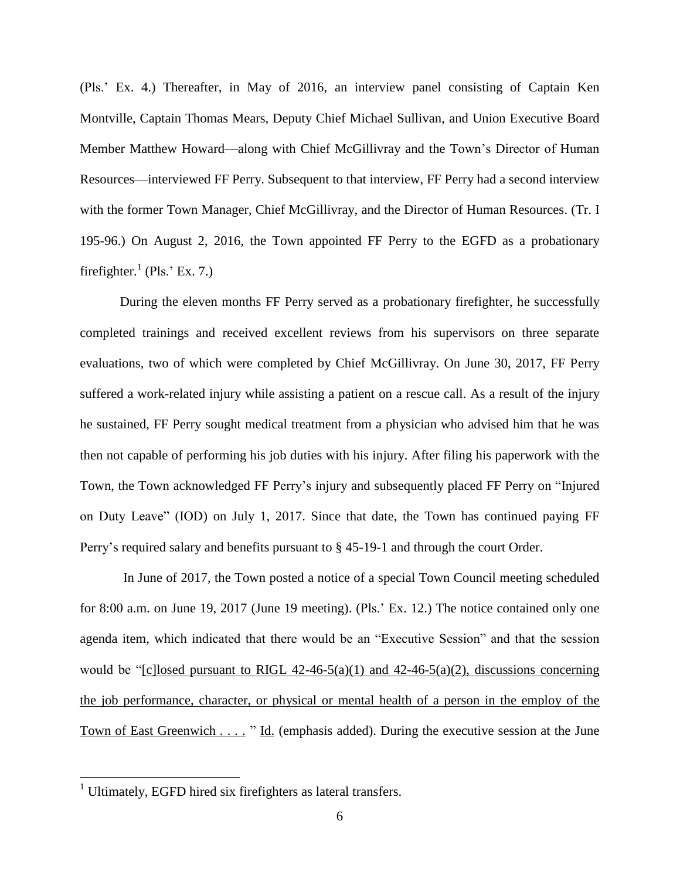(Pls.' Ex. 4.) Thereafter, in May of 2016, an interview panel consisting of Captain Ken Montville, Captain Thomas Mears, Deputy Chief Michael Sullivan, and Union Executive Board Member Matthew Howard—along with Chief McGillivray and the Town's Director of Human Resources—interviewed FF Perry. Subsequent to that interview, FF Perry had a second interview with the former Town Manager, Chief McGillivray, and the Director of Human Resources. (Tr. I 195-96.) On August 2, 2016, the Town appointed FF Perry to the EGFD as a probationary firefighter.[1] (Pls.' Ex. 7.)

During the eleven months FF Perry served as a probationary firefighter, he successfully completed trainings and received excellent reviews from his supervisors on three separate evaluations, two of which were completed by Chief McGillivray. On June 30, 2017, FF Perry suffered a work-related injury while assisting a patient on a rescue call. As a result of the injury he sustained, FF Perry sought medical treatment from a physician who advised him that he was then not capable of performing his job duties with his injury. After filing his paperwork with the Town, the Town acknowledged FF Perry's injury and subsequently placed FF Perry on "Injured on Duty Leave" (IOD) on July 1, 2017. Since that date, the Town has continued paying FF Perry's required salary and benefits pursuant to § 45-19-1 and through the court Order.

In June of 2017, the Town posted a notice of a special Town Council meeting scheduled for 8:00 a.m. on June 19, 2017 (June 19 meeting). (Pls.' Ex. 12.) The notice contained only one agenda item, which indicated that there would be an "Executive Session" and that the session would be "<u>[c]losed pursuant to RIGL 42-46-5(a)(1) and 42-46-5(a)(2), discussions concerning the job performance, character, or physical or mental health of a person in the employ of the Town of East Greenwich . . . .</u> " <u>Id.</u> (emphasis added). During the executive session at the June

[1] Ultimately, EGFD hired six firefighters as lateral transfers.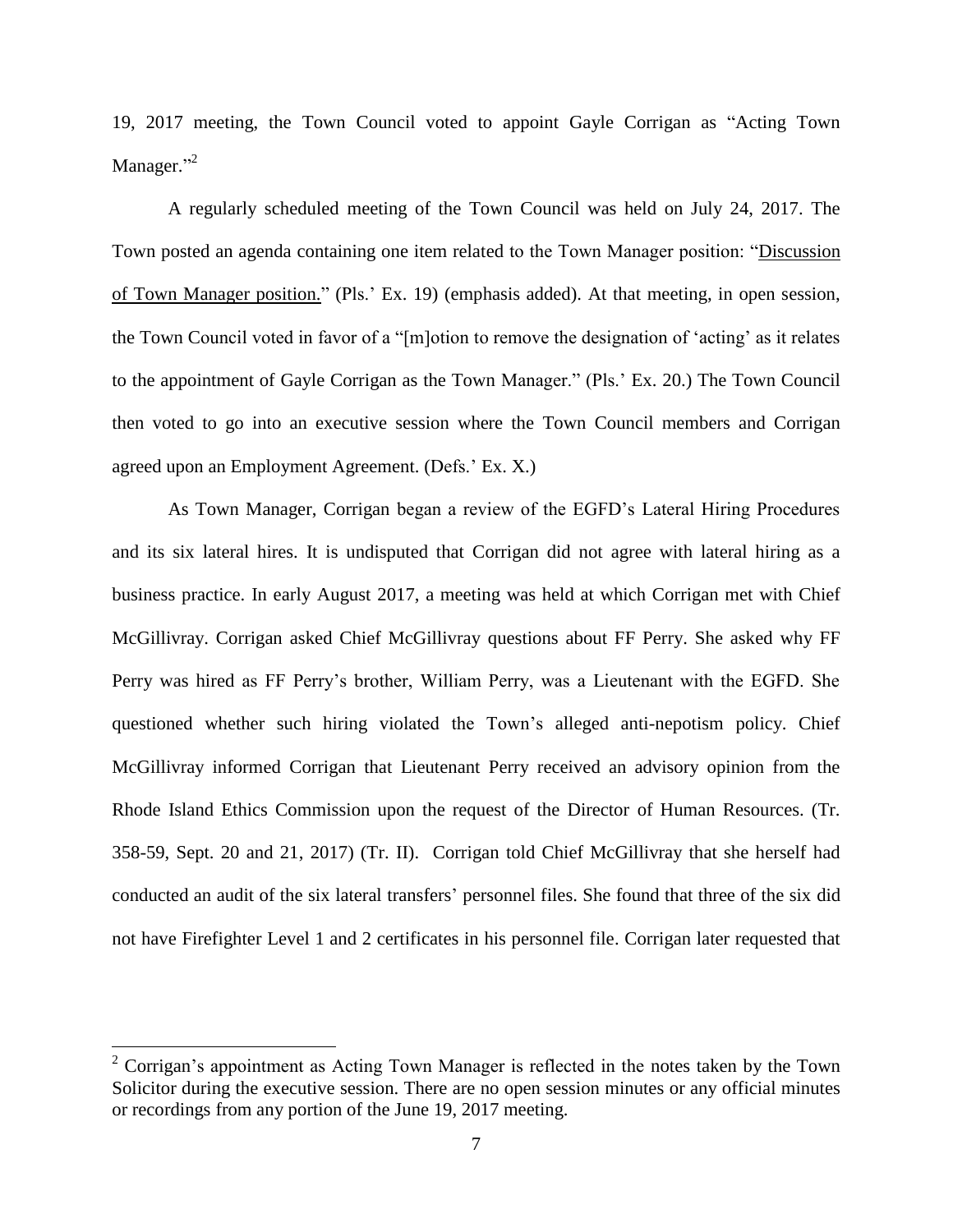19, 2017 meeting, the Town Council voted to appoint Gayle Corrigan as "Acting Town Manager."[2]

A regularly scheduled meeting of the Town Council was held on July 24, 2017. The Town posted an agenda containing one item related to the Town Manager position: "<u>Discussion of Town Manager position.</u>" (Pls.' Ex. 19) (emphasis added). At that meeting, in open session, the Town Council voted in favor of a "[m]otion to remove the designation of 'acting' as it relates to the appointment of Gayle Corrigan as the Town Manager." (Pls.' Ex. 20.) The Town Council then voted to go into an executive session where the Town Council members and Corrigan agreed upon an Employment Agreement. (Defs.' Ex. X.)

As Town Manager, Corrigan began a review of the EGFD's Lateral Hiring Procedures and its six lateral hires. It is undisputed that Corrigan did not agree with lateral hiring as a business practice. In early August 2017, a meeting was held at which Corrigan met with Chief McGillivray. Corrigan asked Chief McGillivray questions about FF Perry. She asked why FF Perry was hired as FF Perry's brother, William Perry, was a Lieutenant with the EGFD. She questioned whether such hiring violated the Town's alleged anti-nepotism policy. Chief McGillivray informed Corrigan that Lieutenant Perry received an advisory opinion from the Rhode Island Ethics Commission upon the request of the Director of Human Resources. (Tr. 358-59, Sept. 20 and 21, 2017) (Tr. II). Corrigan told Chief McGillivray that she herself had conducted an audit of the six lateral transfers' personnel files. She found that three of the six did not have Firefighter Level 1 and 2 certificates in his personnel file. Corrigan later requested that

---

[2] Corrigan's appointment as Acting Town Manager is reflected in the notes taken by the Town Solicitor during the executive session. There are no open session minutes or any official minutes or recordings from any portion of the June 19, 2017 meeting.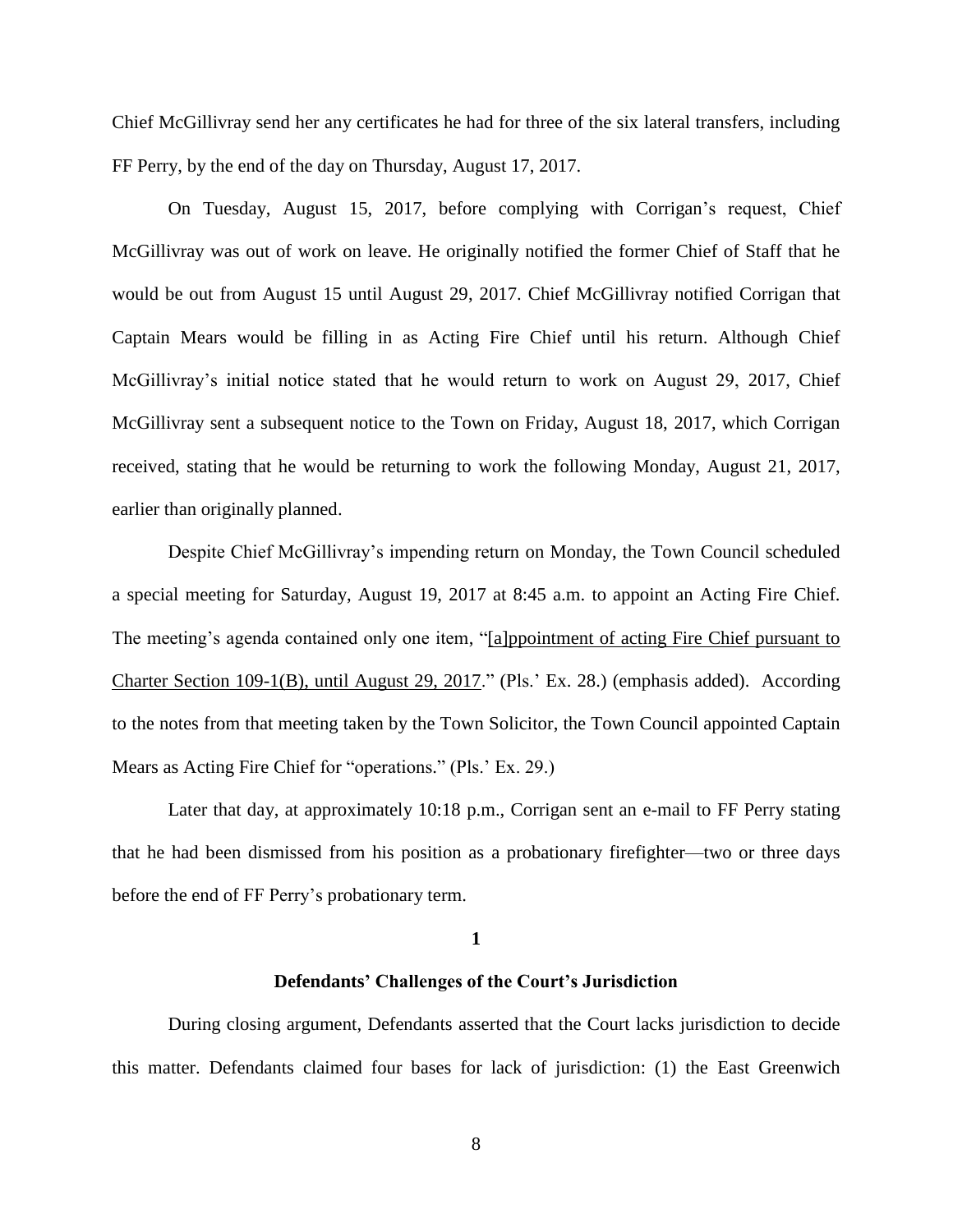Chief McGillivray send her any certificates he had for three of the six lateral transfers, including FF Perry, by the end of the day on Thursday, August 17, 2017.

On Tuesday, August 15, 2017, before complying with Corrigan's request, Chief McGillivray was out of work on leave. He originally notified the former Chief of Staff that he would be out from August 15 until August 29, 2017. Chief McGillivray notified Corrigan that Captain Mears would be filling in as Acting Fire Chief until his return. Although Chief McGillivray's initial notice stated that he would return to work on August 29, 2017, Chief McGillivray sent a subsequent notice to the Town on Friday, August 18, 2017, which Corrigan received, stating that he would be returning to work the following Monday, August 21, 2017, earlier than originally planned.

Despite Chief McGillivray's impending return on Monday, the Town Council scheduled a special meeting for Saturday, August 19, 2017 at 8:45 a.m. to appoint an Acting Fire Chief. The meeting's agenda contained only one item, "[a]ppointment of acting Fire Chief pursuant to Charter Section 109-1(B), until August 29, 2017." (Pls.' Ex. 28.) (emphasis added). According to the notes from that meeting taken by the Town Solicitor, the Town Council appointed Captain Mears as Acting Fire Chief for "operations." (Pls.' Ex. 29.)

Later that day, at approximately 10:18 p.m., Corrigan sent an e-mail to FF Perry stating that he had been dismissed from his position as a probationary firefighter—two or three days before the end of FF Perry's probationary term.

## 1

## Defendants' Challenges of the Court's Jurisdiction

During closing argument, Defendants asserted that the Court lacks jurisdiction to decide this matter. Defendants claimed four bases for lack of jurisdiction: (1) the East Greenwich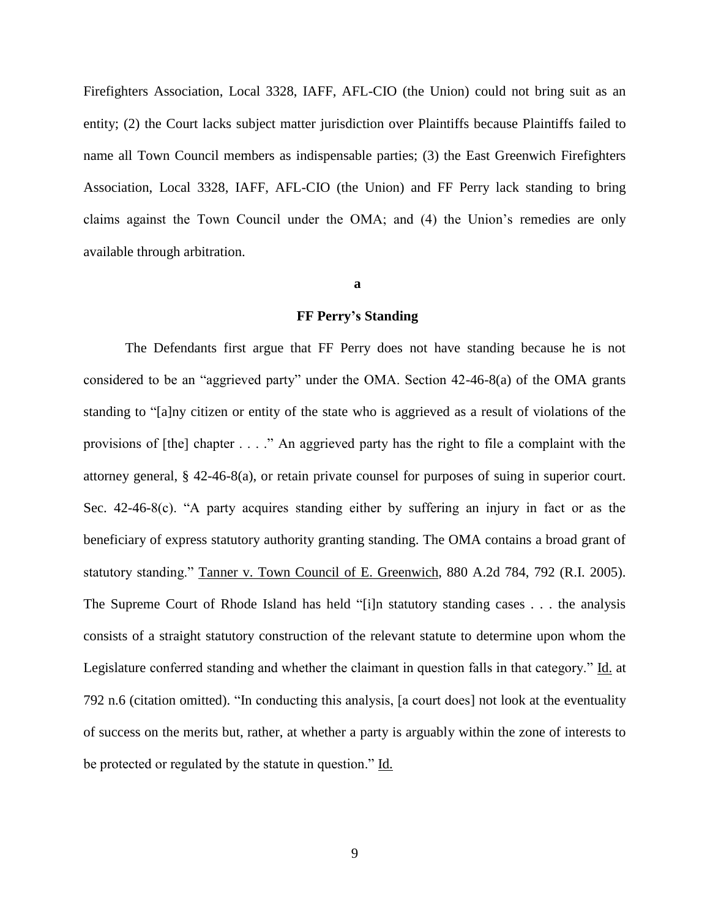Firefighters Association, Local 3328, IAFF, AFL-CIO (the Union) could not bring suit as an entity; (2) the Court lacks subject matter jurisdiction over Plaintiffs because Plaintiffs failed to name all Town Council members as indispensable parties; (3) the East Greenwich Firefighters Association, Local 3328, IAFF, AFL-CIO (the Union) and FF Perry lack standing to bring claims against the Town Council under the OMA; and (4) the Union's remedies are only available through arbitration.

**a**

**FF Perry's Standing**

The Defendants first argue that FF Perry does not have standing because he is not considered to be an "aggrieved party" under the OMA. Section 42-46-8(a) of the OMA grants standing to "[a]ny citizen or entity of the state who is aggrieved as a result of violations of the provisions of [the] chapter . . . ." An aggrieved party has the right to file a complaint with the attorney general, § 42-46-8(a), or retain private counsel for purposes of suing in superior court. Sec. 42-46-8(c). "A party acquires standing either by suffering an injury in fact or as the beneficiary of express statutory authority granting standing. The OMA contains a broad grant of statutory standing." Tanner v. Town Council of E. Greenwich, 880 A.2d 784, 792 (R.I. 2005). The Supreme Court of Rhode Island has held "[i]n statutory standing cases . . . the analysis consists of a straight statutory construction of the relevant statute to determine upon whom the Legislature conferred standing and whether the claimant in question falls in that category." Id. at 792 n.6 (citation omitted). "In conducting this analysis, [a court does] not look at the eventuality of success on the merits but, rather, at whether a party is arguably within the zone of interests to be protected or regulated by the statute in question." Id.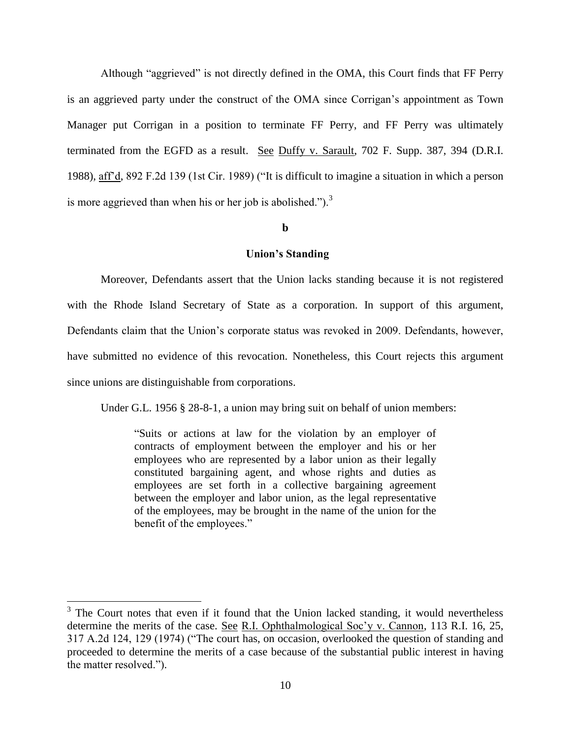Although "aggrieved" is not directly defined in the OMA, this Court finds that FF Perry is an aggrieved party under the construct of the OMA since Corrigan's appointment as Town Manager put Corrigan in a position to terminate FF Perry, and FF Perry was ultimately terminated from the EGFD as a result. See Duffy v. Sarault, 702 F. Supp. 387, 394 (D.R.I. 1988), aff'd, 892 F.2d 139 (1st Cir. 1989) ("It is difficult to imagine a situation in which a person is more aggrieved than when his or her job is abolished.").[3]

**b**

**Union's Standing**

Moreover, Defendants assert that the Union lacks standing because it is not registered with the Rhode Island Secretary of State as a corporation. In support of this argument, Defendants claim that the Union's corporate status was revoked in 2009. Defendants, however, have submitted no evidence of this revocation. Nonetheless, this Court rejects this argument since unions are distinguishable from corporations.

Under G.L. 1956 § 28-8-1, a union may bring suit on behalf of union members:

> "Suits or actions at law for the violation by an employer of contracts of employment between the employer and his or her employees who are represented by a labor union as their legally constituted bargaining agent, and whose rights and duties as employees are set forth in a collective bargaining agreement between the employer and labor union, as the legal representative of the employees, may be brought in the name of the union for the benefit of the employees."

---

[3] The Court notes that even if it found that the Union lacked standing, it would nevertheless determine the merits of the case. See R.I. Ophthalmological Soc'y v. Cannon, 113 R.I. 16, 25, 317 A.2d 124, 129 (1974) ("The court has, on occasion, overlooked the question of standing and proceeded to determine the merits of a case because of the substantial public interest in having the matter resolved.").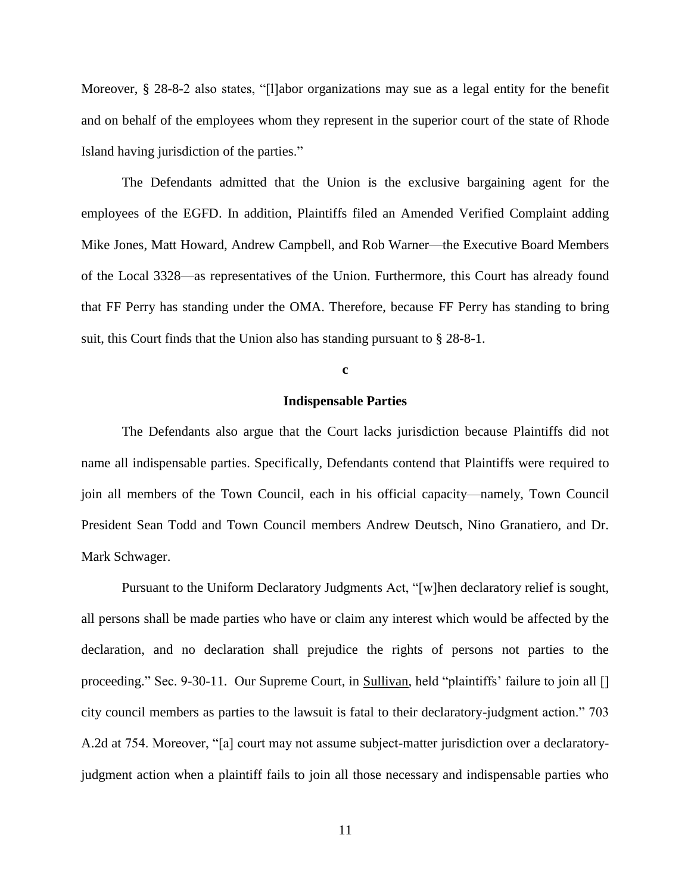Moreover, § 28-8-2 also states, "[l]abor organizations may sue as a legal entity for the benefit and on behalf of the employees whom they represent in the superior court of the state of Rhode Island having jurisdiction of the parties."

The Defendants admitted that the Union is the exclusive bargaining agent for the employees of the EGFD. In addition, Plaintiffs filed an Amended Verified Complaint adding Mike Jones, Matt Howard, Andrew Campbell, and Rob Warner—the Executive Board Members of the Local 3328—as representatives of the Union. Furthermore, this Court has already found that FF Perry has standing under the OMA. Therefore, because FF Perry has standing to bring suit, this Court finds that the Union also has standing pursuant to § 28-8-1.

**c**

**Indispensable Parties**

The Defendants also argue that the Court lacks jurisdiction because Plaintiffs did not name all indispensable parties. Specifically, Defendants contend that Plaintiffs were required to join all members of the Town Council, each in his official capacity—namely, Town Council President Sean Todd and Town Council members Andrew Deutsch, Nino Granatiero, and Dr. Mark Schwager.

Pursuant to the Uniform Declaratory Judgments Act, "[w]hen declaratory relief is sought, all persons shall be made parties who have or claim any interest which would be affected by the declaration, and no declaration shall prejudice the rights of persons not parties to the proceeding." Sec. 9-30-11. Our Supreme Court, in Sullivan, held "plaintiffs' failure to join all [] city council members as parties to the lawsuit is fatal to their declaratory-judgment action." 703 A.2d at 754. Moreover, "[a] court may not assume subject-matter jurisdiction over a declaratory-judgment action when a plaintiff fails to join all those necessary and indispensable parties who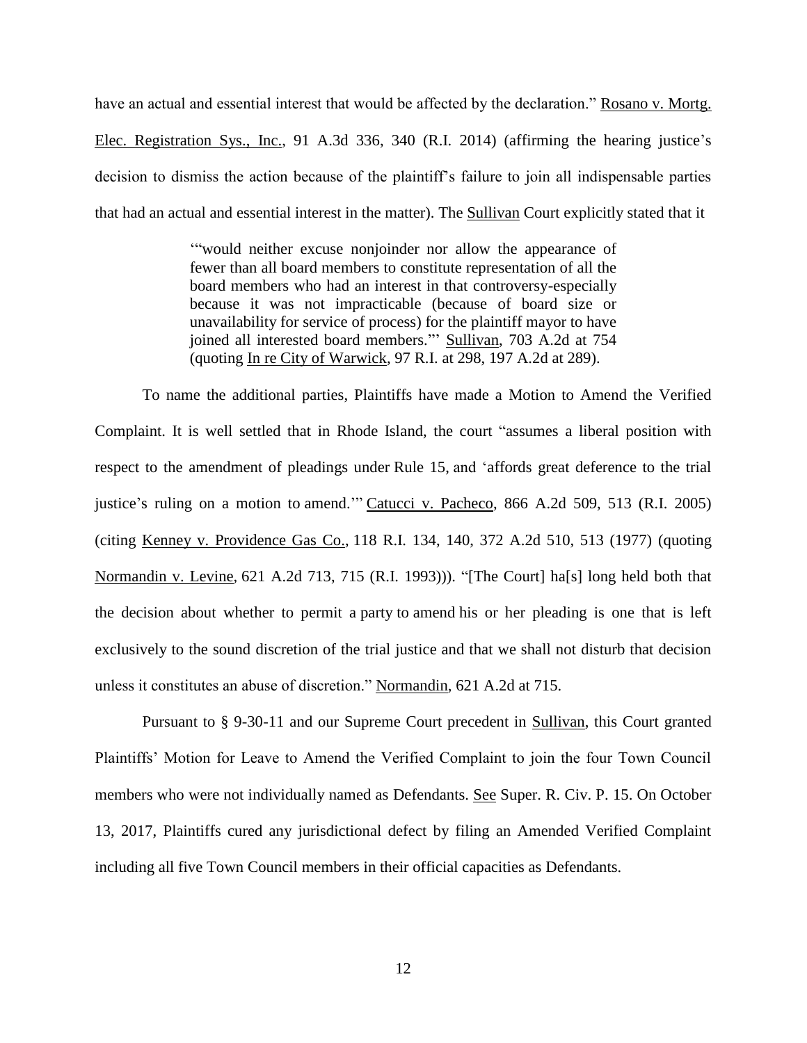have an actual and essential interest that would be affected by the declaration." Rosano v. Mortg. Elec. Registration Sys., Inc., 91 A.3d 336, 340 (R.I. 2014) (affirming the hearing justice's decision to dismiss the action because of the plaintiff's failure to join all indispensable parties that had an actual and essential interest in the matter). The Sullivan Court explicitly stated that it

> '"would neither excuse nonjoinder nor allow the appearance of fewer than all board members to constitute representation of all the board members who had an interest in that controversy-especially because it was not impracticable (because of board size or unavailability for service of process) for the plaintiff mayor to have joined all interested board members."' Sullivan, 703 A.2d at 754 (quoting In re City of Warwick, 97 R.I. at 298, 197 A.2d at 289).

To name the additional parties, Plaintiffs have made a Motion to Amend the Verified Complaint. It is well settled that in Rhode Island, the court "assumes a liberal position with respect to the amendment of pleadings under Rule 15, and 'affords great deference to the trial justice's ruling on a motion to amend.'" Catucci v. Pacheco, 866 A.2d 509, 513 (R.I. 2005) (citing Kenney v. Providence Gas Co., 118 R.I. 134, 140, 372 A.2d 510, 513 (1977) (quoting Normandin v. Levine, 621 A.2d 713, 715 (R.I. 1993))). "[The Court] ha[s] long held both that the decision about whether to permit a party to amend his or her pleading is one that is left exclusively to the sound discretion of the trial justice and that we shall not disturb that decision unless it constitutes an abuse of discretion." Normandin, 621 A.2d at 715.

Pursuant to § 9-30-11 and our Supreme Court precedent in Sullivan, this Court granted Plaintiffs' Motion for Leave to Amend the Verified Complaint to join the four Town Council members who were not individually named as Defendants. See Super. R. Civ. P. 15. On October 13, 2017, Plaintiffs cured any jurisdictional defect by filing an Amended Verified Complaint including all five Town Council members in their official capacities as Defendants.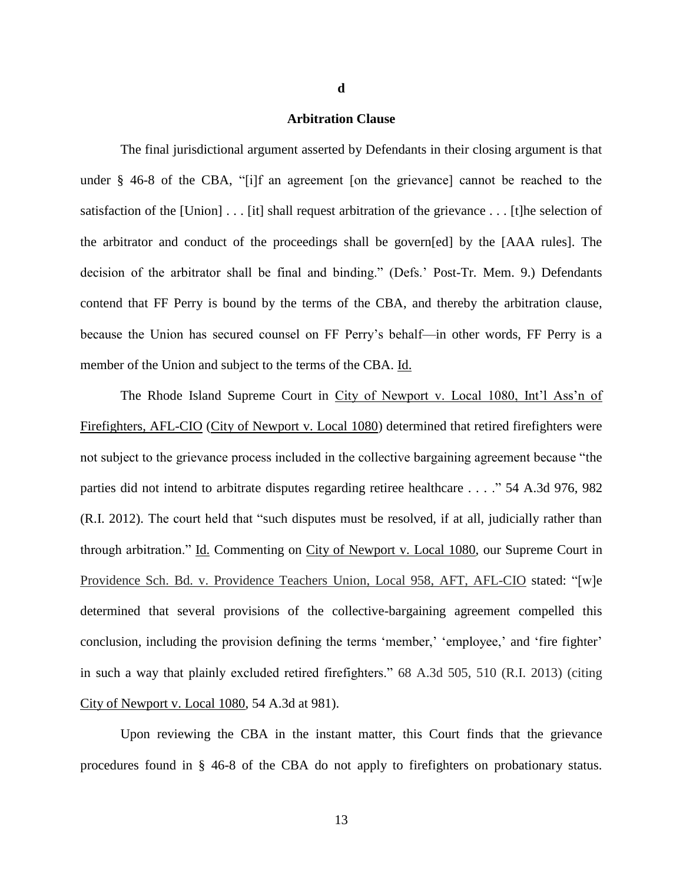**d**

**Arbitration Clause**

The final jurisdictional argument asserted by Defendants in their closing argument is that under § 46-8 of the CBA, "[i]f an agreement [on the grievance] cannot be reached to the satisfaction of the [Union] . . . [it] shall request arbitration of the grievance . . . [t]he selection of the arbitrator and conduct of the proceedings shall be govern[ed] by the [AAA rules]. The decision of the arbitrator shall be final and binding." (Defs.' Post-Tr. Mem. 9.) Defendants contend that FF Perry is bound by the terms of the CBA, and thereby the arbitration clause, because the Union has secured counsel on FF Perry's behalf—in other words, FF Perry is a member of the Union and subject to the terms of the CBA. Id.

The Rhode Island Supreme Court in City of Newport v. Local 1080, Int'l Ass'n of Firefighters, AFL-CIO (City of Newport v. Local 1080) determined that retired firefighters were not subject to the grievance process included in the collective bargaining agreement because "the parties did not intend to arbitrate disputes regarding retiree healthcare . . . ." 54 A.3d 976, 982 (R.I. 2012). The court held that "such disputes must be resolved, if at all, judicially rather than through arbitration." Id. Commenting on City of Newport v. Local 1080, our Supreme Court in Providence Sch. Bd. v. Providence Teachers Union, Local 958, AFT, AFL-CIO stated: "[w]e determined that several provisions of the collective-bargaining agreement compelled this conclusion, including the provision defining the terms 'member,' 'employee,' and 'fire fighter' in such a way that plainly excluded retired firefighters." 68 A.3d 505, 510 (R.I. 2013) (citing City of Newport v. Local 1080, 54 A.3d at 981).

Upon reviewing the CBA in the instant matter, this Court finds that the grievance procedures found in § 46-8 of the CBA do not apply to firefighters on probationary status.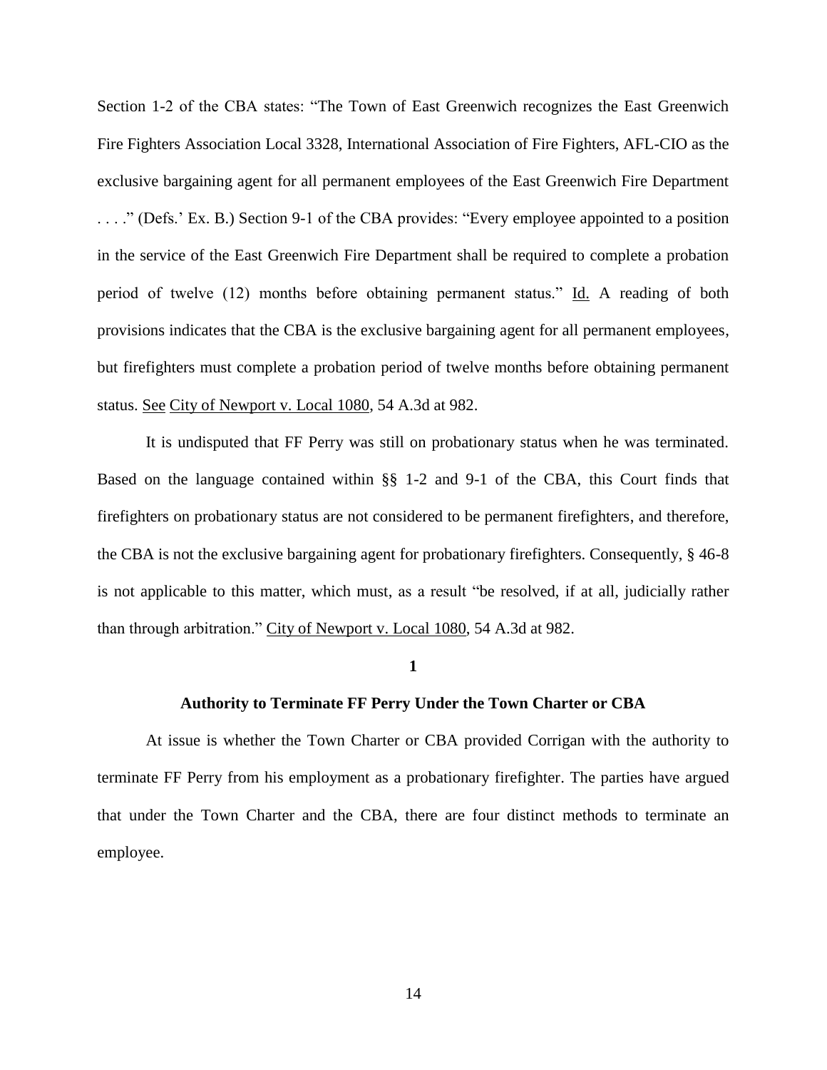Section 1-2 of the CBA states: "The Town of East Greenwich recognizes the East Greenwich Fire Fighters Association Local 3328, International Association of Fire Fighters, AFL-CIO as the exclusive bargaining agent for all permanent employees of the East Greenwich Fire Department . . . ." (Defs.' Ex. B.) Section 9-1 of the CBA provides: "Every employee appointed to a position in the service of the East Greenwich Fire Department shall be required to complete a probation period of twelve (12) months before obtaining permanent status." Id. A reading of both provisions indicates that the CBA is the exclusive bargaining agent for all permanent employees, but firefighters must complete a probation period of twelve months before obtaining permanent status. See City of Newport v. Local 1080, 54 A.3d at 982.

It is undisputed that FF Perry was still on probationary status when he was terminated. Based on the language contained within §§ 1-2 and 9-1 of the CBA, this Court finds that firefighters on probationary status are not considered to be permanent firefighters, and therefore, the CBA is not the exclusive bargaining agent for probationary firefighters. Consequently, § 46-8 is not applicable to this matter, which must, as a result "be resolved, if at all, judicially rather than through arbitration." City of Newport v. Local 1080, 54 A.3d at 982.

**1**

**Authority to Terminate FF Perry Under the Town Charter or CBA**

At issue is whether the Town Charter or CBA provided Corrigan with the authority to terminate FF Perry from his employment as a probationary firefighter. The parties have argued that under the Town Charter and the CBA, there are four distinct methods to terminate an employee.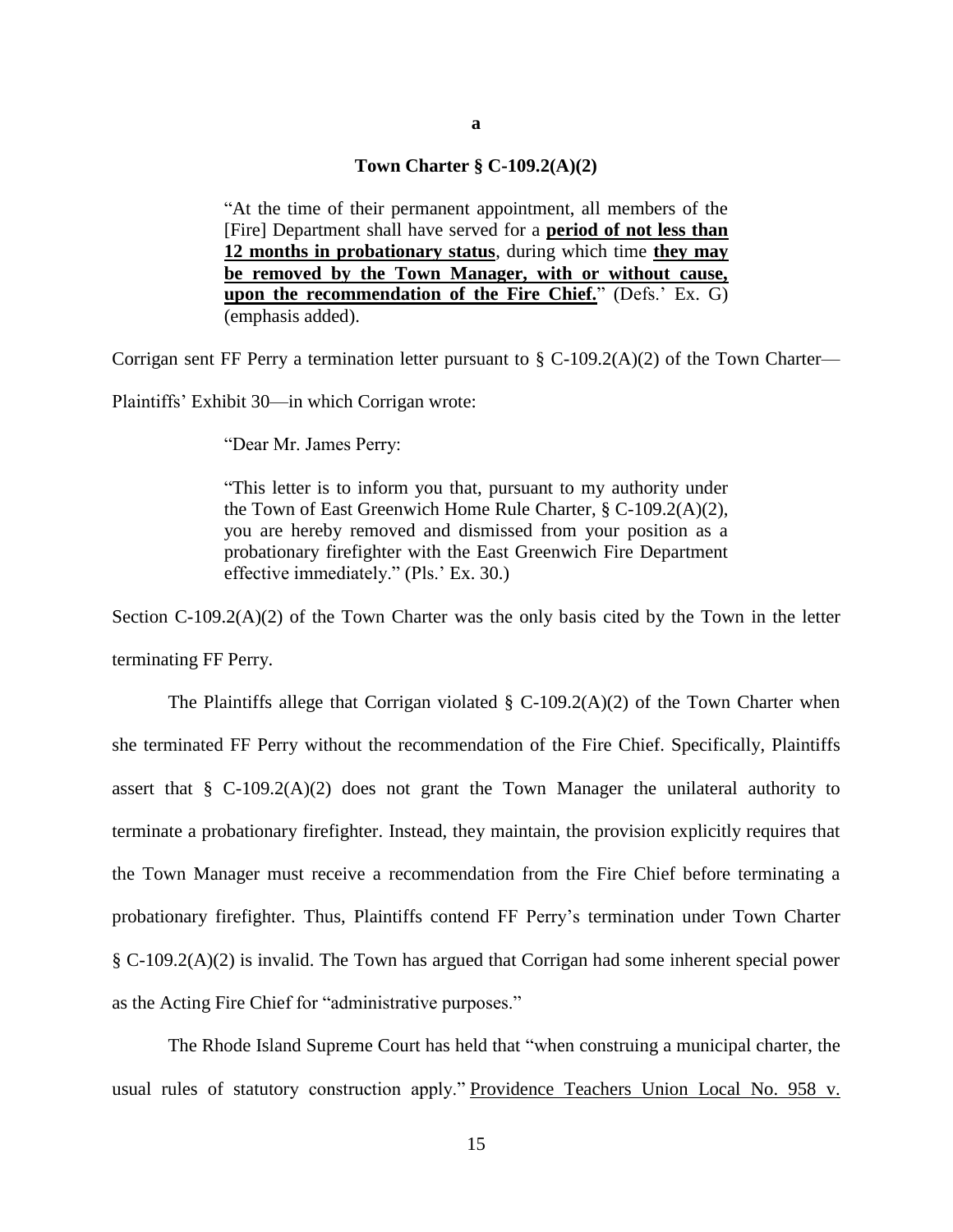**a**

**Town Charter § C-109.2(A)(2)**

> "At the time of their permanent appointment, all members of the [Fire] Department shall have served for a **period of not less than 12 months in probationary status**, during which time **they may be removed by the Town Manager, with or without cause, upon the recommendation of the Fire Chief.**" (Defs.' Ex. G) (emphasis added).

Corrigan sent FF Perry a termination letter pursuant to § C-109.2(A)(2) of the Town Charter—Plaintiffs' Exhibit 30—in which Corrigan wrote:

> "Dear Mr. James Perry:
>
> "This letter is to inform you that, pursuant to my authority under the Town of East Greenwich Home Rule Charter, § C-109.2(A)(2), you are hereby removed and dismissed from your position as a probationary firefighter with the East Greenwich Fire Department effective immediately." (Pls.' Ex. 30.)

Section C-109.2(A)(2) of the Town Charter was the only basis cited by the Town in the letter terminating FF Perry.

The Plaintiffs allege that Corrigan violated § C-109.2(A)(2) of the Town Charter when she terminated FF Perry without the recommendation of the Fire Chief. Specifically, Plaintiffs assert that § C-109.2(A)(2) does not grant the Town Manager the unilateral authority to terminate a probationary firefighter. Instead, they maintain, the provision explicitly requires that the Town Manager must receive a recommendation from the Fire Chief before terminating a probationary firefighter. Thus, Plaintiffs contend FF Perry's termination under Town Charter § C-109.2(A)(2) is invalid. The Town has argued that Corrigan had some inherent special power as the Acting Fire Chief for "administrative purposes."

The Rhode Island Supreme Court has held that "when construing a municipal charter, the usual rules of statutory construction apply." Providence Teachers Union Local No. 958 v.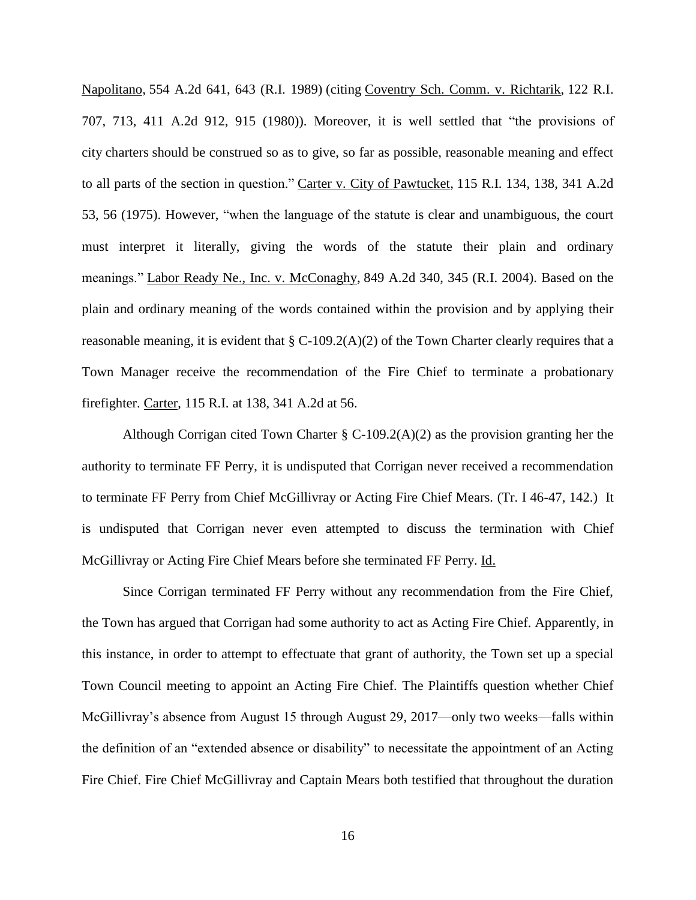Napolitano, 554 A.2d 641, 643 (R.I. 1989) (citing Coventry Sch. Comm. v. Richtarik, 122 R.I. 707, 713, 411 A.2d 912, 915 (1980)). Moreover, it is well settled that "the provisions of city charters should be construed so as to give, so far as possible, reasonable meaning and effect to all parts of the section in question." Carter v. City of Pawtucket, 115 R.I. 134, 138, 341 A.2d 53, 56 (1975). However, "when the language of the statute is clear and unambiguous, the court must interpret it literally, giving the words of the statute their plain and ordinary meanings." Labor Ready Ne., Inc. v. McConaghy, 849 A.2d 340, 345 (R.I. 2004). Based on the plain and ordinary meaning of the words contained within the provision and by applying their reasonable meaning, it is evident that § C-109.2(A)(2) of the Town Charter clearly requires that a Town Manager receive the recommendation of the Fire Chief to terminate a probationary firefighter. Carter, 115 R.I. at 138, 341 A.2d at 56.

Although Corrigan cited Town Charter § C-109.2(A)(2) as the provision granting her the authority to terminate FF Perry, it is undisputed that Corrigan never received a recommendation to terminate FF Perry from Chief McGillivray or Acting Fire Chief Mears. (Tr. I 46-47, 142.) It is undisputed that Corrigan never even attempted to discuss the termination with Chief McGillivray or Acting Fire Chief Mears before she terminated FF Perry. Id.

Since Corrigan terminated FF Perry without any recommendation from the Fire Chief, the Town has argued that Corrigan had some authority to act as Acting Fire Chief. Apparently, in this instance, in order to attempt to effectuate that grant of authority, the Town set up a special Town Council meeting to appoint an Acting Fire Chief. The Plaintiffs question whether Chief McGillivray's absence from August 15 through August 29, 2017—only two weeks—falls within the definition of an "extended absence or disability" to necessitate the appointment of an Acting Fire Chief. Fire Chief McGillivray and Captain Mears both testified that throughout the duration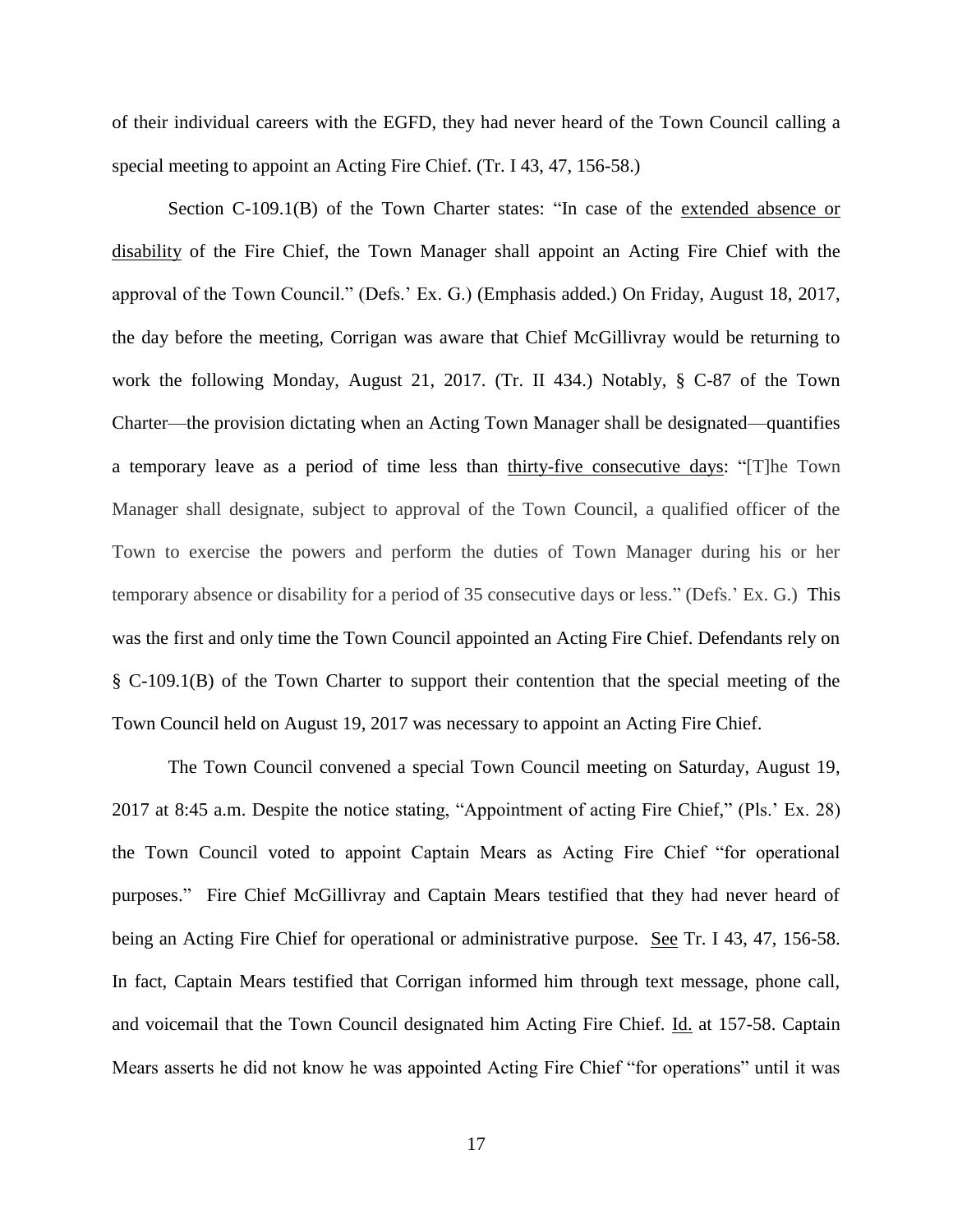of their individual careers with the EGFD, they had never heard of the Town Council calling a special meeting to appoint an Acting Fire Chief. (Tr. I 43, 47, 156-58.)

Section C-109.1(B) of the Town Charter states: "In case of the <u>extended absence or disability</u> of the Fire Chief, the Town Manager shall appoint an Acting Fire Chief with the approval of the Town Council." (Defs.' Ex. G.) (Emphasis added.) On Friday, August 18, 2017, the day before the meeting, Corrigan was aware that Chief McGillivray would be returning to work the following Monday, August 21, 2017. (Tr. II 434.) Notably, § C-87 of the Town Charter—the provision dictating when an Acting Town Manager shall be designated—quantifies a temporary leave as a period of time less than <u>thirty-five consecutive days</u>: "[T]he Town Manager shall designate, subject to approval of the Town Council, a qualified officer of the Town to exercise the powers and perform the duties of Town Manager during his or her temporary absence or disability for a period of 35 consecutive days or less." (Defs.' Ex. G.) This was the first and only time the Town Council appointed an Acting Fire Chief. Defendants rely on § C-109.1(B) of the Town Charter to support their contention that the special meeting of the Town Council held on August 19, 2017 was necessary to appoint an Acting Fire Chief.

The Town Council convened a special Town Council meeting on Saturday, August 19, 2017 at 8:45 a.m. Despite the notice stating, "Appointment of acting Fire Chief," (Pls.' Ex. 28) the Town Council voted to appoint Captain Mears as Acting Fire Chief "for operational purposes." Fire Chief McGillivray and Captain Mears testified that they had never heard of being an Acting Fire Chief for operational or administrative purpose. <u>See</u> Tr. I 43, 47, 156-58. In fact, Captain Mears testified that Corrigan informed him through text message, phone call, and voicemail that the Town Council designated him Acting Fire Chief. <u>Id.</u> at 157-58. Captain Mears asserts he did not know he was appointed Acting Fire Chief "for operations" until it was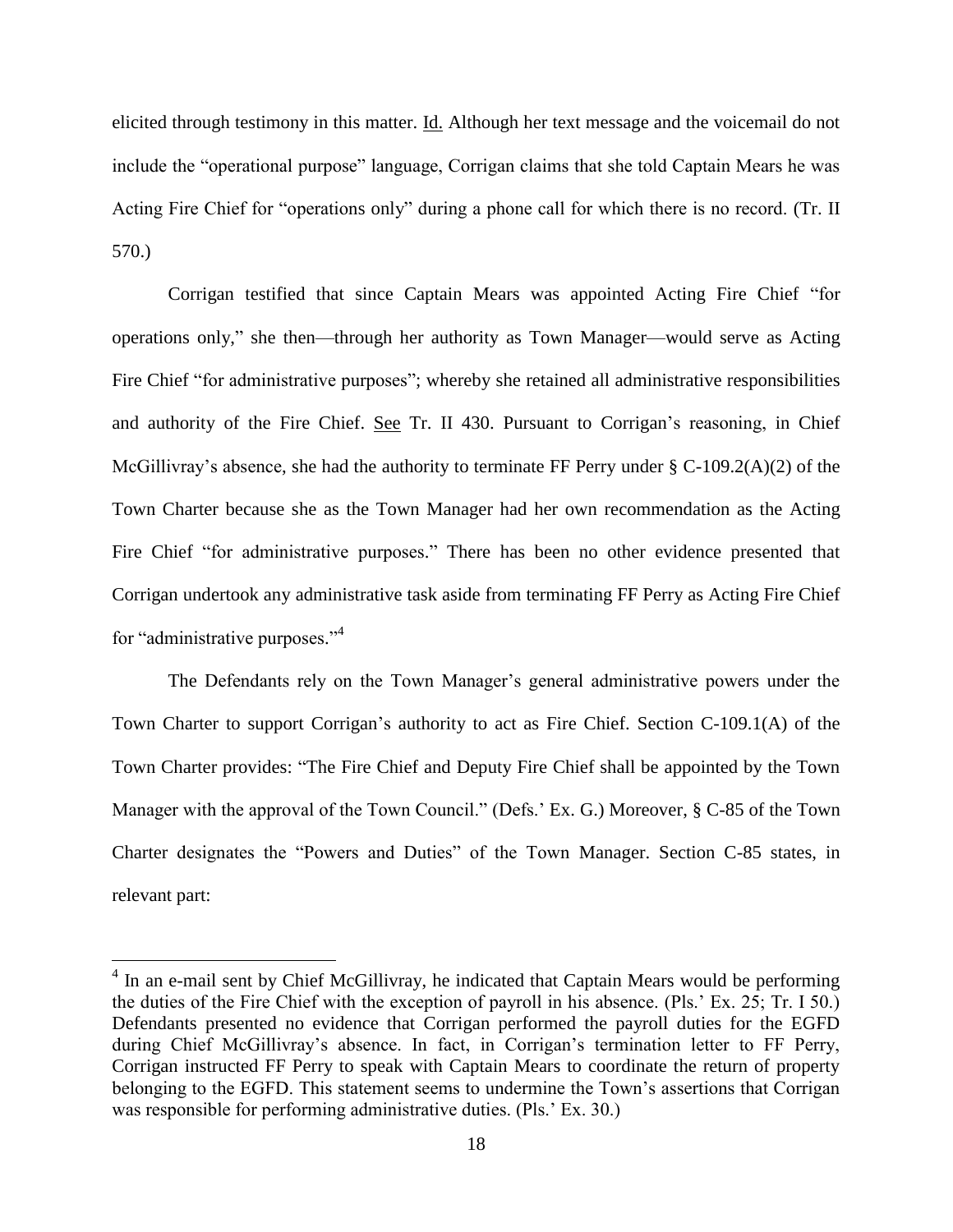elicited through testimony in this matter. Id. Although her text message and the voicemail do not include the "operational purpose" language, Corrigan claims that she told Captain Mears he was Acting Fire Chief for "operations only" during a phone call for which there is no record. (Tr. II 570.)

Corrigan testified that since Captain Mears was appointed Acting Fire Chief "for operations only," she then—through her authority as Town Manager—would serve as Acting Fire Chief "for administrative purposes"; whereby she retained all administrative responsibilities and authority of the Fire Chief. See Tr. II 430. Pursuant to Corrigan's reasoning, in Chief McGillivray's absence, she had the authority to terminate FF Perry under § C-109.2(A)(2) of the Town Charter because she as the Town Manager had her own recommendation as the Acting Fire Chief "for administrative purposes." There has been no other evidence presented that Corrigan undertook any administrative task aside from terminating FF Perry as Acting Fire Chief for "administrative purposes."[4]

The Defendants rely on the Town Manager's general administrative powers under the Town Charter to support Corrigan's authority to act as Fire Chief. Section C-109.1(A) of the Town Charter provides: "The Fire Chief and Deputy Fire Chief shall be appointed by the Town Manager with the approval of the Town Council." (Defs.' Ex. G.) Moreover, § C-85 of the Town Charter designates the "Powers and Duties" of the Town Manager. Section C-85 states, in relevant part:

---

[4] In an e-mail sent by Chief McGillivray, he indicated that Captain Mears would be performing the duties of the Fire Chief with the exception of payroll in his absence. (Pls.' Ex. 25; Tr. I 50.) Defendants presented no evidence that Corrigan performed the payroll duties for the EGFD during Chief McGillivray's absence. In fact, in Corrigan's termination letter to FF Perry, Corrigan instructed FF Perry to speak with Captain Mears to coordinate the return of property belonging to the EGFD. This statement seems to undermine the Town's assertions that Corrigan was responsible for performing administrative duties. (Pls.' Ex. 30.)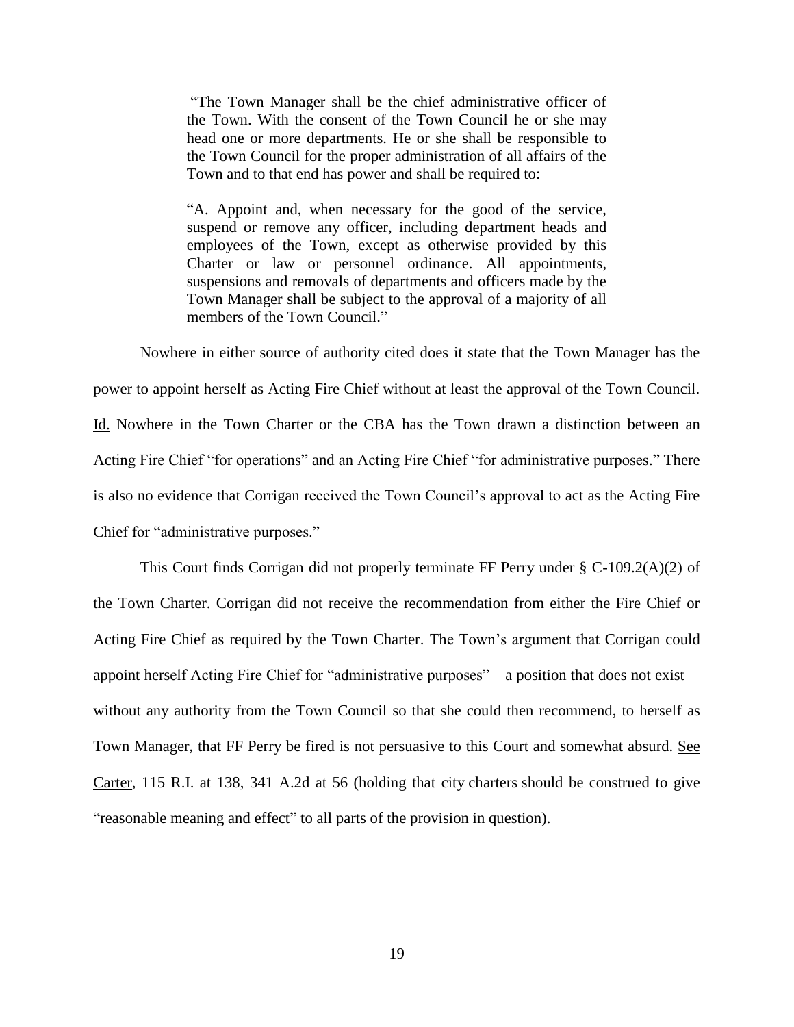> "The Town Manager shall be the chief administrative officer of the Town. With the consent of the Town Council he or she may head one or more departments. He or she shall be responsible to the Town Council for the proper administration of all affairs of the Town and to that end has power and shall be required to:
>
> "A. Appoint and, when necessary for the good of the service, suspend or remove any officer, including department heads and employees of the Town, except as otherwise provided by this Charter or law or personnel ordinance. All appointments, suspensions and removals of departments and officers made by the Town Manager shall be subject to the approval of a majority of all members of the Town Council."

Nowhere in either source of authority cited does it state that the Town Manager has the power to appoint herself as Acting Fire Chief without at least the approval of the Town Council. Id. Nowhere in the Town Charter or the CBA has the Town drawn a distinction between an Acting Fire Chief "for operations" and an Acting Fire Chief "for administrative purposes." There is also no evidence that Corrigan received the Town Council's approval to act as the Acting Fire Chief for "administrative purposes."

This Court finds Corrigan did not properly terminate FF Perry under § C-109.2(A)(2) of the Town Charter. Corrigan did not receive the recommendation from either the Fire Chief or Acting Fire Chief as required by the Town Charter. The Town's argument that Corrigan could appoint herself Acting Fire Chief for "administrative purposes"—a position that does not exist—without any authority from the Town Council so that she could then recommend, to herself as Town Manager, that FF Perry be fired is not persuasive to this Court and somewhat absurd. See Carter, 115 R.I. at 138, 341 A.2d at 56 (holding that city charters should be construed to give "reasonable meaning and effect" to all parts of the provision in question).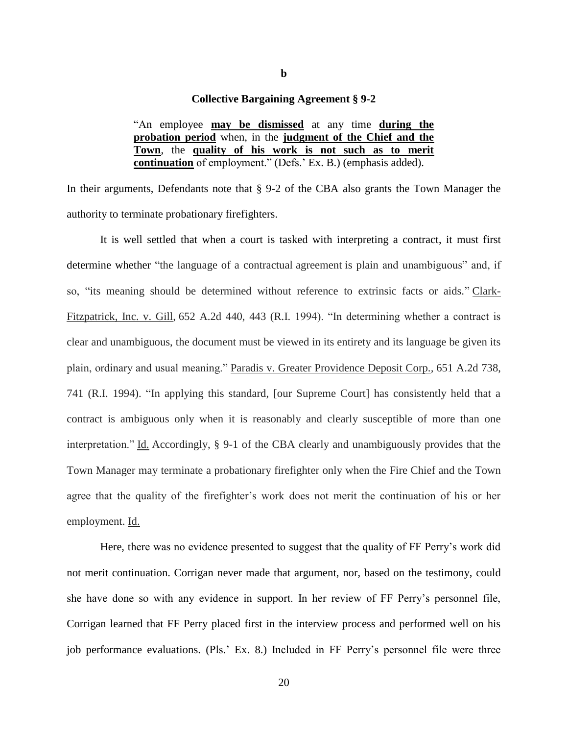**b**

**Collective Bargaining Agreement § 9-2**

> "An employee **<u>may be dismissed</u>** at any time **<u>during the probation period</u>** when, in the **<u>judgment of the Chief and the Town</u>**, the **<u>quality of his work is not such as to merit continuation</u>** of employment." (Defs.' Ex. B.) (emphasis added).

In their arguments, Defendants note that § 9-2 of the CBA also grants the Town Manager the authority to terminate probationary firefighters.

It is well settled that when a court is tasked with interpreting a contract, it must first determine whether "the language of a contractual agreement is plain and unambiguous" and, if so, "its meaning should be determined without reference to extrinsic facts or aids." <u>Clark-Fitzpatrick, Inc. v. Gill</u>, 652 A.2d 440, 443 (R.I. 1994). "In determining whether a contract is clear and unambiguous, the document must be viewed in its entirety and its language be given its plain, ordinary and usual meaning." <u>Paradis v. Greater Providence Deposit Corp.</u>, 651 A.2d 738, 741 (R.I. 1994). "In applying this standard, [our Supreme Court] has consistently held that a contract is ambiguous only when it is reasonably and clearly susceptible of more than one interpretation." <u>Id.</u> Accordingly, § 9-1 of the CBA clearly and unambiguously provides that the Town Manager may terminate a probationary firefighter only when the Fire Chief and the Town agree that the quality of the firefighter's work does not merit the continuation of his or her employment. <u>Id.</u>

Here, there was no evidence presented to suggest that the quality of FF Perry's work did not merit continuation. Corrigan never made that argument, nor, based on the testimony, could she have done so with any evidence in support. In her review of FF Perry's personnel file, Corrigan learned that FF Perry placed first in the interview process and performed well on his job performance evaluations. (Pls.' Ex. 8.) Included in FF Perry's personnel file were three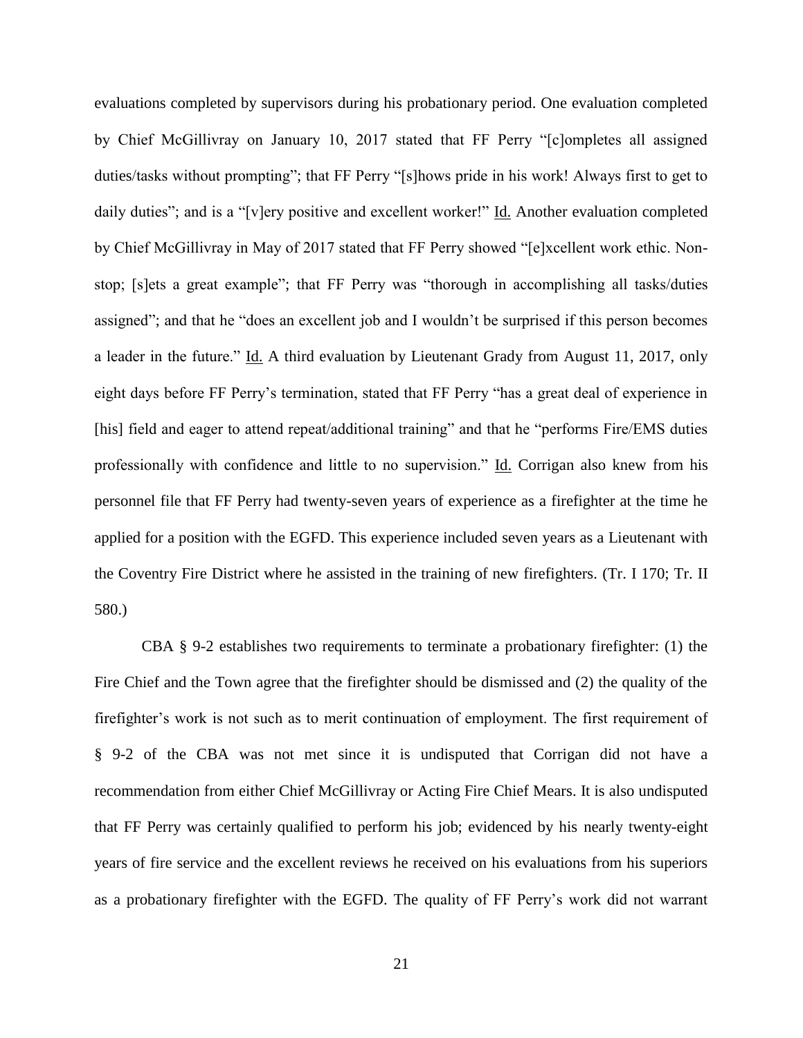evaluations completed by supervisors during his probationary period. One evaluation completed by Chief McGillivray on January 10, 2017 stated that FF Perry "[c]ompletes all assigned duties/tasks without prompting"; that FF Perry "[s]hows pride in his work! Always first to get to daily duties"; and is a "[v]ery positive and excellent worker!" Id. Another evaluation completed by Chief McGillivray in May of 2017 stated that FF Perry showed "[e]xcellent work ethic. Non-stop; [s]ets a great example"; that FF Perry was "thorough in accomplishing all tasks/duties assigned"; and that he "does an excellent job and I wouldn't be surprised if this person becomes a leader in the future." Id. A third evaluation by Lieutenant Grady from August 11, 2017, only eight days before FF Perry's termination, stated that FF Perry "has a great deal of experience in [his] field and eager to attend repeat/additional training" and that he "performs Fire/EMS duties professionally with confidence and little to no supervision." Id. Corrigan also knew from his personnel file that FF Perry had twenty-seven years of experience as a firefighter at the time he applied for a position with the EGFD. This experience included seven years as a Lieutenant with the Coventry Fire District where he assisted in the training of new firefighters. (Tr. I 170; Tr. II 580.)

CBA § 9-2 establishes two requirements to terminate a probationary firefighter: (1) the Fire Chief and the Town agree that the firefighter should be dismissed and (2) the quality of the firefighter's work is not such as to merit continuation of employment. The first requirement of § 9-2 of the CBA was not met since it is undisputed that Corrigan did not have a recommendation from either Chief McGillivray or Acting Fire Chief Mears. It is also undisputed that FF Perry was certainly qualified to perform his job; evidenced by his nearly twenty-eight years of fire service and the excellent reviews he received on his evaluations from his superiors as a probationary firefighter with the EGFD. The quality of FF Perry's work did not warrant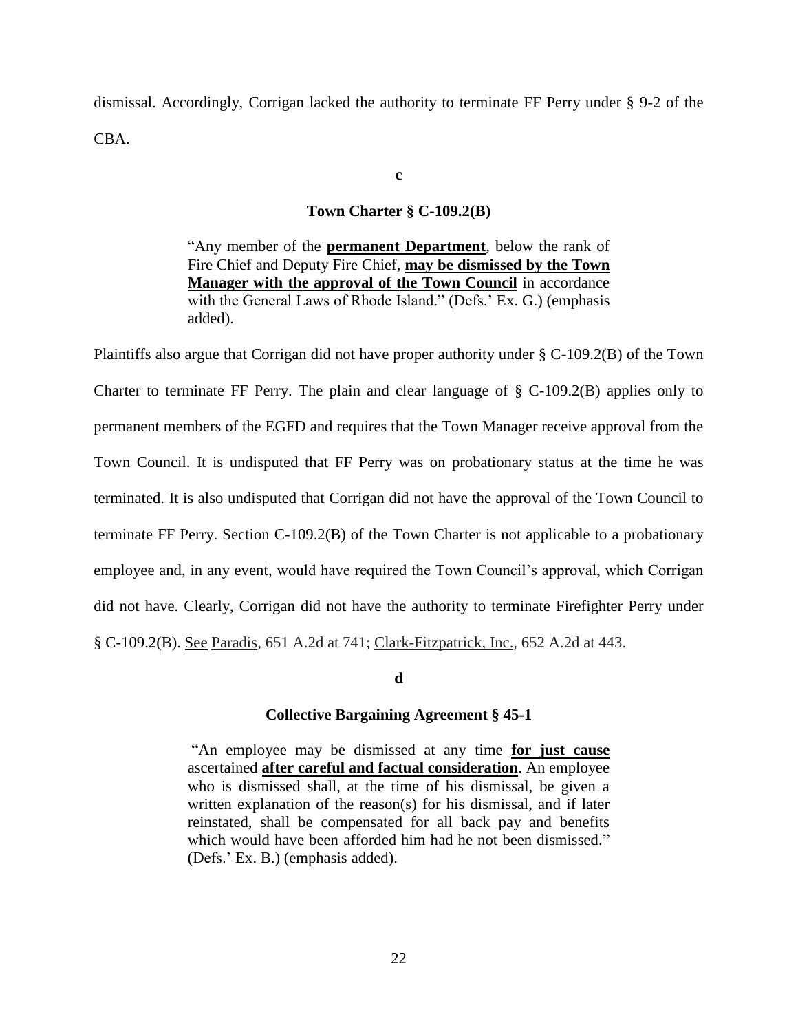dismissal. Accordingly, Corrigan lacked the authority to terminate FF Perry under § 9-2 of the CBA.

### c

### Town Charter § C-109.2(B)

> "Any member of the **permanent Department**, below the rank of Fire Chief and Deputy Fire Chief, **may be dismissed by the Town Manager with the approval of the Town Council** in accordance with the General Laws of Rhode Island." (Defs.' Ex. G.) (emphasis added).

Plaintiffs also argue that Corrigan did not have proper authority under § C-109.2(B) of the Town Charter to terminate FF Perry. The plain and clear language of § C-109.2(B) applies only to permanent members of the EGFD and requires that the Town Manager receive approval from the Town Council. It is undisputed that FF Perry was on probationary status at the time he was terminated. It is also undisputed that Corrigan did not have the approval of the Town Council to terminate FF Perry. Section C-109.2(B) of the Town Charter is not applicable to a probationary employee and, in any event, would have required the Town Council's approval, which Corrigan did not have. Clearly, Corrigan did not have the authority to terminate Firefighter Perry under § C-109.2(B). See Paradis, 651 A.2d at 741; Clark-Fitzpatrick, Inc., 652 A.2d at 443.

### d

### Collective Bargaining Agreement § 45-1

> "An employee may be dismissed at any time **for just cause** ascertained **after careful and factual consideration**. An employee who is dismissed shall, at the time of his dismissal, be given a written explanation of the reason(s) for his dismissal, and if later reinstated, shall be compensated for all back pay and benefits which would have been afforded him had he not been dismissed." (Defs.' Ex. B.) (emphasis added).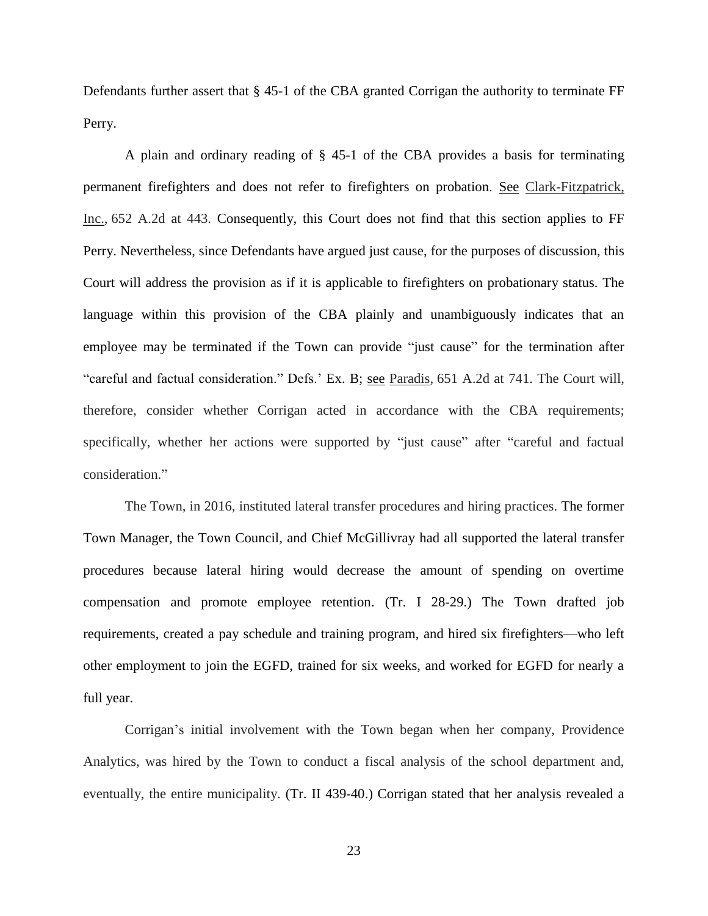Defendants further assert that § 45-1 of the CBA granted Corrigan the authority to terminate FF Perry.

A plain and ordinary reading of § 45-1 of the CBA provides a basis for terminating permanent firefighters and does not refer to firefighters on probation. See Clark-Fitzpatrick, Inc., 652 A.2d at 443. Consequently, this Court does not find that this section applies to FF Perry. Nevertheless, since Defendants have argued just cause, for the purposes of discussion, this Court will address the provision as if it is applicable to firefighters on probationary status. The language within this provision of the CBA plainly and unambiguously indicates that an employee may be terminated if the Town can provide "just cause" for the termination after "careful and factual consideration." Defs.' Ex. B; see Paradis, 651 A.2d at 741. The Court will, therefore, consider whether Corrigan acted in accordance with the CBA requirements; specifically, whether her actions were supported by "just cause" after "careful and factual consideration."

The Town, in 2016, instituted lateral transfer procedures and hiring practices. The former Town Manager, the Town Council, and Chief McGillivray had all supported the lateral transfer procedures because lateral hiring would decrease the amount of spending on overtime compensation and promote employee retention. (Tr. I 28-29.) The Town drafted job requirements, created a pay schedule and training program, and hired six firefighters—who left other employment to join the EGFD, trained for six weeks, and worked for EGFD for nearly a full year.

Corrigan's initial involvement with the Town began when her company, Providence Analytics, was hired by the Town to conduct a fiscal analysis of the school department and, eventually, the entire municipality. (Tr. II 439-40.) Corrigan stated that her analysis revealed a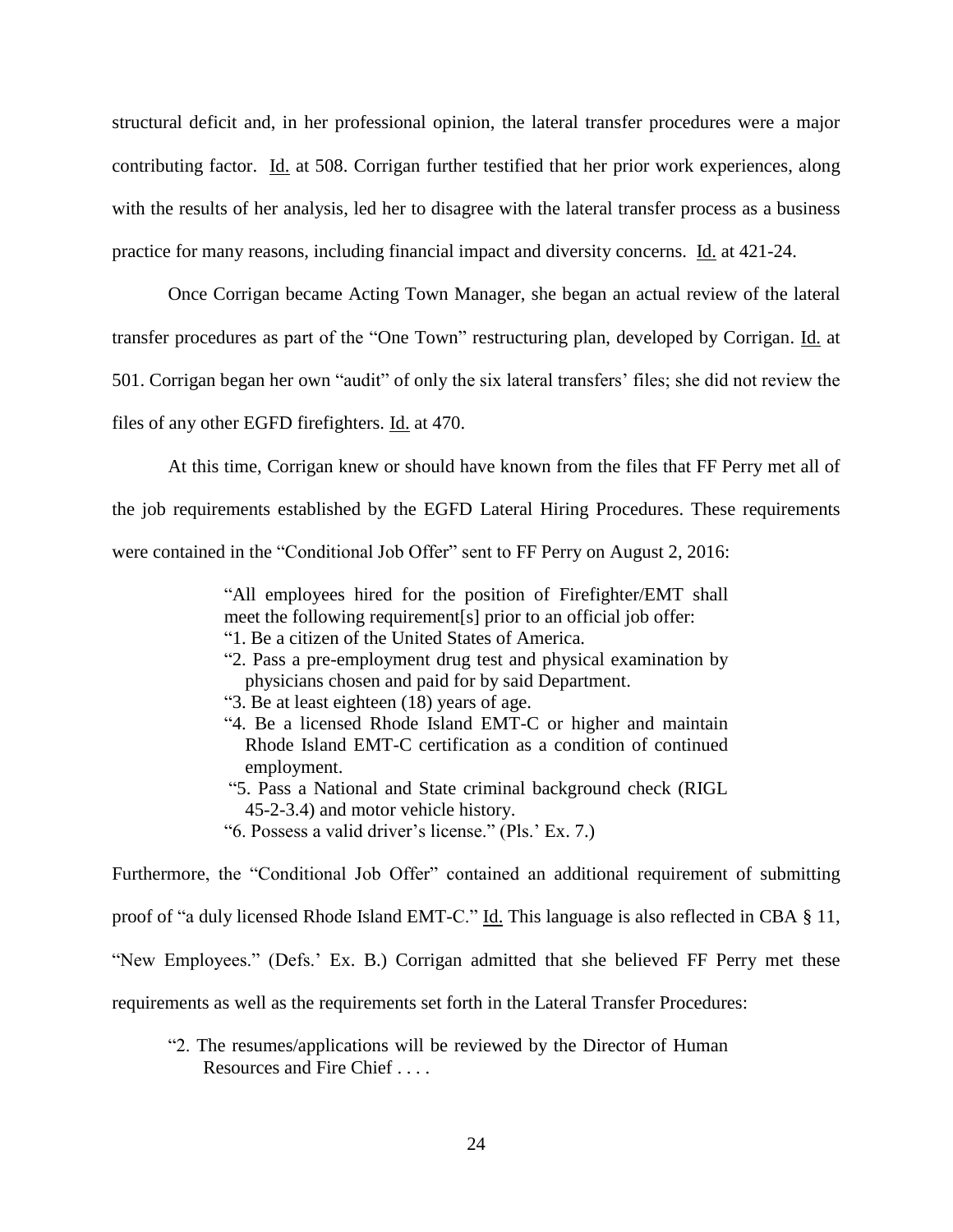structural deficit and, in her professional opinion, the lateral transfer procedures were a major contributing factor. Id. at 508. Corrigan further testified that her prior work experiences, along with the results of her analysis, led her to disagree with the lateral transfer process as a business practice for many reasons, including financial impact and diversity concerns. Id. at 421-24.

Once Corrigan became Acting Town Manager, she began an actual review of the lateral transfer procedures as part of the "One Town" restructuring plan, developed by Corrigan. Id. at 501. Corrigan began her own "audit" of only the six lateral transfers' files; she did not review the files of any other EGFD firefighters. Id. at 470.

At this time, Corrigan knew or should have known from the files that FF Perry met all of the job requirements established by the EGFD Lateral Hiring Procedures. These requirements were contained in the "Conditional Job Offer" sent to FF Perry on August 2, 2016:

> "All employees hired for the position of Firefighter/EMT shall meet the following requirement[s] prior to an official job offer:
> "1. Be a citizen of the United States of America.
> "2. Pass a pre-employment drug test and physical examination by physicians chosen and paid for by said Department.
> "3. Be at least eighteen (18) years of age.
> "4. Be a licensed Rhode Island EMT-C or higher and maintain Rhode Island EMT-C certification as a condition of continued employment.
> "5. Pass a National and State criminal background check (RIGL 45-2-3.4) and motor vehicle history.
> "6. Possess a valid driver's license." (Pls.' Ex. 7.)

Furthermore, the "Conditional Job Offer" contained an additional requirement of submitting proof of "a duly licensed Rhode Island EMT-C." Id. This language is also reflected in CBA § 11, "New Employees." (Defs.' Ex. B.) Corrigan admitted that she believed FF Perry met these requirements as well as the requirements set forth in the Lateral Transfer Procedures:

> "2. The resumes/applications will be reviewed by the Director of Human Resources and Fire Chief . . . .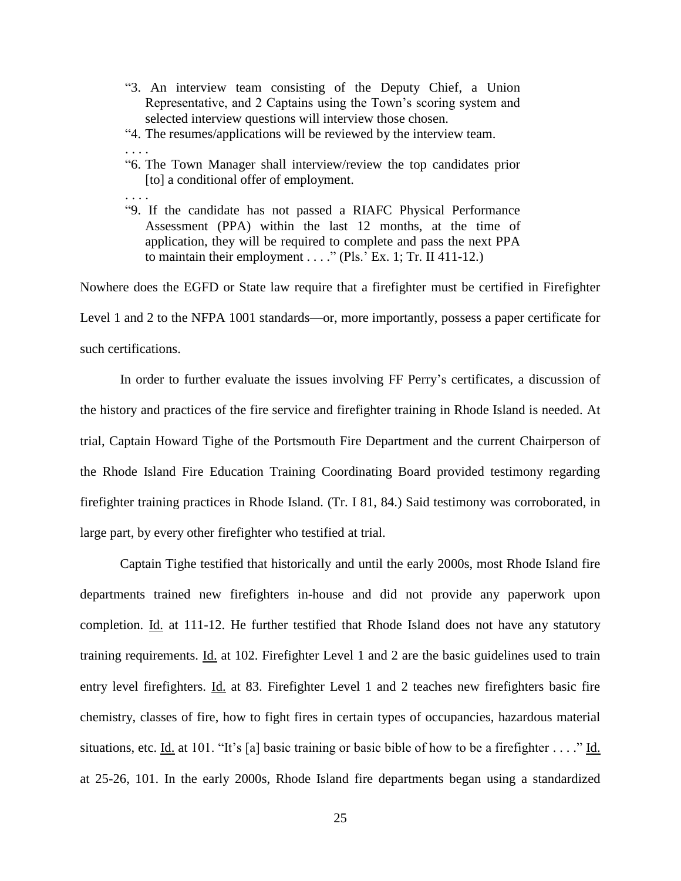> "3. An interview team consisting of the Deputy Chief, a Union Representative, and 2 Captains using the Town's scoring system and selected interview questions will interview those chosen.
>
> "4. The resumes/applications will be reviewed by the interview team.
>
> . . . .
>
> "6. The Town Manager shall interview/review the top candidates prior [to] a conditional offer of employment.
>
> . . . .
>
> "9. If the candidate has not passed a RIAFC Physical Performance Assessment (PPA) within the last 12 months, at the time of application, they will be required to complete and pass the next PPA to maintain their employment . . . ." (Pls.' Ex. 1; Tr. II 411-12.)

Nowhere does the EGFD or State law require that a firefighter must be certified in Firefighter Level 1 and 2 to the NFPA 1001 standards—or, more importantly, possess a paper certificate for such certifications.

In order to further evaluate the issues involving FF Perry's certificates, a discussion of the history and practices of the fire service and firefighter training in Rhode Island is needed. At trial, Captain Howard Tighe of the Portsmouth Fire Department and the current Chairperson of the Rhode Island Fire Education Training Coordinating Board provided testimony regarding firefighter training practices in Rhode Island. (Tr. I 81, 84.) Said testimony was corroborated, in large part, by every other firefighter who testified at trial.

Captain Tighe testified that historically and until the early 2000s, most Rhode Island fire departments trained new firefighters in-house and did not provide any paperwork upon completion. Id. at 111-12. He further testified that Rhode Island does not have any statutory training requirements. Id. at 102. Firefighter Level 1 and 2 are the basic guidelines used to train entry level firefighters. Id. at 83. Firefighter Level 1 and 2 teaches new firefighters basic fire chemistry, classes of fire, how to fight fires in certain types of occupancies, hazardous material situations, etc. Id. at 101. "It's [a] basic training or basic bible of how to be a firefighter . . . ." Id. at 25-26, 101. In the early 2000s, Rhode Island fire departments began using a standardized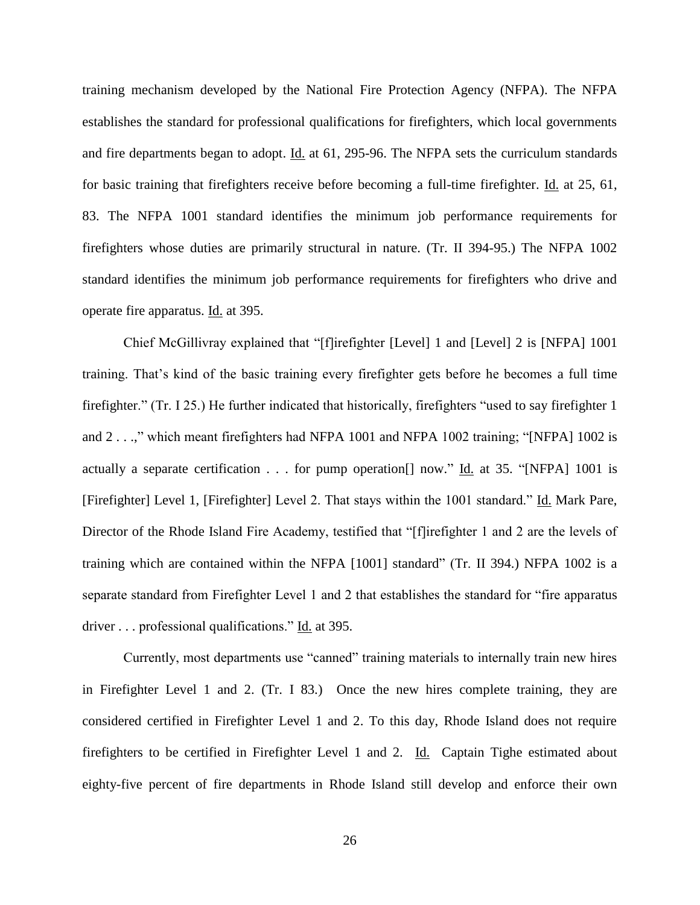training mechanism developed by the National Fire Protection Agency (NFPA). The NFPA establishes the standard for professional qualifications for firefighters, which local governments and fire departments began to adopt. Id. at 61, 295-96. The NFPA sets the curriculum standards for basic training that firefighters receive before becoming a full-time firefighter. Id. at 25, 61, 83. The NFPA 1001 standard identifies the minimum job performance requirements for firefighters whose duties are primarily structural in nature. (Tr. II 394-95.) The NFPA 1002 standard identifies the minimum job performance requirements for firefighters who drive and operate fire apparatus. Id. at 395.

Chief McGillivray explained that "[f]irefighter [Level] 1 and [Level] 2 is [NFPA] 1001 training. That's kind of the basic training every firefighter gets before he becomes a full time firefighter." (Tr. I 25.) He further indicated that historically, firefighters "used to say firefighter 1 and 2 . . .," which meant firefighters had NFPA 1001 and NFPA 1002 training; "[NFPA] 1002 is actually a separate certification . . . for pump operation[] now." Id. at 35. "[NFPA] 1001 is [Firefighter] Level 1, [Firefighter] Level 2. That stays within the 1001 standard." Id. Mark Pare, Director of the Rhode Island Fire Academy, testified that "[f]irefighter 1 and 2 are the levels of training which are contained within the NFPA [1001] standard" (Tr. II 394.) NFPA 1002 is a separate standard from Firefighter Level 1 and 2 that establishes the standard for "fire apparatus driver . . . professional qualifications." Id. at 395.

Currently, most departments use "canned" training materials to internally train new hires in Firefighter Level 1 and 2. (Tr. I 83.) Once the new hires complete training, they are considered certified in Firefighter Level 1 and 2. To this day, Rhode Island does not require firefighters to be certified in Firefighter Level 1 and 2. Id. Captain Tighe estimated about eighty-five percent of fire departments in Rhode Island still develop and enforce their own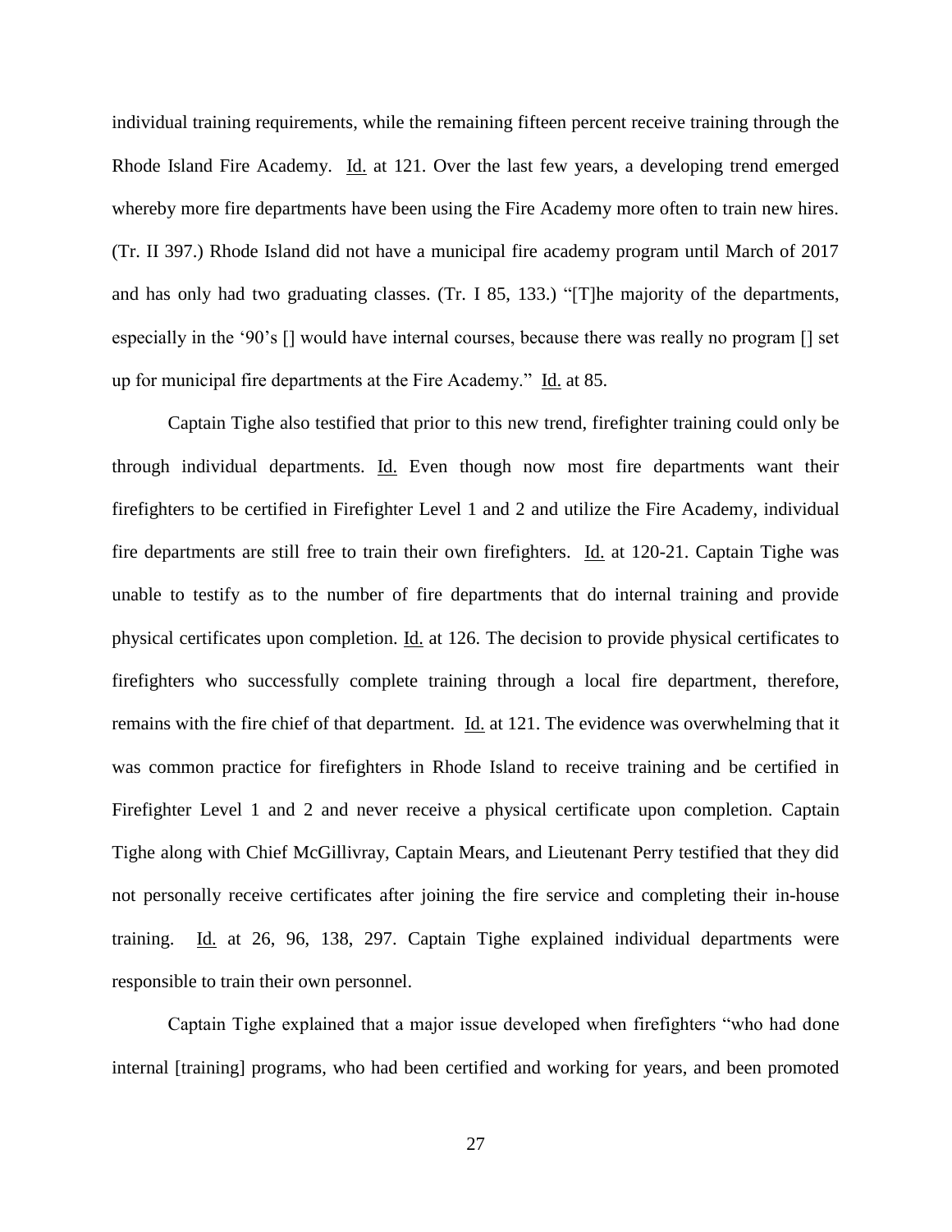individual training requirements, while the remaining fifteen percent receive training through the Rhode Island Fire Academy. Id. at 121. Over the last few years, a developing trend emerged whereby more fire departments have been using the Fire Academy more often to train new hires. (Tr. II 397.) Rhode Island did not have a municipal fire academy program until March of 2017 and has only had two graduating classes. (Tr. I 85, 133.) "[T]he majority of the departments, especially in the '90's [] would have internal courses, because there was really no program [] set up for municipal fire departments at the Fire Academy." Id. at 85.

Captain Tighe also testified that prior to this new trend, firefighter training could only be through individual departments. Id. Even though now most fire departments want their firefighters to be certified in Firefighter Level 1 and 2 and utilize the Fire Academy, individual fire departments are still free to train their own firefighters. Id. at 120-21. Captain Tighe was unable to testify as to the number of fire departments that do internal training and provide physical certificates upon completion. Id. at 126. The decision to provide physical certificates to firefighters who successfully complete training through a local fire department, therefore, remains with the fire chief of that department. Id. at 121. The evidence was overwhelming that it was common practice for firefighters in Rhode Island to receive training and be certified in Firefighter Level 1 and 2 and never receive a physical certificate upon completion. Captain Tighe along with Chief McGillivray, Captain Mears, and Lieutenant Perry testified that they did not personally receive certificates after joining the fire service and completing their in-house training. Id. at 26, 96, 138, 297. Captain Tighe explained individual departments were responsible to train their own personnel.

Captain Tighe explained that a major issue developed when firefighters "who had done internal [training] programs, who had been certified and working for years, and been promoted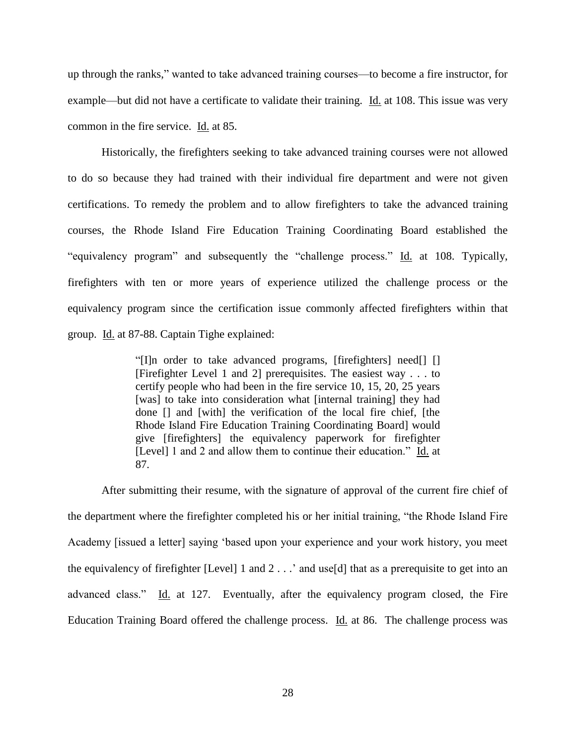up through the ranks," wanted to take advanced training courses—to become a fire instructor, for example—but did not have a certificate to validate their training. Id. at 108. This issue was very common in the fire service. Id. at 85.

Historically, the firefighters seeking to take advanced training courses were not allowed to do so because they had trained with their individual fire department and were not given certifications. To remedy the problem and to allow firefighters to take the advanced training courses, the Rhode Island Fire Education Training Coordinating Board established the "equivalency program" and subsequently the "challenge process." Id. at 108. Typically, firefighters with ten or more years of experience utilized the challenge process or the equivalency program since the certification issue commonly affected firefighters within that group. Id. at 87-88. Captain Tighe explained:

> "[I]n order to take advanced programs, [firefighters] need[] [] [Firefighter Level 1 and 2] prerequisites. The easiest way . . . to certify people who had been in the fire service 10, 15, 20, 25 years [was] to take into consideration what [internal training] they had done [] and [with] the verification of the local fire chief, [the Rhode Island Fire Education Training Coordinating Board] would give [firefighters] the equivalency paperwork for firefighter [Level] 1 and 2 and allow them to continue their education." Id. at 87.

After submitting their resume, with the signature of approval of the current fire chief of the department where the firefighter completed his or her initial training, "the Rhode Island Fire Academy [issued a letter] saying 'based upon your experience and your work history, you meet the equivalency of firefighter [Level] 1 and 2 . . .' and use[d] that as a prerequisite to get into an advanced class." Id. at 127. Eventually, after the equivalency program closed, the Fire Education Training Board offered the challenge process. Id. at 86. The challenge process was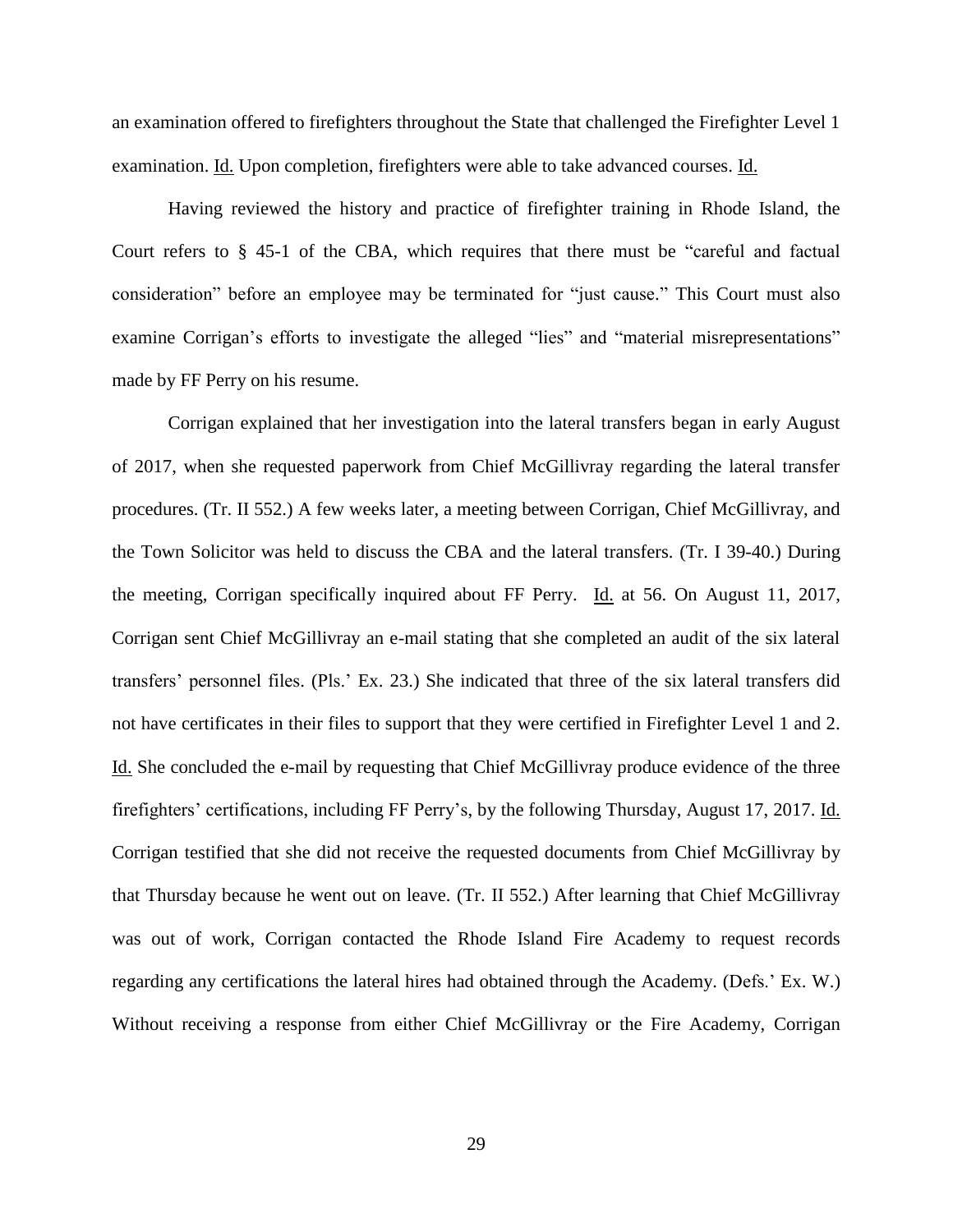an examination offered to firefighters throughout the State that challenged the Firefighter Level 1 examination. Id. Upon completion, firefighters were able to take advanced courses. Id.

Having reviewed the history and practice of firefighter training in Rhode Island, the Court refers to § 45-1 of the CBA, which requires that there must be "careful and factual consideration" before an employee may be terminated for "just cause." This Court must also examine Corrigan's efforts to investigate the alleged "lies" and "material misrepresentations" made by FF Perry on his resume.

Corrigan explained that her investigation into the lateral transfers began in early August of 2017, when she requested paperwork from Chief McGillivray regarding the lateral transfer procedures. (Tr. II 552.) A few weeks later, a meeting between Corrigan, Chief McGillivray, and the Town Solicitor was held to discuss the CBA and the lateral transfers. (Tr. I 39-40.) During the meeting, Corrigan specifically inquired about FF Perry. Id. at 56. On August 11, 2017, Corrigan sent Chief McGillivray an e-mail stating that she completed an audit of the six lateral transfers' personnel files. (Pls.' Ex. 23.) She indicated that three of the six lateral transfers did not have certificates in their files to support that they were certified in Firefighter Level 1 and 2. Id. She concluded the e-mail by requesting that Chief McGillivray produce evidence of the three firefighters' certifications, including FF Perry's, by the following Thursday, August 17, 2017. Id. Corrigan testified that she did not receive the requested documents from Chief McGillivray by that Thursday because he went out on leave. (Tr. II 552.) After learning that Chief McGillivray was out of work, Corrigan contacted the Rhode Island Fire Academy to request records regarding any certifications the lateral hires had obtained through the Academy. (Defs.' Ex. W.) Without receiving a response from either Chief McGillivray or the Fire Academy, Corrigan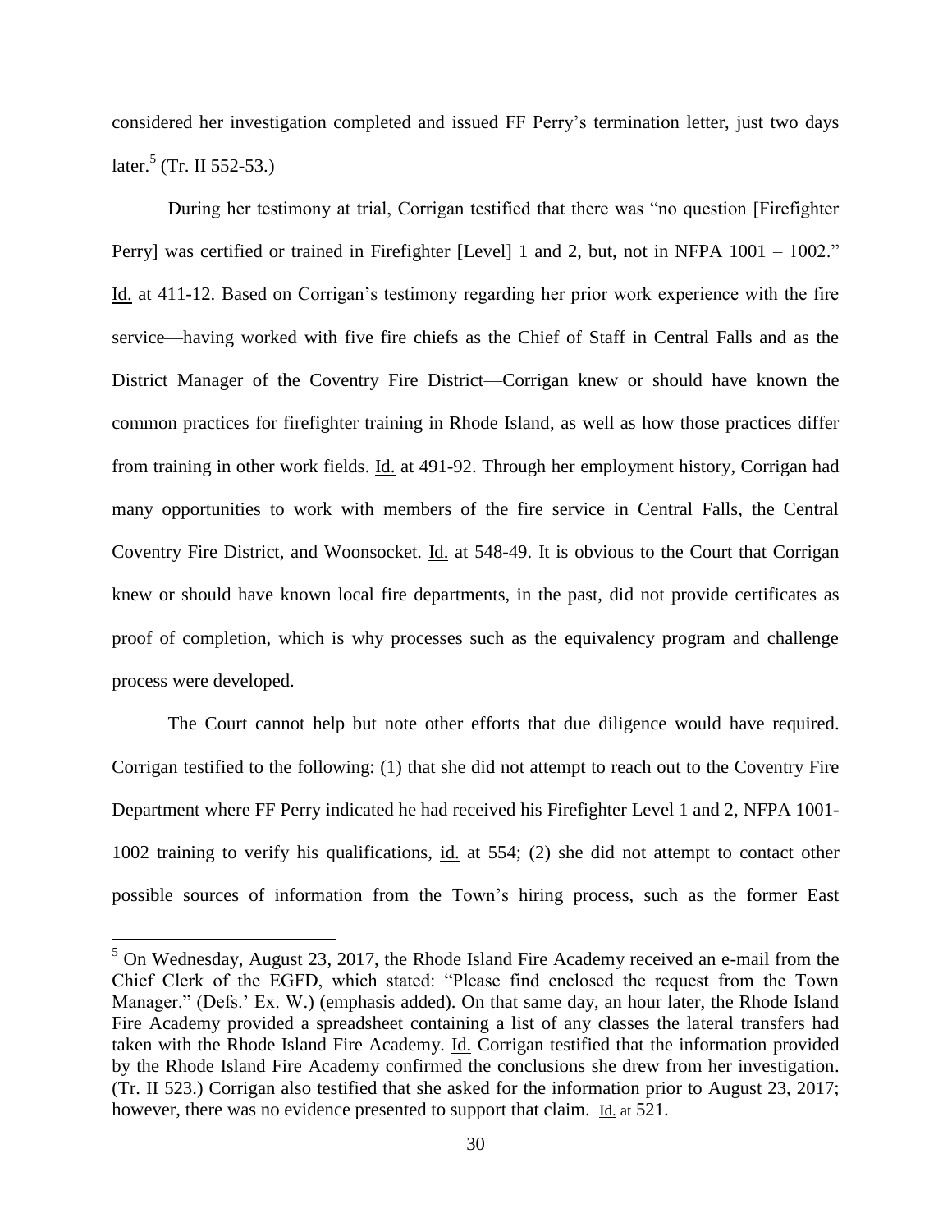considered her investigation completed and issued FF Perry's termination letter, just two days later.[5] (Tr. II 552-53.)

During her testimony at trial, Corrigan testified that there was "no question [Firefighter Perry] was certified or trained in Firefighter [Level] 1 and 2, but, not in NFPA 1001 – 1002." Id. at 411-12. Based on Corrigan's testimony regarding her prior work experience with the fire service—having worked with five fire chiefs as the Chief of Staff in Central Falls and as the District Manager of the Coventry Fire District—Corrigan knew or should have known the common practices for firefighter training in Rhode Island, as well as how those practices differ from training in other work fields. Id. at 491-92. Through her employment history, Corrigan had many opportunities to work with members of the fire service in Central Falls, the Central Coventry Fire District, and Woonsocket. Id. at 548-49. It is obvious to the Court that Corrigan knew or should have known local fire departments, in the past, did not provide certificates as proof of completion, which is why processes such as the equivalency program and challenge process were developed.

The Court cannot help but note other efforts that due diligence would have required. Corrigan testified to the following: (1) that she did not attempt to reach out to the Coventry Fire Department where FF Perry indicated he had received his Firefighter Level 1 and 2, NFPA 1001-1002 training to verify his qualifications, id. at 554; (2) she did not attempt to contact other possible sources of information from the Town's hiring process, such as the former East

---

[5] On Wednesday, August 23, 2017, the Rhode Island Fire Academy received an e-mail from the Chief Clerk of the EGFD, which stated: "Please find enclosed the request from the Town Manager." (Defs.' Ex. W.) (emphasis added). On that same day, an hour later, the Rhode Island Fire Academy provided a spreadsheet containing a list of any classes the lateral transfers had taken with the Rhode Island Fire Academy. Id. Corrigan testified that the information provided by the Rhode Island Fire Academy confirmed the conclusions she drew from her investigation. (Tr. II 523.) Corrigan also testified that she asked for the information prior to August 23, 2017; however, there was no evidence presented to support that claim. Id. at 521.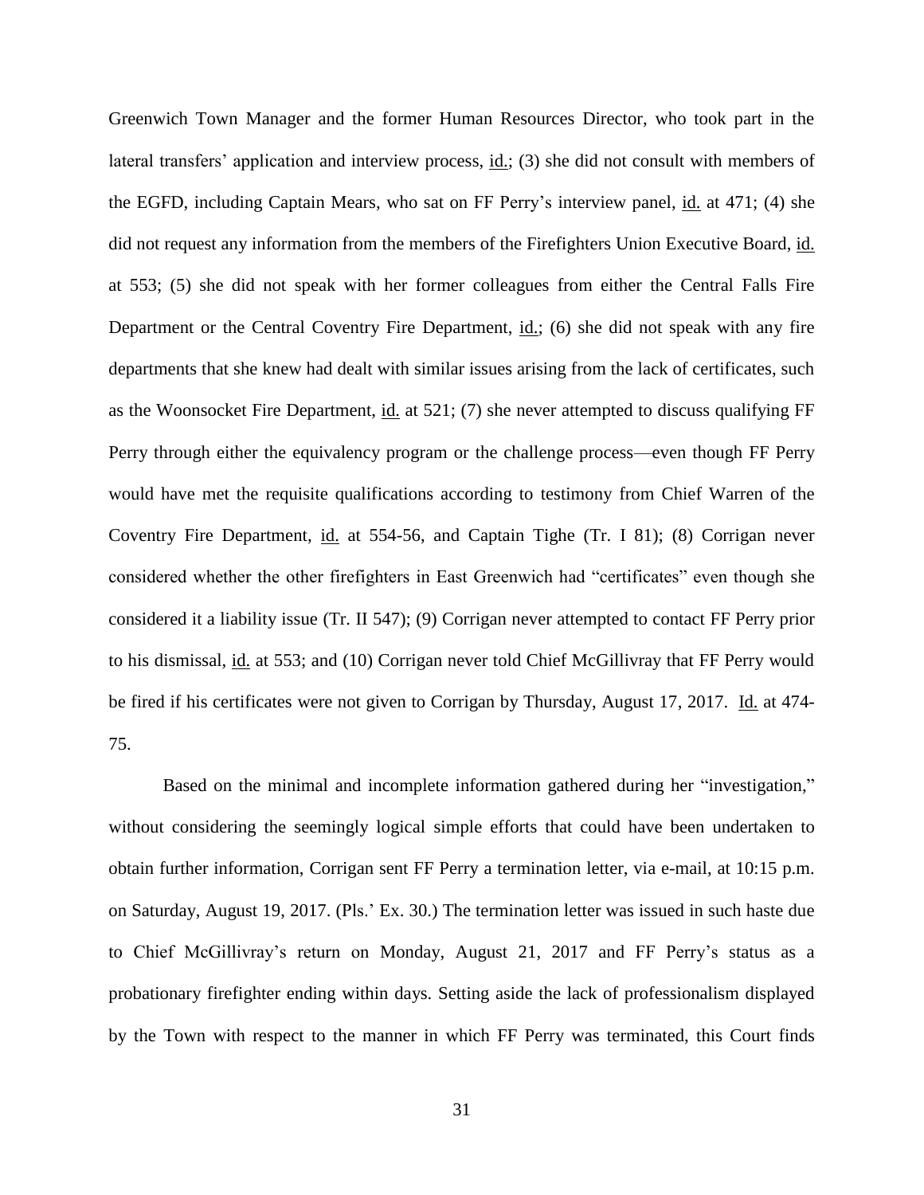Greenwich Town Manager and the former Human Resources Director, who took part in the lateral transfers' application and interview process, id.; (3) she did not consult with members of the EGFD, including Captain Mears, who sat on FF Perry's interview panel, id. at 471; (4) she did not request any information from the members of the Firefighters Union Executive Board, id. at 553; (5) she did not speak with her former colleagues from either the Central Falls Fire Department or the Central Coventry Fire Department, id.; (6) she did not speak with any fire departments that she knew had dealt with similar issues arising from the lack of certificates, such as the Woonsocket Fire Department, id. at 521; (7) she never attempted to discuss qualifying FF Perry through either the equivalency program or the challenge process—even though FF Perry would have met the requisite qualifications according to testimony from Chief Warren of the Coventry Fire Department, id. at 554-56, and Captain Tighe (Tr. I 81); (8) Corrigan never considered whether the other firefighters in East Greenwich had "certificates" even though she considered it a liability issue (Tr. II 547); (9) Corrigan never attempted to contact FF Perry prior to his dismissal, id. at 553; and (10) Corrigan never told Chief McGillivray that FF Perry would be fired if his certificates were not given to Corrigan by Thursday, August 17, 2017. Id. at 474-75.

Based on the minimal and incomplete information gathered during her "investigation," without considering the seemingly logical simple efforts that could have been undertaken to obtain further information, Corrigan sent FF Perry a termination letter, via e-mail, at 10:15 p.m. on Saturday, August 19, 2017. (Pls.' Ex. 30.) The termination letter was issued in such haste due to Chief McGillivray's return on Monday, August 21, 2017 and FF Perry's status as a probationary firefighter ending within days. Setting aside the lack of professionalism displayed by the Town with respect to the manner in which FF Perry was terminated, this Court finds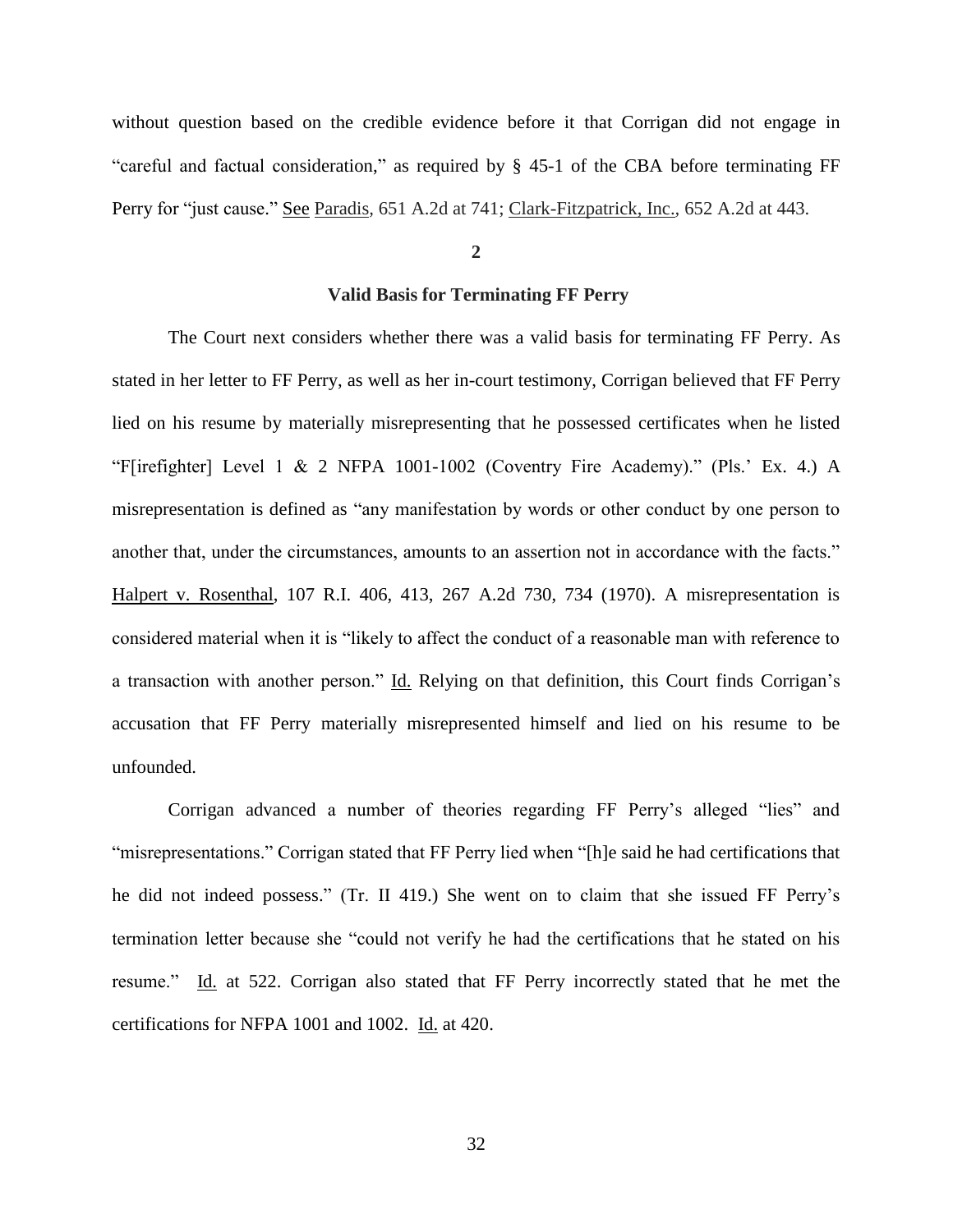without question based on the credible evidence before it that Corrigan did not engage in "careful and factual consideration," as required by § 45-1 of the CBA before terminating FF Perry for "just cause." See Paradis, 651 A.2d at 741; Clark-Fitzpatrick, Inc., 652 A.2d at 443.

**2**

**Valid Basis for Terminating FF Perry**

The Court next considers whether there was a valid basis for terminating FF Perry. As stated in her letter to FF Perry, as well as her in-court testimony, Corrigan believed that FF Perry lied on his resume by materially misrepresenting that he possessed certificates when he listed "F[irefighter] Level 1 & 2 NFPA 1001-1002 (Coventry Fire Academy)." (Pls.' Ex. 4.) A misrepresentation is defined as "any manifestation by words or other conduct by one person to another that, under the circumstances, amounts to an assertion not in accordance with the facts." Halpert v. Rosenthal, 107 R.I. 406, 413, 267 A.2d 730, 734 (1970). A misrepresentation is considered material when it is "likely to affect the conduct of a reasonable man with reference to a transaction with another person." Id. Relying on that definition, this Court finds Corrigan's accusation that FF Perry materially misrepresented himself and lied on his resume to be unfounded.

Corrigan advanced a number of theories regarding FF Perry's alleged "lies" and "misrepresentations." Corrigan stated that FF Perry lied when "[h]e said he had certifications that he did not indeed possess." (Tr. II 419.) She went on to claim that she issued FF Perry's termination letter because she "could not verify he had the certifications that he stated on his resume." Id. at 522. Corrigan also stated that FF Perry incorrectly stated that he met the certifications for NFPA 1001 and 1002. Id. at 420.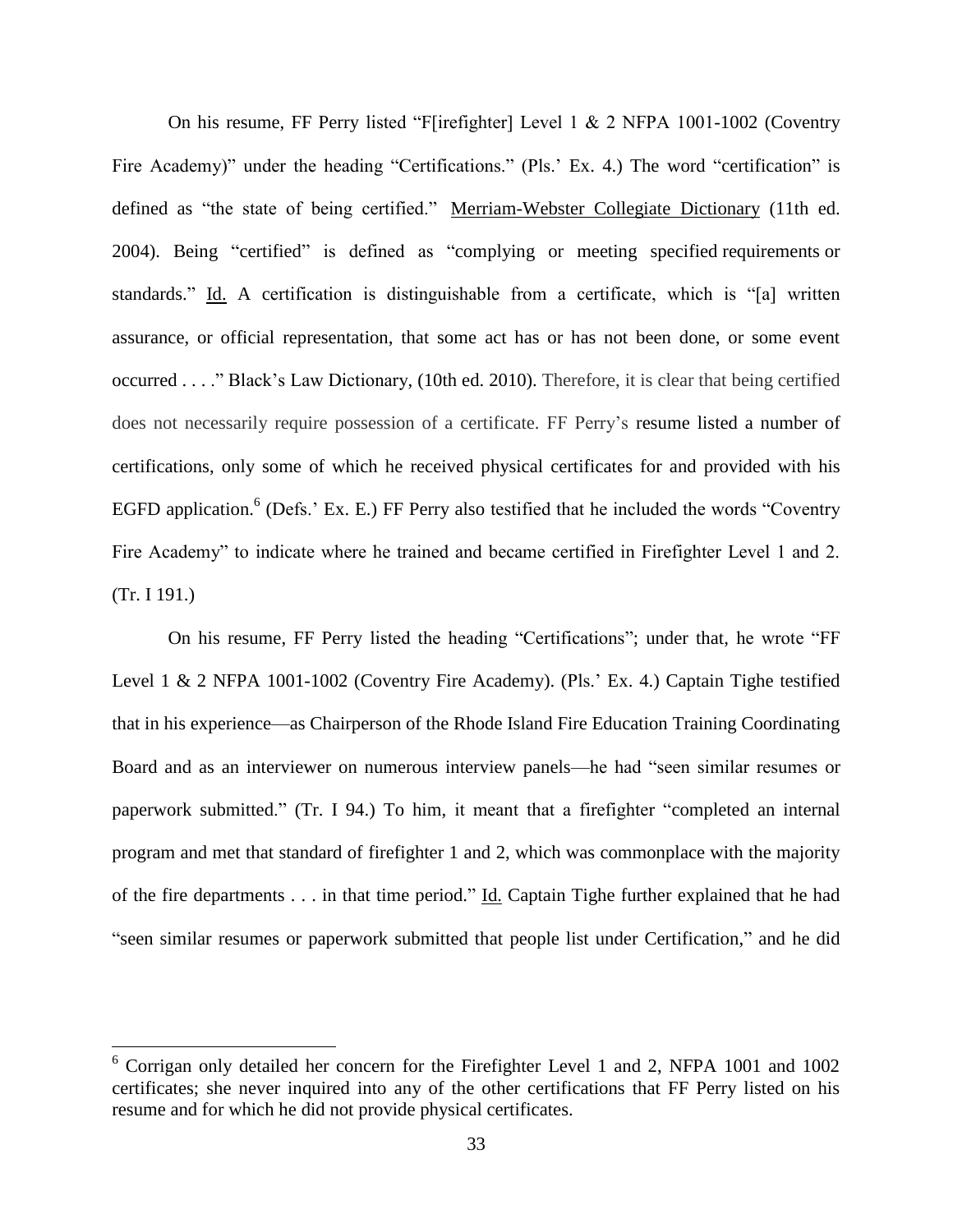On his resume, FF Perry listed "F[irefighter] Level 1 & 2 NFPA 1001-1002 (Coventry Fire Academy)" under the heading "Certifications." (Pls.' Ex. 4.) The word "certification" is defined as "the state of being certified." Merriam-Webster Collegiate Dictionary (11th ed. 2004). Being "certified" is defined as "complying or meeting specified requirements or standards." Id. A certification is distinguishable from a certificate, which is "[a] written assurance, or official representation, that some act has or has not been done, or some event occurred . . . ." Black's Law Dictionary, (10th ed. 2010). Therefore, it is clear that being certified does not necessarily require possession of a certificate. FF Perry's resume listed a number of certifications, only some of which he received physical certificates for and provided with his EGFD application.[6] (Defs.' Ex. E.) FF Perry also testified that he included the words "Coventry Fire Academy" to indicate where he trained and became certified in Firefighter Level 1 and 2. (Tr. I 191.)

On his resume, FF Perry listed the heading "Certifications"; under that, he wrote "FF Level 1 & 2 NFPA 1001-1002 (Coventry Fire Academy). (Pls.' Ex. 4.) Captain Tighe testified that in his experience—as Chairperson of the Rhode Island Fire Education Training Coordinating Board and as an interviewer on numerous interview panels—he had "seen similar resumes or paperwork submitted." (Tr. I 94.) To him, it meant that a firefighter "completed an internal program and met that standard of firefighter 1 and 2, which was commonplace with the majority of the fire departments . . . in that time period." Id. Captain Tighe further explained that he had "seen similar resumes or paperwork submitted that people list under Certification," and he did

[6] Corrigan only detailed her concern for the Firefighter Level 1 and 2, NFPA 1001 and 1002 certificates; she never inquired into any of the other certifications that FF Perry listed on his resume and for which he did not provide physical certificates.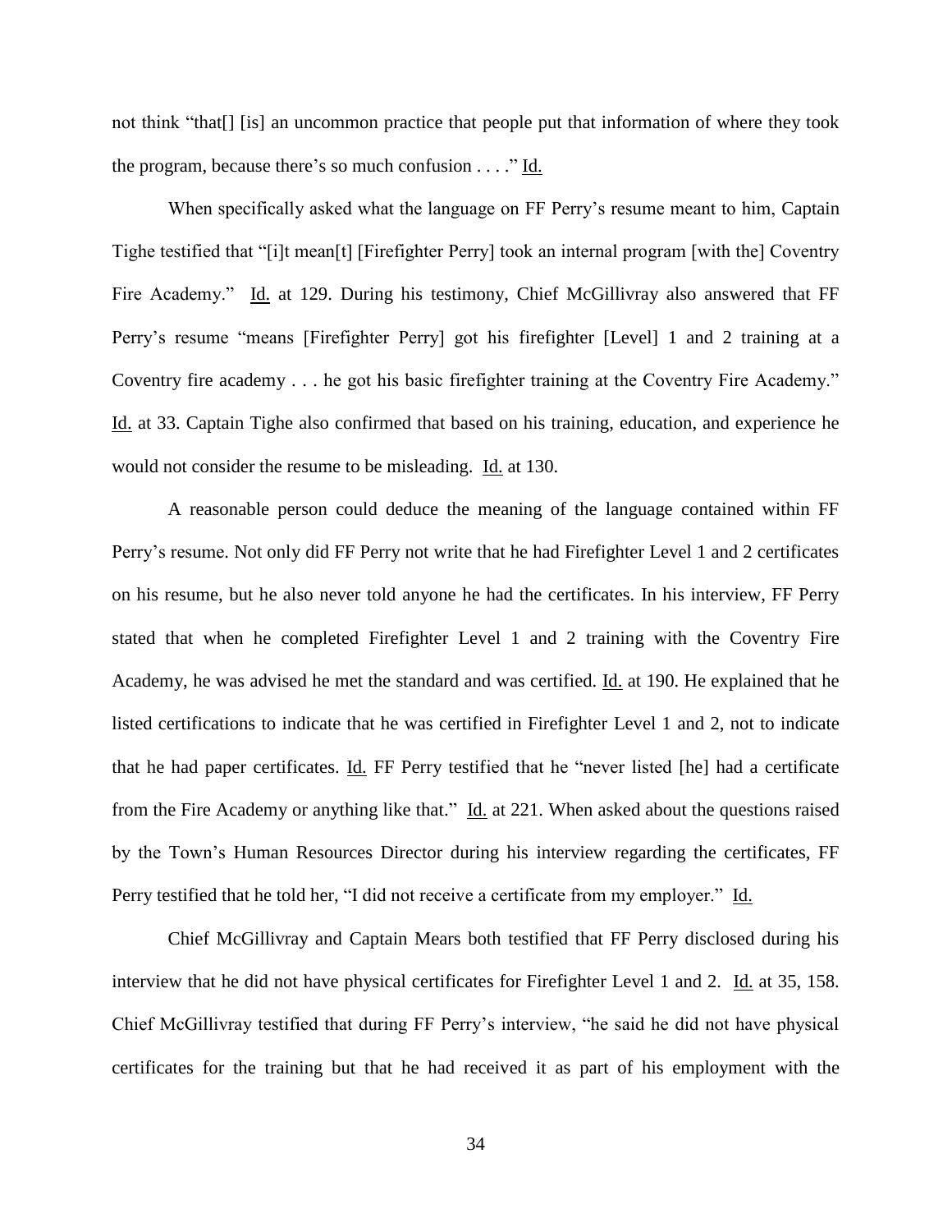not think "that[] [is] an uncommon practice that people put that information of where they took the program, because there's so much confusion . . . ." Id.

When specifically asked what the language on FF Perry's resume meant to him, Captain Tighe testified that "[i]t mean[t] [Firefighter Perry] took an internal program [with the] Coventry Fire Academy." Id. at 129. During his testimony, Chief McGillivray also answered that FF Perry's resume "means [Firefighter Perry] got his firefighter [Level] 1 and 2 training at a Coventry fire academy . . . he got his basic firefighter training at the Coventry Fire Academy." Id. at 33. Captain Tighe also confirmed that based on his training, education, and experience he would not consider the resume to be misleading. Id. at 130.

A reasonable person could deduce the meaning of the language contained within FF Perry's resume. Not only did FF Perry not write that he had Firefighter Level 1 and 2 certificates on his resume, but he also never told anyone he had the certificates. In his interview, FF Perry stated that when he completed Firefighter Level 1 and 2 training with the Coventry Fire Academy, he was advised he met the standard and was certified. Id. at 190. He explained that he listed certifications to indicate that he was certified in Firefighter Level 1 and 2, not to indicate that he had paper certificates. Id. FF Perry testified that he "never listed [he] had a certificate from the Fire Academy or anything like that." Id. at 221. When asked about the questions raised by the Town's Human Resources Director during his interview regarding the certificates, FF Perry testified that he told her, "I did not receive a certificate from my employer." Id.

Chief McGillivray and Captain Mears both testified that FF Perry disclosed during his interview that he did not have physical certificates for Firefighter Level 1 and 2. Id. at 35, 158. Chief McGillivray testified that during FF Perry's interview, "he said he did not have physical certificates for the training but that he had received it as part of his employment with the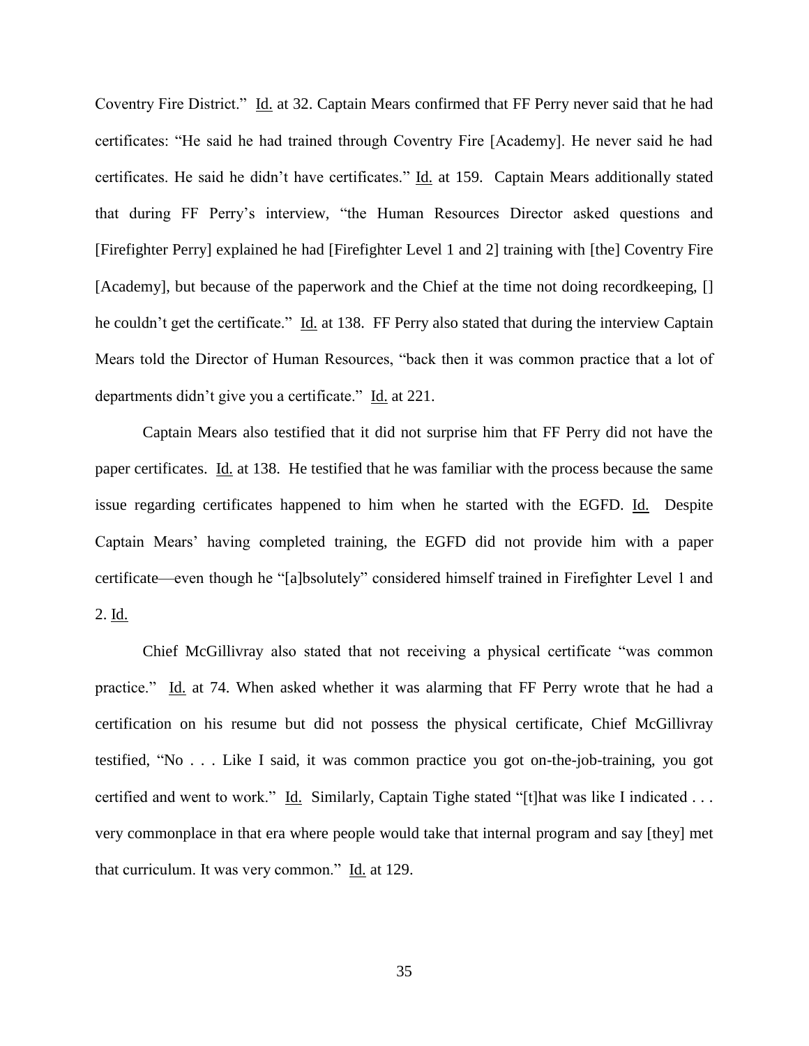Coventry Fire District." Id. at 32. Captain Mears confirmed that FF Perry never said that he had certificates: "He said he had trained through Coventry Fire [Academy]. He never said he had certificates. He said he didn't have certificates." Id. at 159. Captain Mears additionally stated that during FF Perry's interview, "the Human Resources Director asked questions and [Firefighter Perry] explained he had [Firefighter Level 1 and 2] training with [the] Coventry Fire [Academy], but because of the paperwork and the Chief at the time not doing recordkeeping, [] he couldn't get the certificate." Id. at 138. FF Perry also stated that during the interview Captain Mears told the Director of Human Resources, "back then it was common practice that a lot of departments didn't give you a certificate." Id. at 221.

Captain Mears also testified that it did not surprise him that FF Perry did not have the paper certificates. Id. at 138. He testified that he was familiar with the process because the same issue regarding certificates happened to him when he started with the EGFD. Id. Despite Captain Mears' having completed training, the EGFD did not provide him with a paper certificate—even though he "[a]bsolutely" considered himself trained in Firefighter Level 1 and 2. Id.

Chief McGillivray also stated that not receiving a physical certificate "was common practice." Id. at 74. When asked whether it was alarming that FF Perry wrote that he had a certification on his resume but did not possess the physical certificate, Chief McGillivray testified, "No . . . Like I said, it was common practice you got on-the-job-training, you got certified and went to work." Id. Similarly, Captain Tighe stated "[t]hat was like I indicated . . . very commonplace in that era where people would take that internal program and say [they] met that curriculum. It was very common." Id. at 129.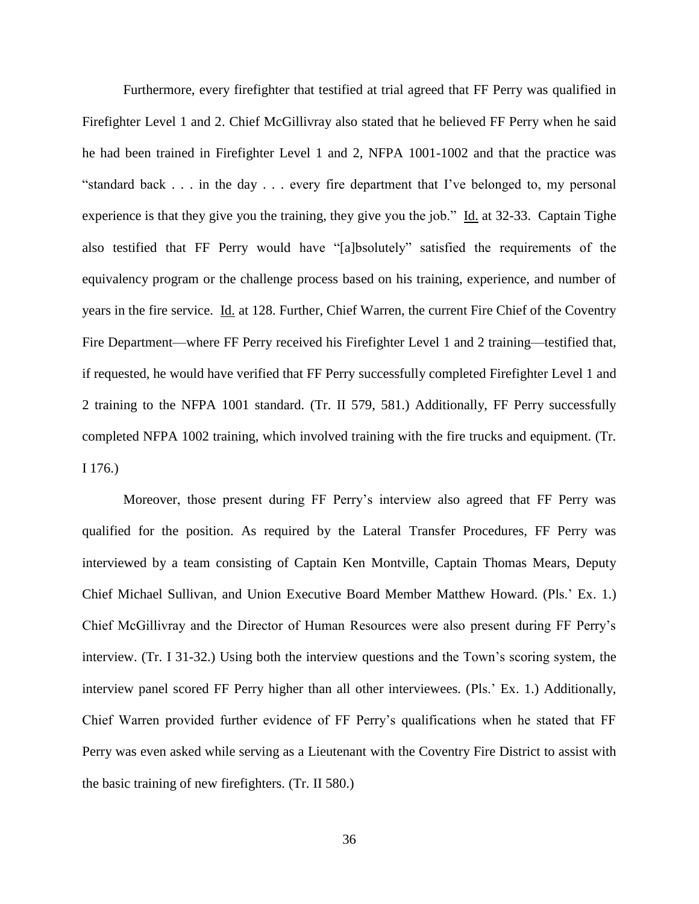Furthermore, every firefighter that testified at trial agreed that FF Perry was qualified in Firefighter Level 1 and 2. Chief McGillivray also stated that he believed FF Perry when he said he had been trained in Firefighter Level 1 and 2, NFPA 1001-1002 and that the practice was "standard back . . . in the day . . . every fire department that I've belonged to, my personal experience is that they give you the training, they give you the job." Id. at 32-33. Captain Tighe also testified that FF Perry would have "[a]bsolutely" satisfied the requirements of the equivalency program or the challenge process based on his training, experience, and number of years in the fire service. Id. at 128. Further, Chief Warren, the current Fire Chief of the Coventry Fire Department—where FF Perry received his Firefighter Level 1 and 2 training—testified that, if requested, he would have verified that FF Perry successfully completed Firefighter Level 1 and 2 training to the NFPA 1001 standard. (Tr. II 579, 581.) Additionally, FF Perry successfully completed NFPA 1002 training, which involved training with the fire trucks and equipment. (Tr. I 176.)

Moreover, those present during FF Perry's interview also agreed that FF Perry was qualified for the position. As required by the Lateral Transfer Procedures, FF Perry was interviewed by a team consisting of Captain Ken Montville, Captain Thomas Mears, Deputy Chief Michael Sullivan, and Union Executive Board Member Matthew Howard. (Pls.' Ex. 1.) Chief McGillivray and the Director of Human Resources were also present during FF Perry's interview. (Tr. I 31-32.) Using both the interview questions and the Town's scoring system, the interview panel scored FF Perry higher than all other interviewees. (Pls.' Ex. 1.) Additionally, Chief Warren provided further evidence of FF Perry's qualifications when he stated that FF Perry was even asked while serving as a Lieutenant with the Coventry Fire District to assist with the basic training of new firefighters. (Tr. II 580.)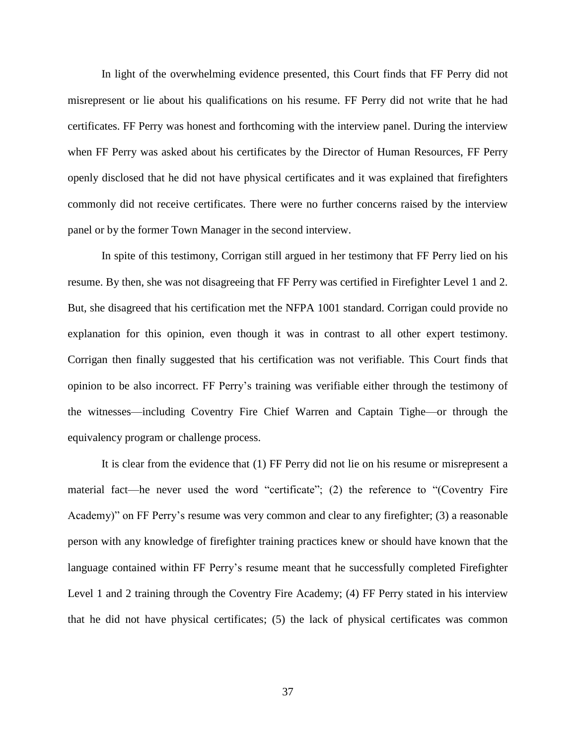In light of the overwhelming evidence presented, this Court finds that FF Perry did not misrepresent or lie about his qualifications on his resume. FF Perry did not write that he had certificates. FF Perry was honest and forthcoming with the interview panel. During the interview when FF Perry was asked about his certificates by the Director of Human Resources, FF Perry openly disclosed that he did not have physical certificates and it was explained that firefighters commonly did not receive certificates. There were no further concerns raised by the interview panel or by the former Town Manager in the second interview.

In spite of this testimony, Corrigan still argued in her testimony that FF Perry lied on his resume. By then, she was not disagreeing that FF Perry was certified in Firefighter Level 1 and 2. But, she disagreed that his certification met the NFPA 1001 standard. Corrigan could provide no explanation for this opinion, even though it was in contrast to all other expert testimony. Corrigan then finally suggested that his certification was not verifiable. This Court finds that opinion to be also incorrect. FF Perry's training was verifiable either through the testimony of the witnesses—including Coventry Fire Chief Warren and Captain Tighe—or through the equivalency program or challenge process.

It is clear from the evidence that (1) FF Perry did not lie on his resume or misrepresent a material fact—he never used the word "certificate"; (2) the reference to "(Coventry Fire Academy)" on FF Perry's resume was very common and clear to any firefighter; (3) a reasonable person with any knowledge of firefighter training practices knew or should have known that the language contained within FF Perry's resume meant that he successfully completed Firefighter Level 1 and 2 training through the Coventry Fire Academy; (4) FF Perry stated in his interview that he did not have physical certificates; (5) the lack of physical certificates was common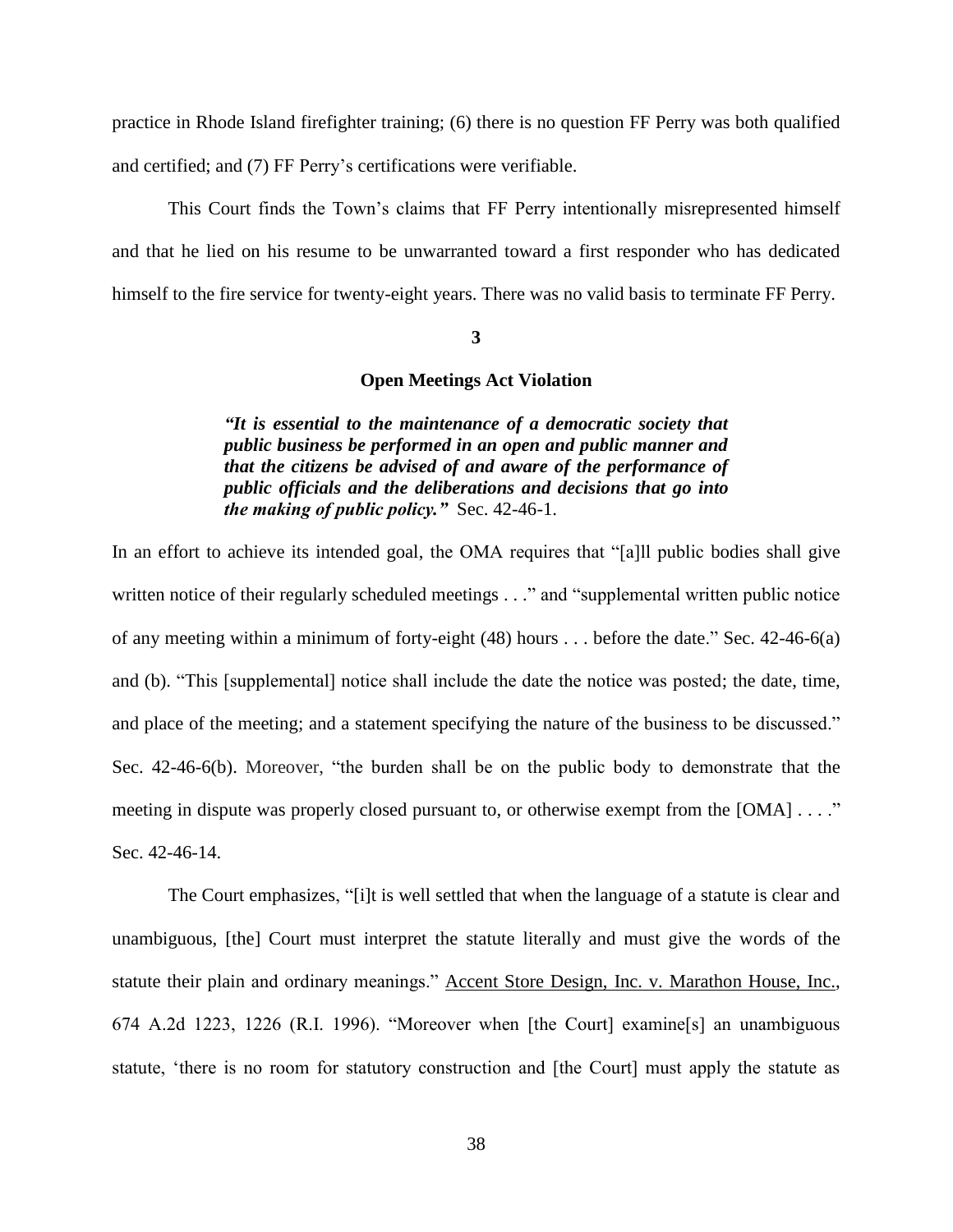practice in Rhode Island firefighter training; (6) there is no question FF Perry was both qualified and certified; and (7) FF Perry's certifications were verifiable.

This Court finds the Town's claims that FF Perry intentionally misrepresented himself and that he lied on his resume to be unwarranted toward a first responder who has dedicated himself to the fire service for twenty-eight years. There was no valid basis to terminate FF Perry.

**3**

**Open Meetings Act Violation**

> ***"It is essential to the maintenance of a democratic society that public business be performed in an open and public manner and that the citizens be advised of and aware of the performance of public officials and the deliberations and decisions that go into the making of public policy."*** Sec. 42-46-1.

In an effort to achieve its intended goal, the OMA requires that "[a]ll public bodies shall give written notice of their regularly scheduled meetings . . ." and "supplemental written public notice of any meeting within a minimum of forty-eight (48) hours . . . before the date." Sec. 42-46-6(a) and (b). "This [supplemental] notice shall include the date the notice was posted; the date, time, and place of the meeting; and a statement specifying the nature of the business to be discussed." Sec. 42-46-6(b). Moreover, "the burden shall be on the public body to demonstrate that the meeting in dispute was properly closed pursuant to, or otherwise exempt from the [OMA] . . . ." Sec. 42-46-14.

The Court emphasizes, "[i]t is well settled that when the language of a statute is clear and unambiguous, [the] Court must interpret the statute literally and must give the words of the statute their plain and ordinary meanings." Accent Store Design, Inc. v. Marathon House, Inc., 674 A.2d 1223, 1226 (R.I. 1996). "Moreover when [the Court] examine[s] an unambiguous statute, 'there is no room for statutory construction and [the Court] must apply the statute as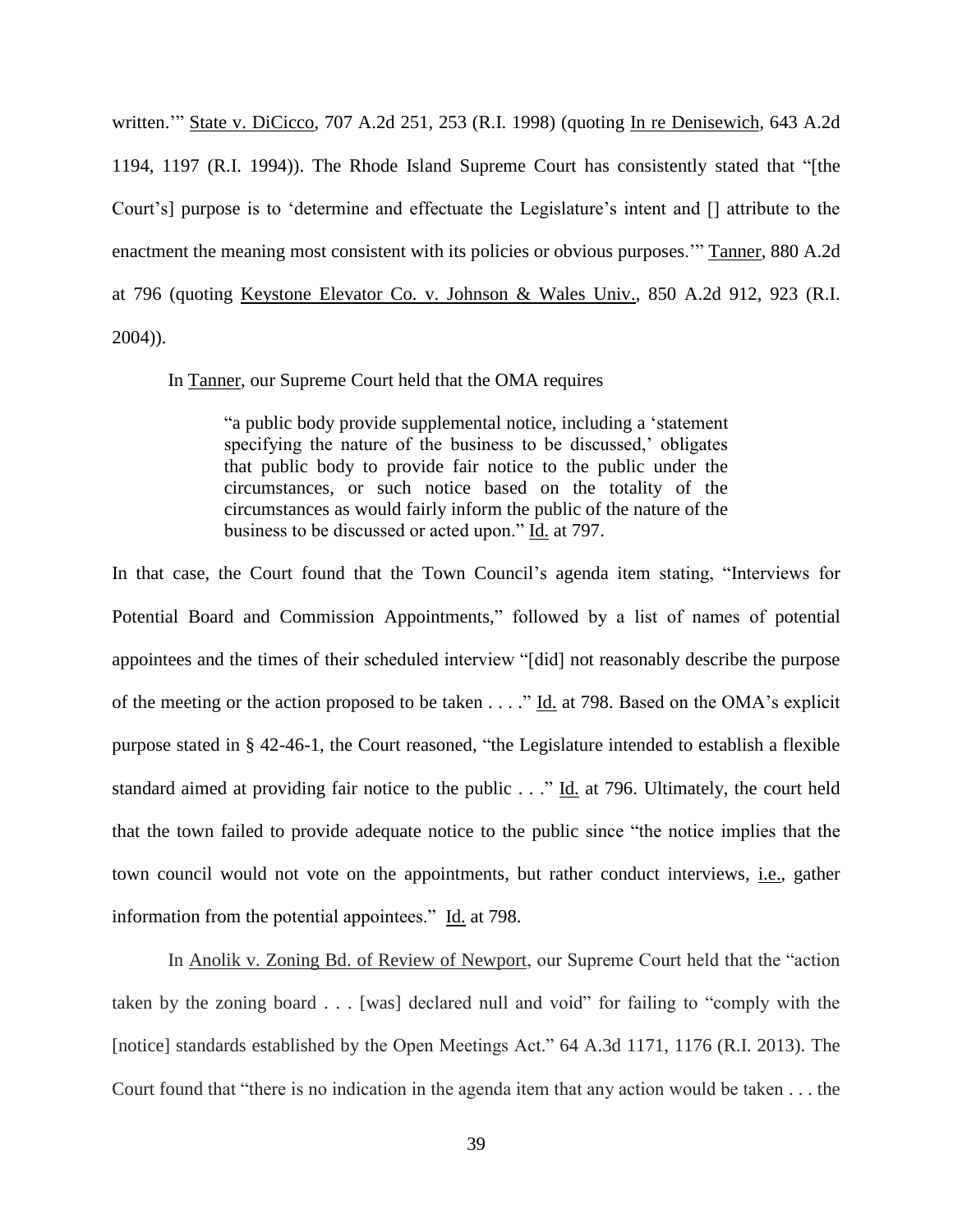written.'" State v. DiCicco, 707 A.2d 251, 253 (R.I. 1998) (quoting In re Denisewich, 643 A.2d 1194, 1197 (R.I. 1994)). The Rhode Island Supreme Court has consistently stated that "[the Court's] purpose is to 'determine and effectuate the Legislature's intent and [] attribute to the enactment the meaning most consistent with its policies or obvious purposes.'" Tanner, 880 A.2d at 796 (quoting Keystone Elevator Co. v. Johnson & Wales Univ., 850 A.2d 912, 923 (R.I. 2004)).

In Tanner, our Supreme Court held that the OMA requires

> "a public body provide supplemental notice, including a 'statement specifying the nature of the business to be discussed,' obligates that public body to provide fair notice to the public under the circumstances, or such notice based on the totality of the circumstances as would fairly inform the public of the nature of the business to be discussed or acted upon." Id. at 797.

In that case, the Court found that the Town Council's agenda item stating, "Interviews for Potential Board and Commission Appointments," followed by a list of names of potential appointees and the times of their scheduled interview "[did] not reasonably describe the purpose of the meeting or the action proposed to be taken . . . ." Id. at 798. Based on the OMA's explicit purpose stated in § 42-46-1, the Court reasoned, "the Legislature intended to establish a flexible standard aimed at providing fair notice to the public . . ." Id. at 796. Ultimately, the court held that the town failed to provide adequate notice to the public since "the notice implies that the town council would not vote on the appointments, but rather conduct interviews, i.e., gather information from the potential appointees." Id. at 798.

In Anolik v. Zoning Bd. of Review of Newport, our Supreme Court held that the "action taken by the zoning board . . . [was] declared null and void" for failing to "comply with the [notice] standards established by the Open Meetings Act." 64 A.3d 1171, 1176 (R.I. 2013). The Court found that "there is no indication in the agenda item that any action would be taken . . . the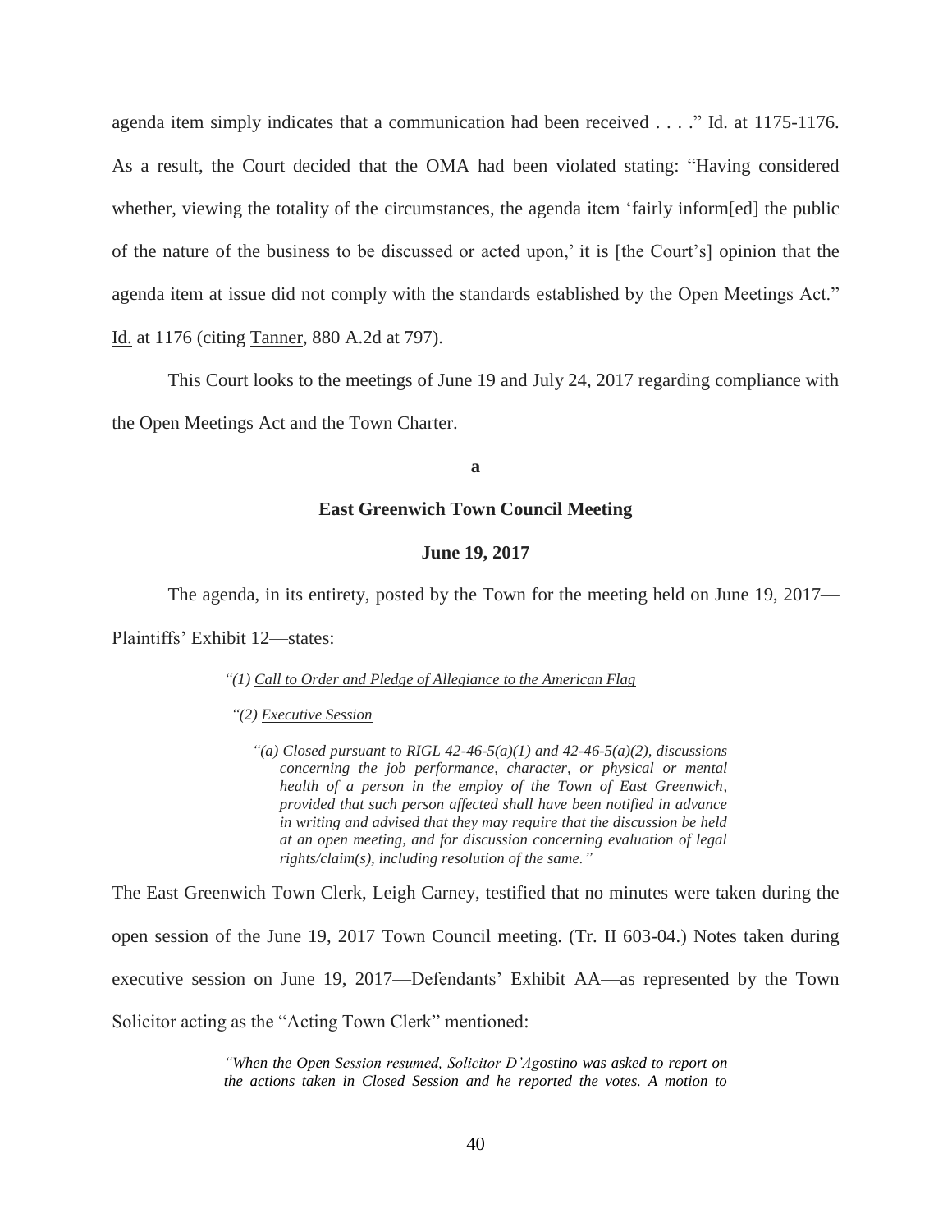agenda item simply indicates that a communication had been received . . . ." Id. at 1175-1176. As a result, the Court decided that the OMA had been violated stating: "Having considered whether, viewing the totality of the circumstances, the agenda item 'fairly inform[ed] the public of the nature of the business to be discussed or acted upon,' it is [the Court's] opinion that the agenda item at issue did not comply with the standards established by the Open Meetings Act." Id. at 1176 (citing Tanner, 880 A.2d at 797).

This Court looks to the meetings of June 19 and July 24, 2017 regarding compliance with the Open Meetings Act and the Town Charter.

**a**

**East Greenwich Town Council Meeting**

**June 19, 2017**

The agenda, in its entirety, posted by the Town for the meeting held on June 19, 2017—Plaintiffs' Exhibit 12—states:

> *"(1) Call to Order and Pledge of Allegiance to the American Flag*
>
> *"(2) Executive Session*
>
> *"(a) Closed pursuant to RIGL 42-46-5(a)(1) and 42-46-5(a)(2), discussions concerning the job performance, character, or physical or mental health of a person in the employ of the Town of East Greenwich, provided that such person affected shall have been notified in advance in writing and advised that they may require that the discussion be held at an open meeting, and for discussion concerning evaluation of legal rights/claim(s), including resolution of the same."*

The East Greenwich Town Clerk, Leigh Carney, testified that no minutes were taken during the open session of the June 19, 2017 Town Council meeting. (Tr. II 603-04.) Notes taken during executive session on June 19, 2017—Defendants' Exhibit AA—as represented by the Town Solicitor acting as the "Acting Town Clerk" mentioned:

> *"When the Open Session resumed, Solicitor D'Agostino was asked to report on the actions taken in Closed Session and he reported the votes. A motion to*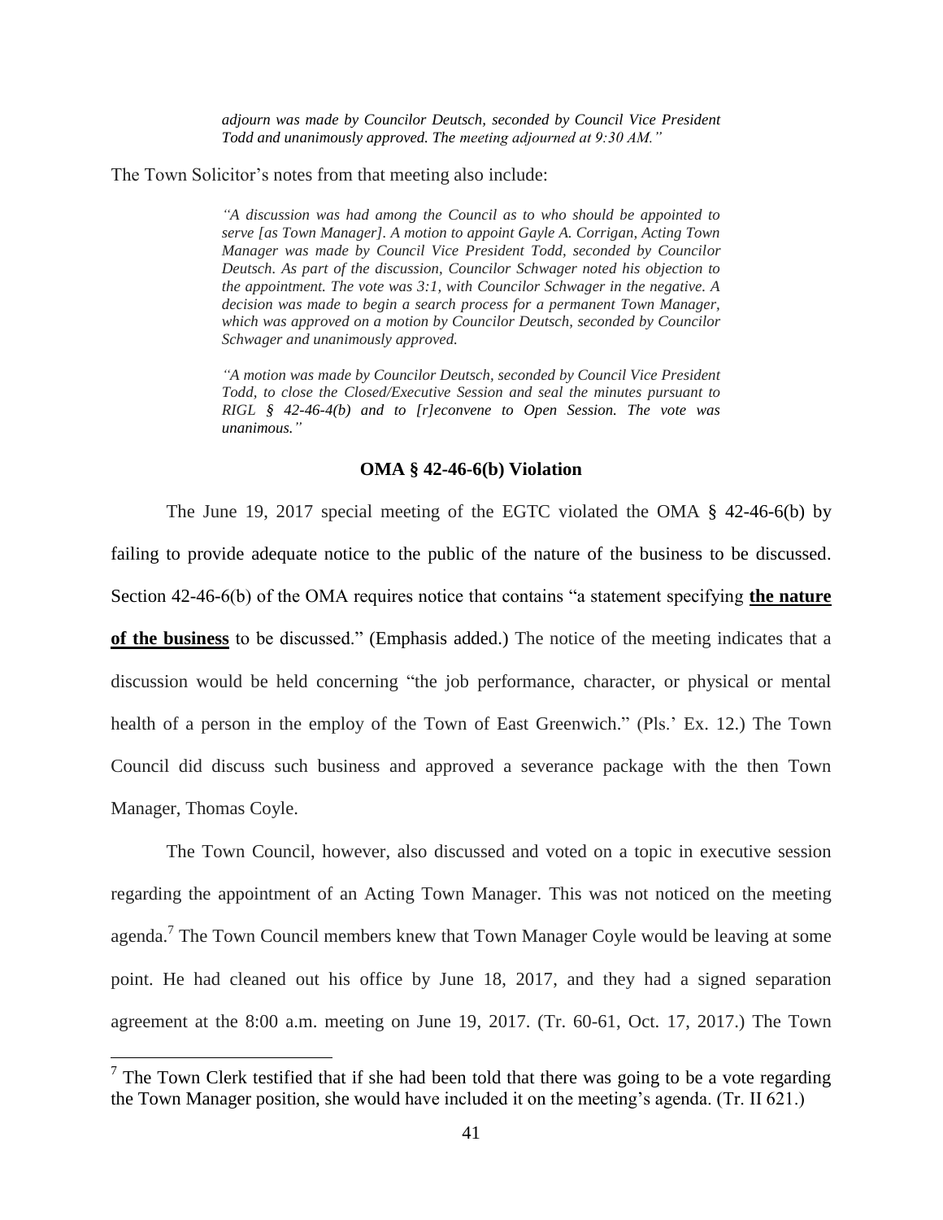> *adjourn was made by Councilor Deutsch, seconded by Council Vice President Todd and unanimously approved. The meeting adjourned at 9:30 AM."*

The Town Solicitor's notes from that meeting also include:

> *"A discussion was had among the Council as to who should be appointed to serve [as Town Manager]. A motion to appoint Gayle A. Corrigan, Acting Town Manager was made by Council Vice President Todd, seconded by Councilor Deutsch. As part of the discussion, Councilor Schwager noted his objection to the appointment. The vote was 3:1, with Councilor Schwager in the negative. A decision was made to begin a search process for a permanent Town Manager, which was approved on a motion by Councilor Deutsch, seconded by Councilor Schwager and unanimously approved.*
>
> *"A motion was made by Councilor Deutsch, seconded by Council Vice President Todd, to close the Closed/Executive Session and seal the minutes pursuant to RIGL § 42-46-4(b) and to [r]econvene to Open Session. The vote was unanimous."*

**OMA § 42-46-6(b) Violation**

The June 19, 2017 special meeting of the EGTC violated the OMA § 42-46-6(b) by failing to provide adequate notice to the public of the nature of the business to be discussed. Section 42-46-6(b) of the OMA requires notice that contains "a statement specifying **the nature of the business** to be discussed." (Emphasis added.) The notice of the meeting indicates that a discussion would be held concerning "the job performance, character, or physical or mental health of a person in the employ of the Town of East Greenwich." (Pls.' Ex. 12.) The Town Council did discuss such business and approved a severance package with the then Town Manager, Thomas Coyle.

The Town Council, however, also discussed and voted on a topic in executive session regarding the appointment of an Acting Town Manager. This was not noticed on the meeting agenda.[7] The Town Council members knew that Town Manager Coyle would be leaving at some point. He had cleaned out his office by June 18, 2017, and they had a signed separation agreement at the 8:00 a.m. meeting on June 19, 2017. (Tr. 60-61, Oct. 17, 2017.) The Town

[7] The Town Clerk testified that if she had been told that there was going to be a vote regarding the Town Manager position, she would have included it on the meeting's agenda. (Tr. II 621.)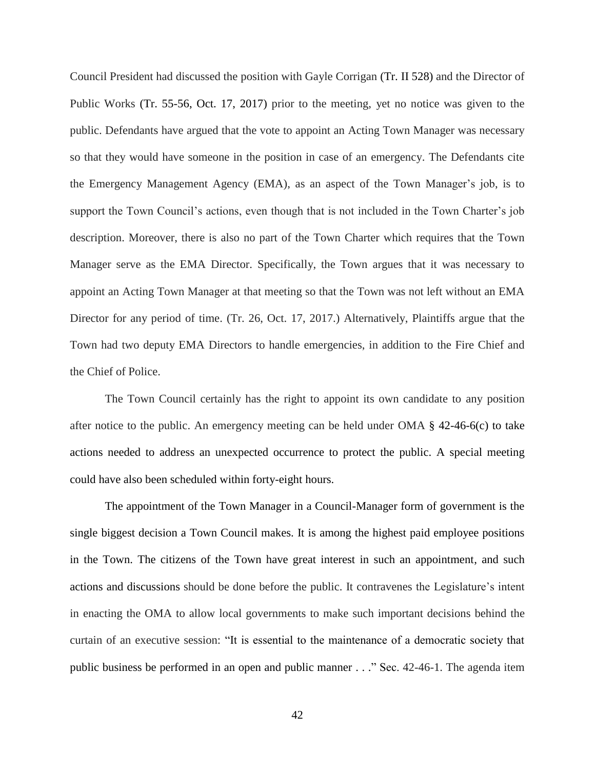Council President had discussed the position with Gayle Corrigan (Tr. II 528) and the Director of Public Works (Tr. 55-56, Oct. 17, 2017) prior to the meeting, yet no notice was given to the public. Defendants have argued that the vote to appoint an Acting Town Manager was necessary so that they would have someone in the position in case of an emergency. The Defendants cite the Emergency Management Agency (EMA), as an aspect of the Town Manager's job, is to support the Town Council's actions, even though that is not included in the Town Charter's job description. Moreover, there is also no part of the Town Charter which requires that the Town Manager serve as the EMA Director. Specifically, the Town argues that it was necessary to appoint an Acting Town Manager at that meeting so that the Town was not left without an EMA Director for any period of time. (Tr. 26, Oct. 17, 2017.) Alternatively, Plaintiffs argue that the Town had two deputy EMA Directors to handle emergencies, in addition to the Fire Chief and the Chief of Police.

The Town Council certainly has the right to appoint its own candidate to any position after notice to the public. An emergency meeting can be held under OMA § 42-46-6(c) to take actions needed to address an unexpected occurrence to protect the public. A special meeting could have also been scheduled within forty-eight hours.

The appointment of the Town Manager in a Council-Manager form of government is the single biggest decision a Town Council makes. It is among the highest paid employee positions in the Town. The citizens of the Town have great interest in such an appointment, and such actions and discussions should be done before the public. It contravenes the Legislature's intent in enacting the OMA to allow local governments to make such important decisions behind the curtain of an executive session: "It is essential to the maintenance of a democratic society that public business be performed in an open and public manner . . ." Sec. 42-46-1. The agenda item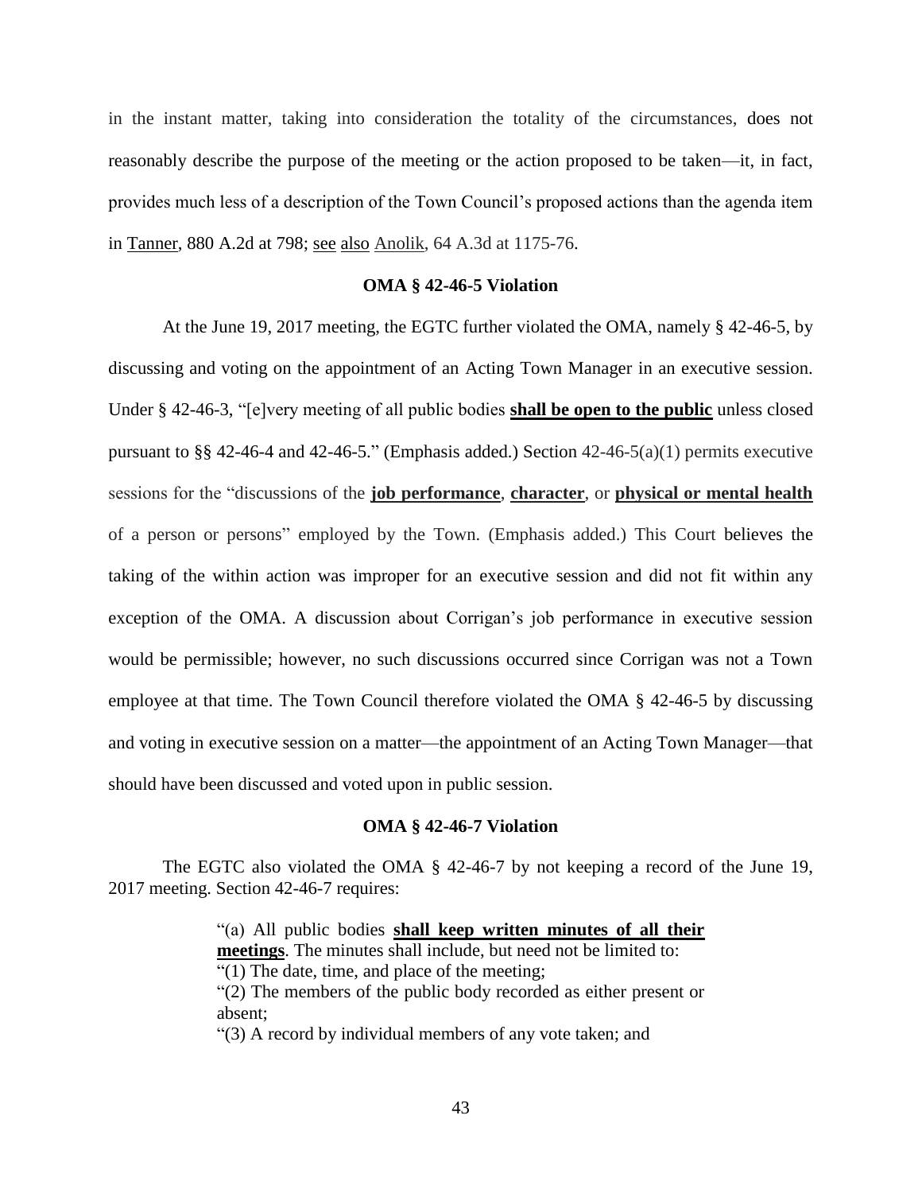in the instant matter, taking into consideration the totality of the circumstances, does not reasonably describe the purpose of the meeting or the action proposed to be taken—it, in fact, provides much less of a description of the Town Council's proposed actions than the agenda item in Tanner, 880 A.2d at 798; see also Anolik, 64 A.3d at 1175-76.

**OMA § 42-46-5 Violation**

At the June 19, 2017 meeting, the EGTC further violated the OMA, namely § 42-46-5, by discussing and voting on the appointment of an Acting Town Manager in an executive session. Under § 42-46-3, "[e]very meeting of all public bodies **shall be open to the public** unless closed pursuant to §§ 42-46-4 and 42-46-5." (Emphasis added.) Section 42-46-5(a)(1) permits executive sessions for the "discussions of the **job performance**, **character**, or **physical or mental health** of a person or persons" employed by the Town. (Emphasis added.) This Court believes the taking of the within action was improper for an executive session and did not fit within any exception of the OMA. A discussion about Corrigan's job performance in executive session would be permissible; however, no such discussions occurred since Corrigan was not a Town employee at that time. The Town Council therefore violated the OMA § 42-46-5 by discussing and voting in executive session on a matter—the appointment of an Acting Town Manager—that should have been discussed and voted upon in public session.

**OMA § 42-46-7 Violation**

The EGTC also violated the OMA § 42-46-7 by not keeping a record of the June 19, 2017 meeting. Section 42-46-7 requires:

> "(a) All public bodies **shall keep written minutes of all their meetings**. The minutes shall include, but need not be limited to:
> "(1) The date, time, and place of the meeting;
> "(2) The members of the public body recorded as either present or absent;
> "(3) A record by individual members of any vote taken; and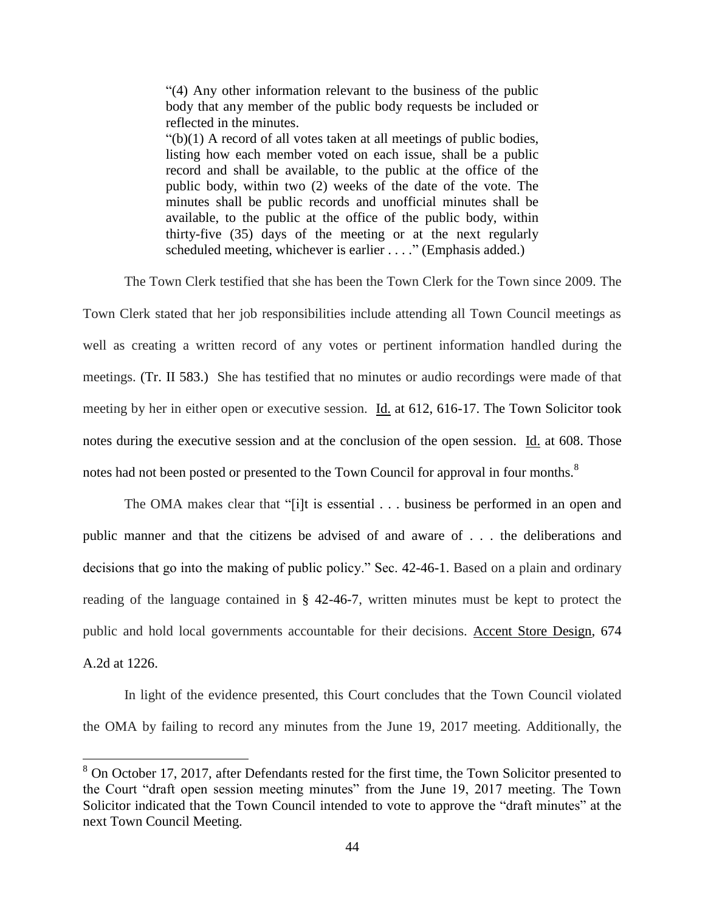> "(4) Any other information relevant to the business of the public body that any member of the public body requests be included or reflected in the minutes.
>
> "(b)(1) A record of all votes taken at all meetings of public bodies, listing how each member voted on each issue, shall be a public record and shall be available, to the public at the office of the public body, within two (2) weeks of the date of the vote. The minutes shall be public records and unofficial minutes shall be available, to the public at the office of the public body, within thirty-five (35) days of the meeting or at the next regularly scheduled meeting, whichever is earlier . . . ." (Emphasis added.)

The Town Clerk testified that she has been the Town Clerk for the Town since 2009. The Town Clerk stated that her job responsibilities include attending all Town Council meetings as well as creating a written record of any votes or pertinent information handled during the meetings. (Tr. II 583.) She has testified that no minutes or audio recordings were made of that meeting by her in either open or executive session. Id. at 612, 616-17. The Town Solicitor took notes during the executive session and at the conclusion of the open session. Id. at 608. Those notes had not been posted or presented to the Town Council for approval in four months.[8]

The OMA makes clear that "[i]t is essential . . . business be performed in an open and public manner and that the citizens be advised of and aware of . . . the deliberations and decisions that go into the making of public policy." Sec. 42-46-1. Based on a plain and ordinary reading of the language contained in § 42-46-7, written minutes must be kept to protect the public and hold local governments accountable for their decisions. Accent Store Design, 674 A.2d at 1226.

In light of the evidence presented, this Court concludes that the Town Council violated the OMA by failing to record any minutes from the June 19, 2017 meeting. Additionally, the

[8] On October 17, 2017, after Defendants rested for the first time, the Town Solicitor presented to the Court "draft open session meeting minutes" from the June 19, 2017 meeting. The Town Solicitor indicated that the Town Council intended to vote to approve the "draft minutes" at the next Town Council Meeting.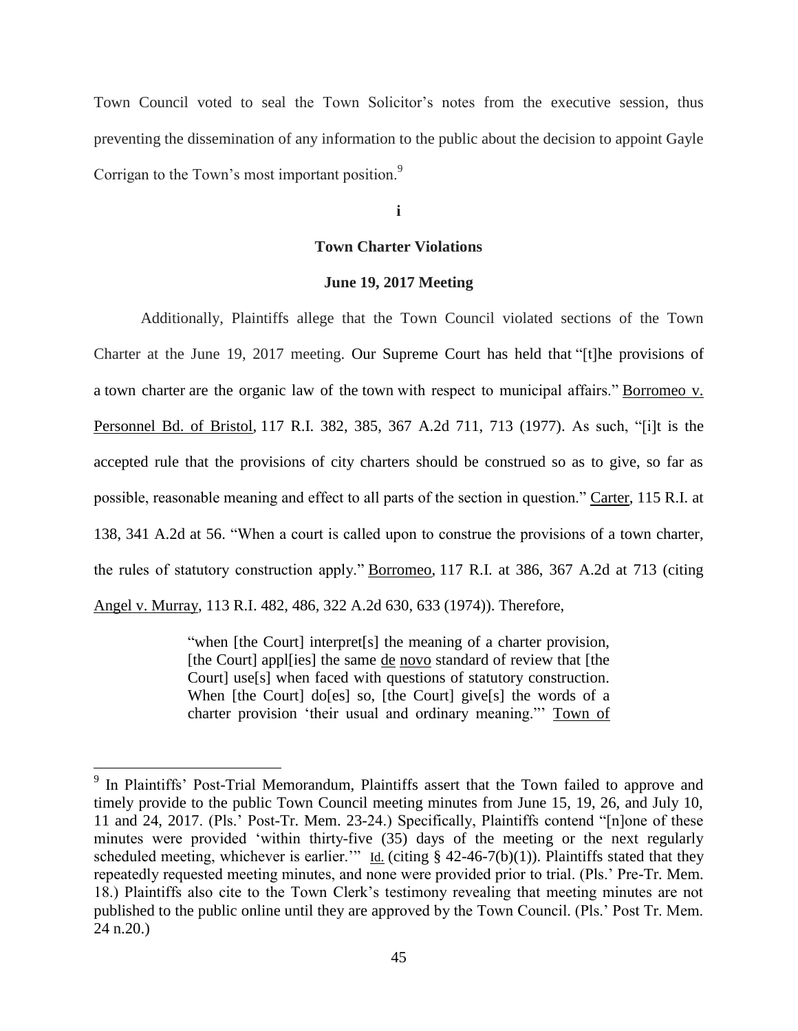Town Council voted to seal the Town Solicitor's notes from the executive session, thus preventing the dissemination of any information to the public about the decision to appoint Gayle Corrigan to the Town's most important position.[9]

**i**

**Town Charter Violations**

**June 19, 2017 Meeting**

Additionally, Plaintiffs allege that the Town Council violated sections of the Town Charter at the June 19, 2017 meeting. Our Supreme Court has held that "[t]he provisions of a town charter are the organic law of the town with respect to municipal affairs." Borromeo v. Personnel Bd. of Bristol, 117 R.I. 382, 385, 367 A.2d 711, 713 (1977). As such, "[i]t is the accepted rule that the provisions of city charters should be construed so as to give, so far as possible, reasonable meaning and effect to all parts of the section in question." Carter, 115 R.I. at 138, 341 A.2d at 56. "When a court is called upon to construe the provisions of a town charter, the rules of statutory construction apply." Borromeo, 117 R.I. at 386, 367 A.2d at 713 (citing Angel v. Murray, 113 R.I. 482, 486, 322 A.2d 630, 633 (1974)). Therefore,

> "when [the Court] interpret[s] the meaning of a charter provision, [the Court] appl[ies] the same de novo standard of review that [the Court] use[s] when faced with questions of statutory construction. When [the Court] do[es] so, [the Court] give[s] the words of a charter provision 'their usual and ordinary meaning."' Town of

---

[9] In Plaintiffs' Post-Trial Memorandum, Plaintiffs assert that the Town failed to approve and timely provide to the public Town Council meeting minutes from June 15, 19, 26, and July 10, 11 and 24, 2017. (Pls.' Post-Tr. Mem. 23-24.) Specifically, Plaintiffs contend "[n]one of these minutes were provided 'within thirty-five (35) days of the meeting or the next regularly scheduled meeting, whichever is earlier.'" Id. (citing § 42-46-7(b)(1)). Plaintiffs stated that they repeatedly requested meeting minutes, and none were provided prior to trial. (Pls.' Pre-Tr. Mem. 18.) Plaintiffs also cite to the Town Clerk's testimony revealing that meeting minutes are not published to the public online until they are approved by the Town Council. (Pls.' Post Tr. Mem. 24 n.20.)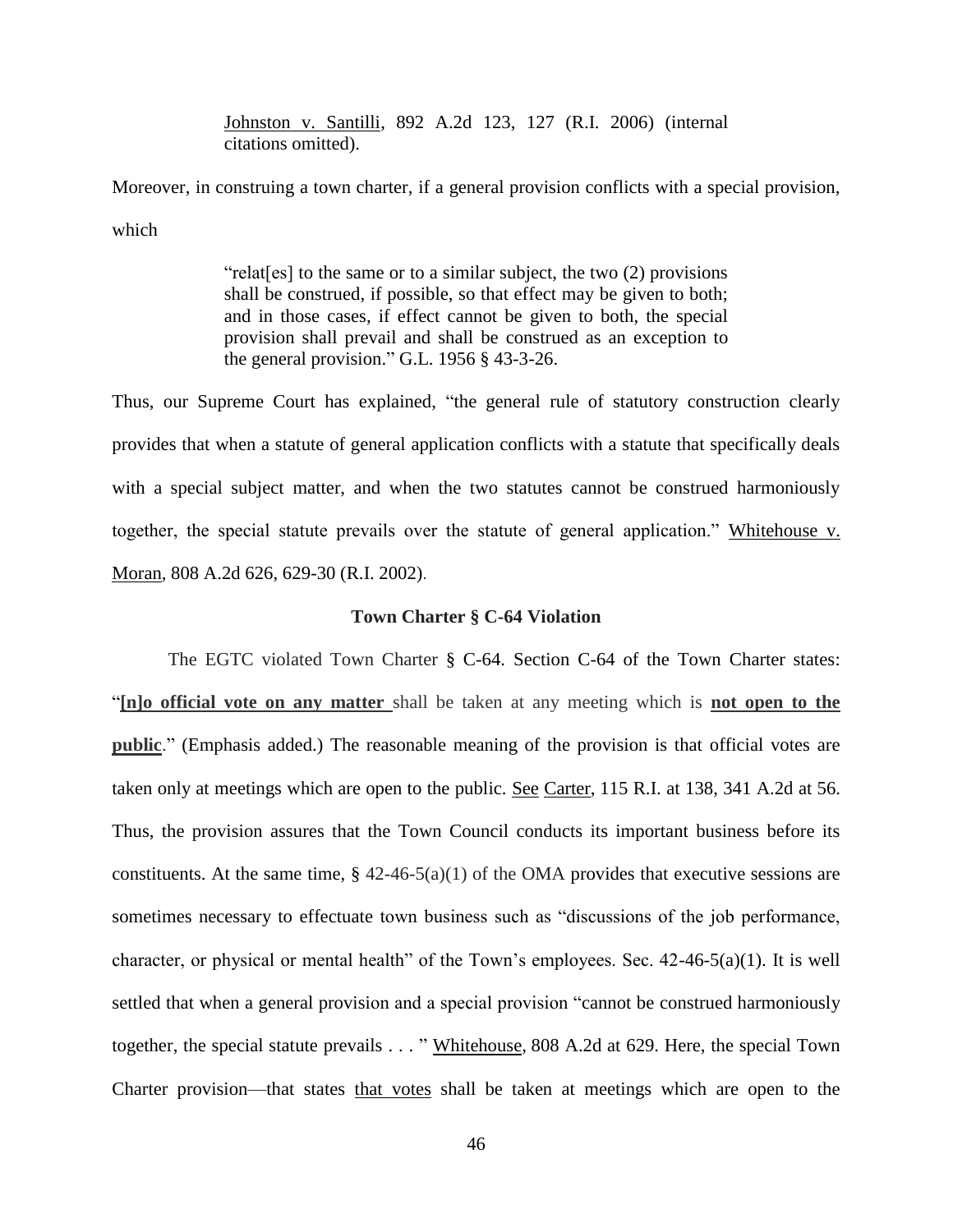> Johnston v. Santilli, 892 A.2d 123, 127 (R.I. 2006) (internal citations omitted).

Moreover, in construing a town charter, if a general provision conflicts with a special provision, which

> "relat[es] to the same or to a similar subject, the two (2) provisions shall be construed, if possible, so that effect may be given to both; and in those cases, if effect cannot be given to both, the special provision shall prevail and shall be construed as an exception to the general provision." G.L. 1956 § 43-3-26.

Thus, our Supreme Court has explained, "the general rule of statutory construction clearly provides that when a statute of general application conflicts with a statute that specifically deals with a special subject matter, and when the two statutes cannot be construed harmoniously together, the special statute prevails over the statute of general application." Whitehouse v. Moran, 808 A.2d 626, 629-30 (R.I. 2002).

**Town Charter § C-64 Violation**

The EGTC violated Town Charter § C-64. Section C-64 of the Town Charter states: "**[n]o official vote on any matter** shall be taken at any meeting which is **not open to the public**." (Emphasis added.) The reasonable meaning of the provision is that official votes are taken only at meetings which are open to the public. See Carter, 115 R.I. at 138, 341 A.2d at 56. Thus, the provision assures that the Town Council conducts its important business before its constituents. At the same time, § 42-46-5(a)(1) of the OMA provides that executive sessions are sometimes necessary to effectuate town business such as "discussions of the job performance, character, or physical or mental health" of the Town's employees. Sec. 42-46-5(a)(1). It is well settled that when a general provision and a special provision "cannot be construed harmoniously together, the special statute prevails . . . " Whitehouse, 808 A.2d at 629. Here, the special Town Charter provision—that states that votes shall be taken at meetings which are open to the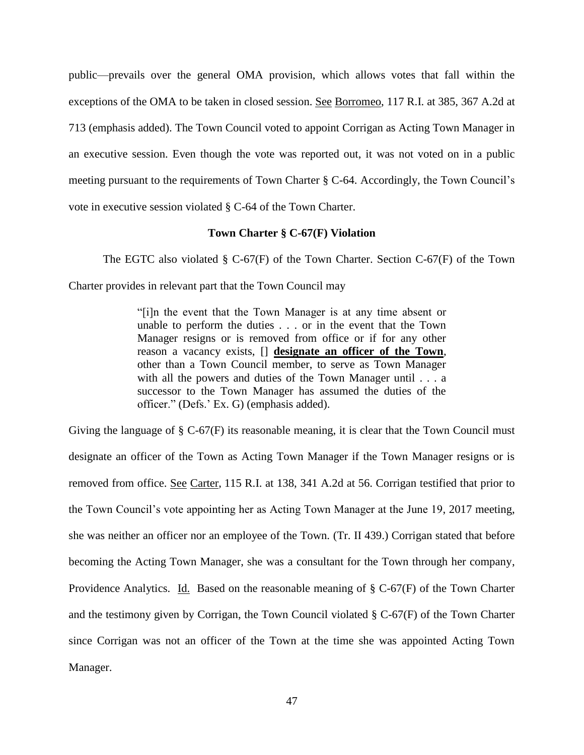public—prevails over the general OMA provision, which allows votes that fall within the exceptions of the OMA to be taken in closed session. See Borromeo, 117 R.I. at 385, 367 A.2d at 713 (emphasis added). The Town Council voted to appoint Corrigan as Acting Town Manager in an executive session. Even though the vote was reported out, it was not voted on in a public meeting pursuant to the requirements of Town Charter § C-64. Accordingly, the Town Council's vote in executive session violated § C-64 of the Town Charter.

**Town Charter § C-67(F) Violation**

The EGTC also violated § C-67(F) of the Town Charter. Section C-67(F) of the Town Charter provides in relevant part that the Town Council may

> "[i]n the event that the Town Manager is at any time absent or unable to perform the duties . . . or in the event that the Town Manager resigns or is removed from office or if for any other reason a vacancy exists, [] **designate an officer of the Town**, other than a Town Council member, to serve as Town Manager with all the powers and duties of the Town Manager until . . . a successor to the Town Manager has assumed the duties of the officer." (Defs.' Ex. G) (emphasis added).

Giving the language of § C-67(F) its reasonable meaning, it is clear that the Town Council must designate an officer of the Town as Acting Town Manager if the Town Manager resigns or is removed from office. See Carter, 115 R.I. at 138, 341 A.2d at 56. Corrigan testified that prior to the Town Council's vote appointing her as Acting Town Manager at the June 19, 2017 meeting, she was neither an officer nor an employee of the Town. (Tr. II 439.) Corrigan stated that before becoming the Acting Town Manager, she was a consultant for the Town through her company, Providence Analytics. Id. Based on the reasonable meaning of § C-67(F) of the Town Charter and the testimony given by Corrigan, the Town Council violated § C-67(F) of the Town Charter since Corrigan was not an officer of the Town at the time she was appointed Acting Town Manager.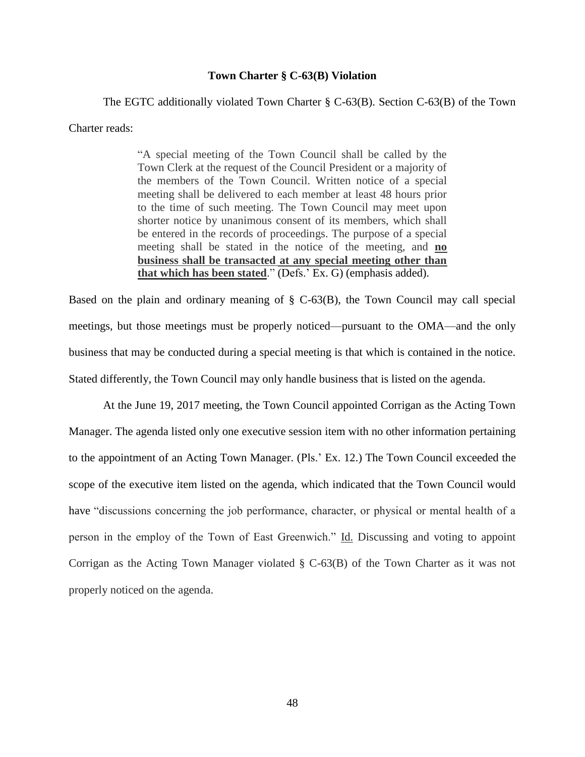### Town Charter § C-63(B) Violation

The EGTC additionally violated Town Charter § C-63(B). Section C-63(B) of the Town Charter reads:

> "A special meeting of the Town Council shall be called by the Town Clerk at the request of the Council President or a majority of the members of the Town Council. Written notice of a special meeting shall be delivered to each member at least 48 hours prior to the time of such meeting. The Town Council may meet upon shorter notice by unanimous consent of its members, which shall be entered in the records of proceedings. The purpose of a special meeting shall be stated in the notice of the meeting, and **<u>no business shall be transacted at any special meeting other than that which has been stated</u>**." (Defs.' Ex. G) (emphasis added).

Based on the plain and ordinary meaning of § C-63(B), the Town Council may call special meetings, but those meetings must be properly noticed—pursuant to the OMA—and the only business that may be conducted during a special meeting is that which is contained in the notice. Stated differently, the Town Council may only handle business that is listed on the agenda.

At the June 19, 2017 meeting, the Town Council appointed Corrigan as the Acting Town Manager. The agenda listed only one executive session item with no other information pertaining to the appointment of an Acting Town Manager. (Pls.' Ex. 12.) The Town Council exceeded the scope of the executive item listed on the agenda, which indicated that the Town Council would have "discussions concerning the job performance, character, or physical or mental health of a person in the employ of the Town of East Greenwich." <u>Id.</u> Discussing and voting to appoint Corrigan as the Acting Town Manager violated § C-63(B) of the Town Charter as it was not properly noticed on the agenda.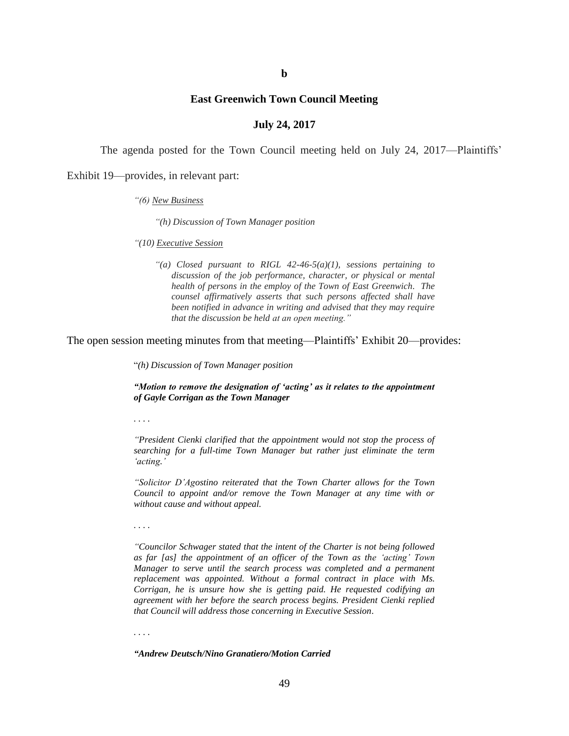**b**

**East Greenwich Town Council Meeting**

**July 24, 2017**

The agenda posted for the Town Council meeting held on July 24, 2017—Plaintiffs' Exhibit 19—provides, in relevant part:

> *"(6) New Business*
>
> *"(h) Discussion of Town Manager position*
>
> *"(10) Executive Session*
>
> *"(a) Closed pursuant to RIGL 42-46-5(a)(1), sessions pertaining to discussion of the job performance, character, or physical or mental health of persons in the employ of the Town of East Greenwich. The counsel affirmatively asserts that such persons affected shall have been notified in advance in writing and advised that they may require that the discussion be held at an open meeting."*

The open session meeting minutes from that meeting—Plaintiffs' Exhibit 20—provides:

> "*(h) Discussion of Town Manager position*
>
> ***"Motion to remove the designation of 'acting' as it relates to the appointment of Gayle Corrigan as the Town Manager***
>
> . . . .
>
> *"President Cienki clarified that the appointment would not stop the process of searching for a full-time Town Manager but rather just eliminate the term 'acting.'*
>
> *"Solicitor D'Agostino reiterated that the Town Charter allows for the Town Council to appoint and/or remove the Town Manager at any time with or without cause and without appeal.*
>
> . . . .
>
> *"Councilor Schwager stated that the intent of the Charter is not being followed as far [as] the appointment of an officer of the Town as the 'acting' Town Manager to serve until the search process was completed and a permanent replacement was appointed. Without a formal contract in place with Ms. Corrigan, he is unsure how she is getting paid. He requested codifying an agreement with her before the search process begins. President Cienki replied that Council will address those concerning in Executive Session.*
>
> . . . .
>
> ***"Andrew Deutsch/Nino Granatiero/Motion Carried***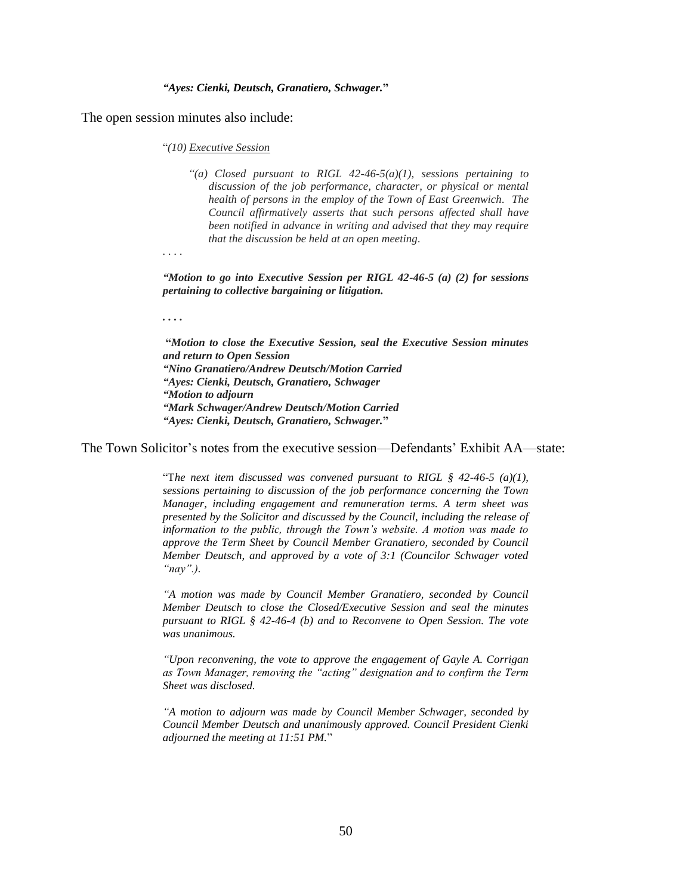> ***"Ayes: Cienki, Deutsch, Granatiero, Schwager."***

The open session minutes also include:

> "*(10) Executive Session*
>
> > *"(a) Closed pursuant to RIGL 42-46-5(a)(1), sessions pertaining to discussion of the job performance, character, or physical or mental health of persons in the employ of the Town of East Greenwich. The Council affirmatively asserts that such persons affected shall have been notified in advance in writing and advised that they may require that the discussion be held at an open meeting.*
>
> . . . .
>
> ***"Motion to go into Executive Session per RIGL 42-46-5 (a) (2) for sessions pertaining to collective bargaining or litigation.***
>
> **. . . .**
>
> ***"Motion to close the Executive Session, seal the Executive Session minutes and return to Open Session***
> ***"Nino Granatiero/Andrew Deutsch/Motion Carried***
> ***"Ayes: Cienki, Deutsch, Granatiero, Schwager***
> ***"Motion to adjourn***
> ***"Mark Schwager/Andrew Deutsch/Motion Carried***
> ***"Ayes: Cienki, Deutsch, Granatiero, Schwager."***

The Town Solicitor's notes from the executive session—Defendants' Exhibit AA—state:

> "T*he next item discussed was convened pursuant to RIGL § 42-46-5 (a)(1), sessions pertaining to discussion of the job performance concerning the Town Manager, including engagement and remuneration terms. A term sheet was presented by the Solicitor and discussed by the Council, including the release of information to the public, through the Town's website. A motion was made to approve the Term Sheet by Council Member Granatiero, seconded by Council Member Deutsch, and approved by a vote of 3:1 (Councilor Schwager voted "nay".).*
>
> *"A motion was made by Council Member Granatiero, seconded by Council Member Deutsch to close the Closed/Executive Session and seal the minutes pursuant to RIGL § 42-46-4 (b) and to Reconvene to Open Session. The vote was unanimous.*
>
> *"Upon reconvening, the vote to approve the engagement of Gayle A. Corrigan as Town Manager, removing the "acting" designation and to confirm the Term Sheet was disclosed.*
>
> *"A motion to adjourn was made by Council Member Schwager, seconded by Council Member Deutsch and unanimously approved. Council President Cienki adjourned the meeting at 11:51 PM.*"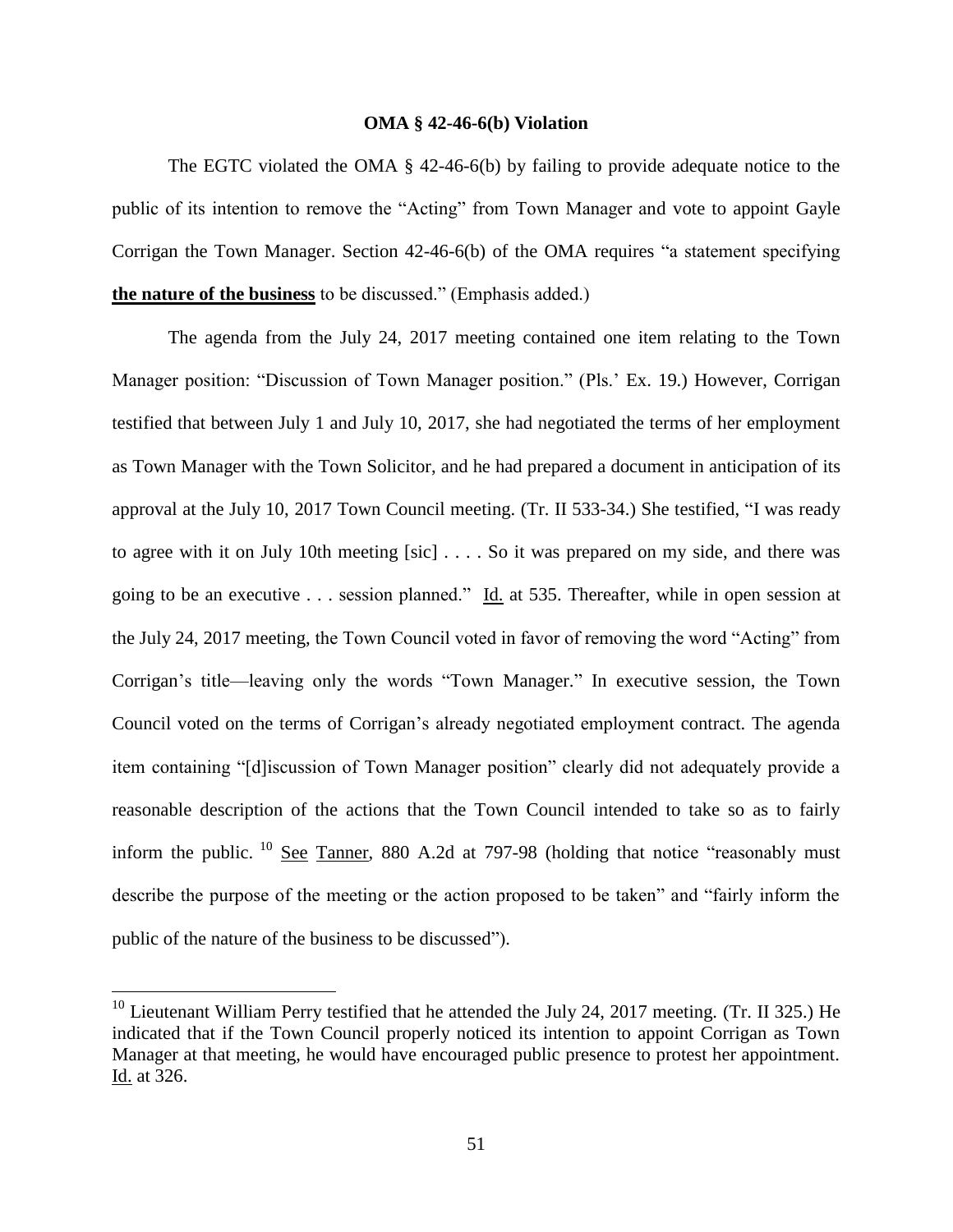**OMA § 42-46-6(b) Violation**

The EGTC violated the OMA § 42-46-6(b) by failing to provide adequate notice to the public of its intention to remove the "Acting" from Town Manager and vote to appoint Gayle Corrigan the Town Manager. Section 42-46-6(b) of the OMA requires "a statement specifying **the nature of the business** to be discussed." (Emphasis added.)

The agenda from the July 24, 2017 meeting contained one item relating to the Town Manager position: "Discussion of Town Manager position." (Pls.' Ex. 19.) However, Corrigan testified that between July 1 and July 10, 2017, she had negotiated the terms of her employment as Town Manager with the Town Solicitor, and he had prepared a document in anticipation of its approval at the July 10, 2017 Town Council meeting. (Tr. II 533-34.) She testified, "I was ready to agree with it on July 10th meeting [sic] . . . . So it was prepared on my side, and there was going to be an executive . . . session planned." Id. at 535. Thereafter, while in open session at the July 24, 2017 meeting, the Town Council voted in favor of removing the word "Acting" from Corrigan's title—leaving only the words "Town Manager." In executive session, the Town Council voted on the terms of Corrigan's already negotiated employment contract. The agenda item containing "[d]iscussion of Town Manager position" clearly did not adequately provide a reasonable description of the actions that the Town Council intended to take so as to fairly inform the public. [10] See Tanner, 880 A.2d at 797-98 (holding that notice "reasonably must describe the purpose of the meeting or the action proposed to be taken" and "fairly inform the public of the nature of the business to be discussed").

---

[10] Lieutenant William Perry testified that he attended the July 24, 2017 meeting. (Tr. II 325.) He indicated that if the Town Council properly noticed its intention to appoint Corrigan as Town Manager at that meeting, he would have encouraged public presence to protest her appointment. Id. at 326.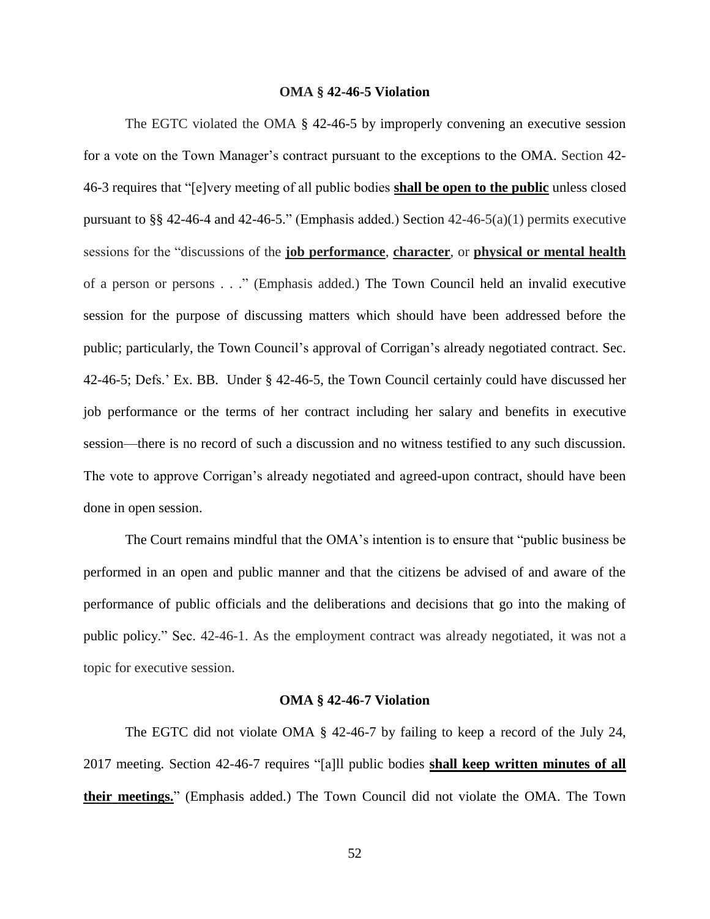**OMA § 42-46-5 Violation**

The EGTC violated the OMA § 42-46-5 by improperly convening an executive session for a vote on the Town Manager's contract pursuant to the exceptions to the OMA. Section 42-46-3 requires that "[e]very meeting of all public bodies **shall be open to the public** unless closed pursuant to §§ 42-46-4 and 42-46-5." (Emphasis added.) Section 42-46-5(a)(1) permits executive sessions for the "discussions of the **job performance**, **character**, or **physical or mental health** of a person or persons . . ." (Emphasis added.) The Town Council held an invalid executive session for the purpose of discussing matters which should have been addressed before the public; particularly, the Town Council's approval of Corrigan's already negotiated contract. Sec. 42-46-5; Defs.' Ex. BB. Under § 42-46-5, the Town Council certainly could have discussed her job performance or the terms of her contract including her salary and benefits in executive session—there is no record of such a discussion and no witness testified to any such discussion. The vote to approve Corrigan's already negotiated and agreed-upon contract, should have been done in open session.

The Court remains mindful that the OMA's intention is to ensure that "public business be performed in an open and public manner and that the citizens be advised of and aware of the performance of public officials and the deliberations and decisions that go into the making of public policy." Sec. 42-46-1. As the employment contract was already negotiated, it was not a topic for executive session.

**OMA § 42-46-7 Violation**

The EGTC did not violate OMA § 42-46-7 by failing to keep a record of the July 24, 2017 meeting. Section 42-46-7 requires "[a]ll public bodies **shall keep written minutes of all their meetings.**" (Emphasis added.) The Town Council did not violate the OMA. The Town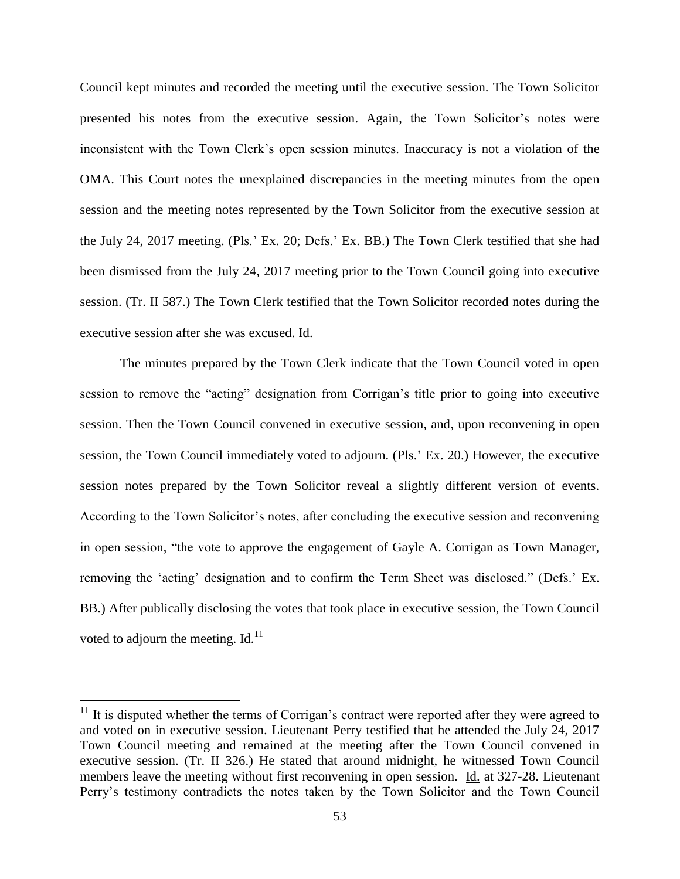Council kept minutes and recorded the meeting until the executive session. The Town Solicitor presented his notes from the executive session. Again, the Town Solicitor's notes were inconsistent with the Town Clerk's open session minutes. Inaccuracy is not a violation of the OMA. This Court notes the unexplained discrepancies in the meeting minutes from the open session and the meeting notes represented by the Town Solicitor from the executive session at the July 24, 2017 meeting. (Pls.' Ex. 20; Defs.' Ex. BB.) The Town Clerk testified that she had been dismissed from the July 24, 2017 meeting prior to the Town Council going into executive session. (Tr. II 587.) The Town Clerk testified that the Town Solicitor recorded notes during the executive session after she was excused. Id.

The minutes prepared by the Town Clerk indicate that the Town Council voted in open session to remove the "acting" designation from Corrigan's title prior to going into executive session. Then the Town Council convened in executive session, and, upon reconvening in open session, the Town Council immediately voted to adjourn. (Pls.' Ex. 20.) However, the executive session notes prepared by the Town Solicitor reveal a slightly different version of events. According to the Town Solicitor's notes, after concluding the executive session and reconvening in open session, "the vote to approve the engagement of Gayle A. Corrigan as Town Manager, removing the 'acting' designation and to confirm the Term Sheet was disclosed." (Defs.' Ex. BB.) After publically disclosing the votes that took place in executive session, the Town Council voted to adjourn the meeting. Id.[11]

---

[11] It is disputed whether the terms of Corrigan's contract were reported after they were agreed to and voted on in executive session. Lieutenant Perry testified that he attended the July 24, 2017 Town Council meeting and remained at the meeting after the Town Council convened in executive session. (Tr. II 326.) He stated that around midnight, he witnessed Town Council members leave the meeting without first reconvening in open session. Id. at 327-28. Lieutenant Perry's testimony contradicts the notes taken by the Town Solicitor and the Town Council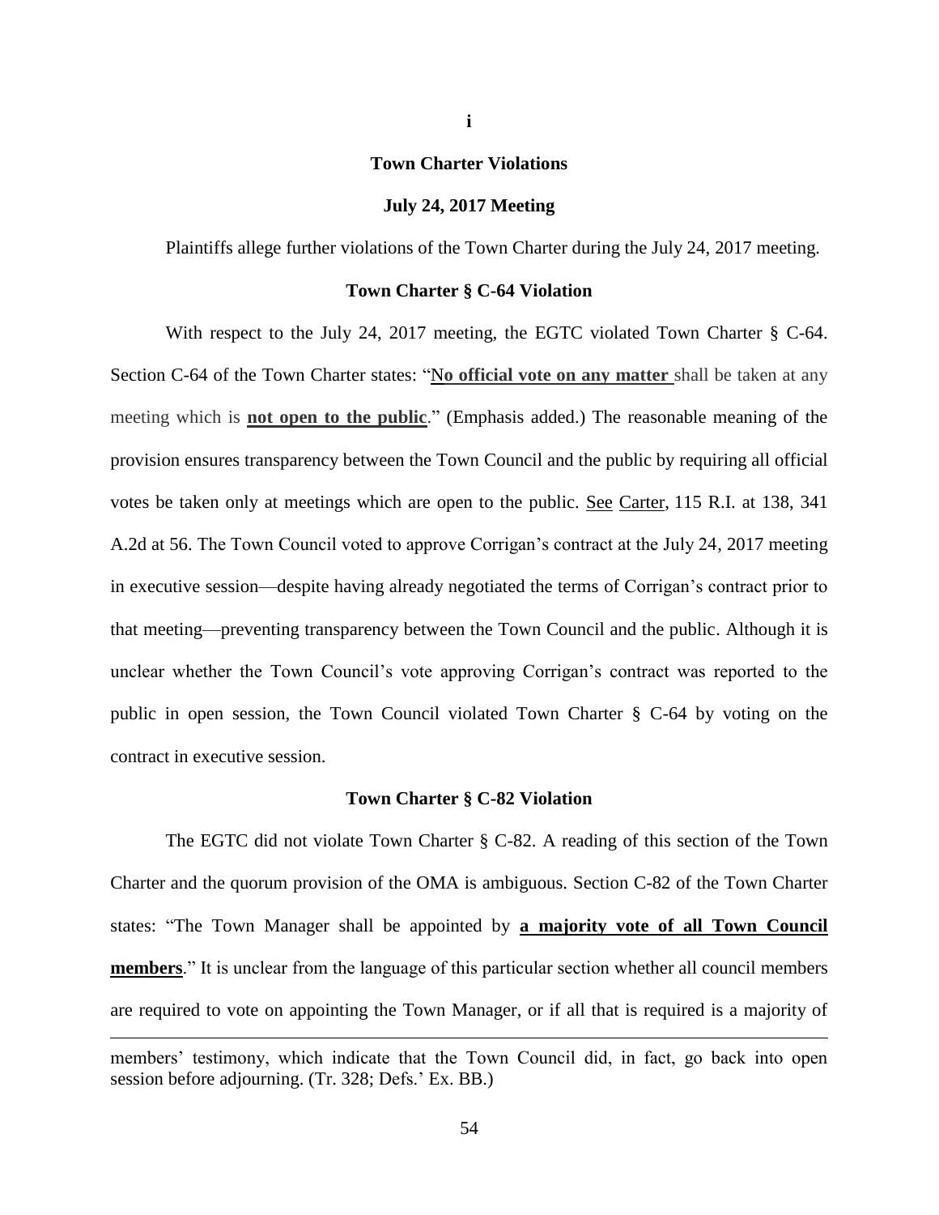**i**

**Town Charter Violations**

**July 24, 2017 Meeting**

Plaintiffs allege further violations of the Town Charter during the July 24, 2017 meeting.

**Town Charter § C-64 Violation**

With respect to the July 24, 2017 meeting, the EGTC violated Town Charter § C-64. Section C-64 of the Town Charter states: "N**o official vote on any matter** shall be taken at any meeting which is **not open to the public**." (Emphasis added.) The reasonable meaning of the provision ensures transparency between the Town Council and the public by requiring all official votes be taken only at meetings which are open to the public. See Carter, 115 R.I. at 138, 341 A.2d at 56. The Town Council voted to approve Corrigan's contract at the July 24, 2017 meeting in executive session—despite having already negotiated the terms of Corrigan's contract prior to that meeting—preventing transparency between the Town Council and the public. Although it is unclear whether the Town Council's vote approving Corrigan's contract was reported to the public in open session, the Town Council violated Town Charter § C-64 by voting on the contract in executive session.

**Town Charter § C-82 Violation**

The EGTC did not violate Town Charter § C-82. A reading of this section of the Town Charter and the quorum provision of the OMA is ambiguous. Section C-82 of the Town Charter states: "The Town Manager shall be appointed by **a majority vote of all Town Council members**." It is unclear from the language of this particular section whether all council members are required to vote on appointing the Town Manager, or if all that is required is a majority of

---

members' testimony, which indicate that the Town Council did, in fact, go back into open session before adjourning. (Tr. 328; Defs.' Ex. BB.)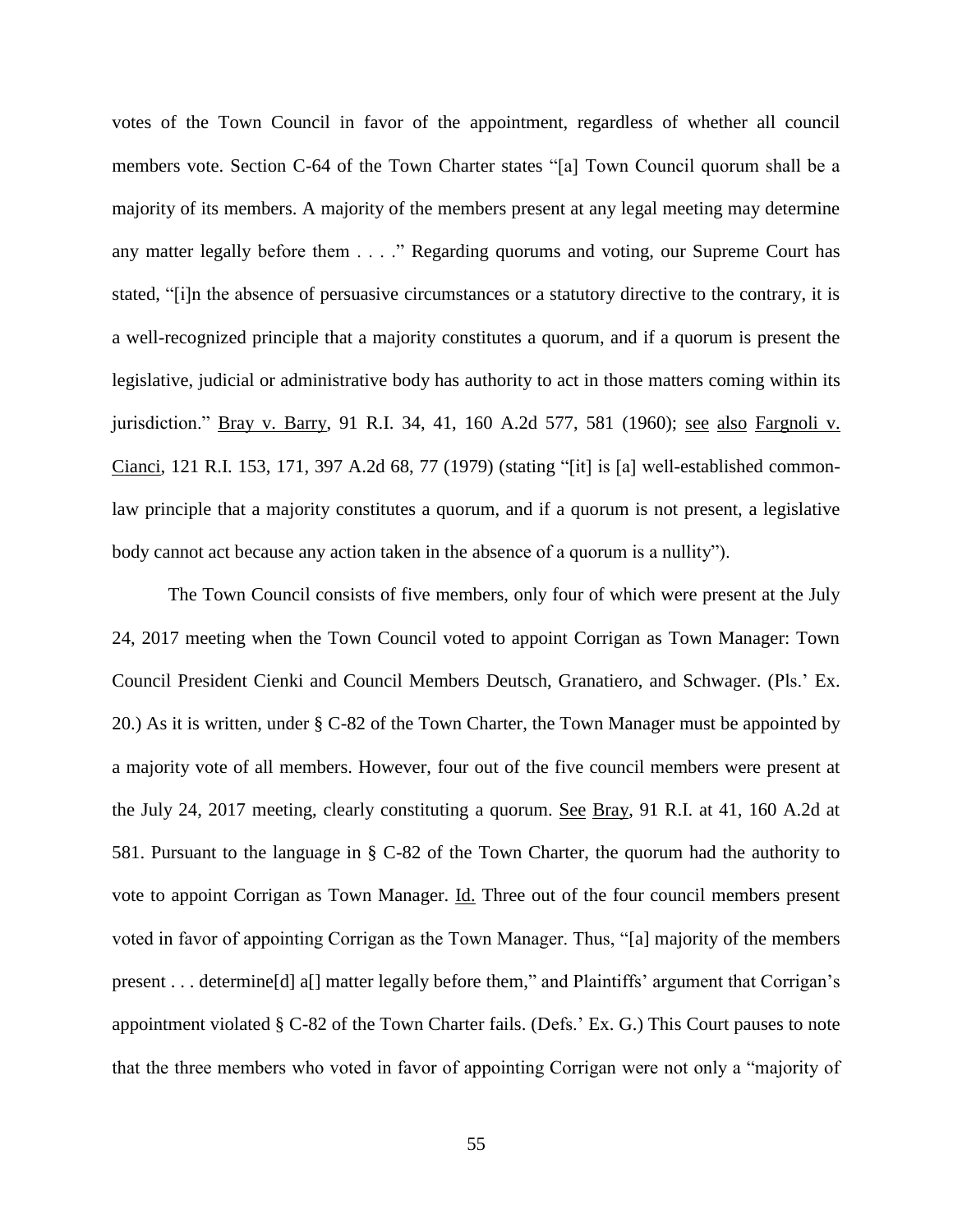votes of the Town Council in favor of the appointment, regardless of whether all council members vote. Section C-64 of the Town Charter states "[a] Town Council quorum shall be a majority of its members. A majority of the members present at any legal meeting may determine any matter legally before them . . . ." Regarding quorums and voting, our Supreme Court has stated, "[i]n the absence of persuasive circumstances or a statutory directive to the contrary, it is a well-recognized principle that a majority constitutes a quorum, and if a quorum is present the legislative, judicial or administrative body has authority to act in those matters coming within its jurisdiction." Bray v. Barry, 91 R.I. 34, 41, 160 A.2d 577, 581 (1960); see also Fargnoli v. Cianci, 121 R.I. 153, 171, 397 A.2d 68, 77 (1979) (stating "[it] is [a] well-established common-law principle that a majority constitutes a quorum, and if a quorum is not present, a legislative body cannot act because any action taken in the absence of a quorum is a nullity").

The Town Council consists of five members, only four of which were present at the July 24, 2017 meeting when the Town Council voted to appoint Corrigan as Town Manager: Town Council President Cienki and Council Members Deutsch, Granatiero, and Schwager. (Pls.' Ex. 20.) As it is written, under § C-82 of the Town Charter, the Town Manager must be appointed by a majority vote of all members. However, four out of the five council members were present at the July 24, 2017 meeting, clearly constituting a quorum. See Bray, 91 R.I. at 41, 160 A.2d at 581. Pursuant to the language in § C-82 of the Town Charter, the quorum had the authority to vote to appoint Corrigan as Town Manager. Id. Three out of the four council members present voted in favor of appointing Corrigan as the Town Manager. Thus, "[a] majority of the members present . . . determine[d] a[] matter legally before them," and Plaintiffs' argument that Corrigan's appointment violated § C-82 of the Town Charter fails. (Defs.' Ex. G.) This Court pauses to note that the three members who voted in favor of appointing Corrigan were not only a "majority of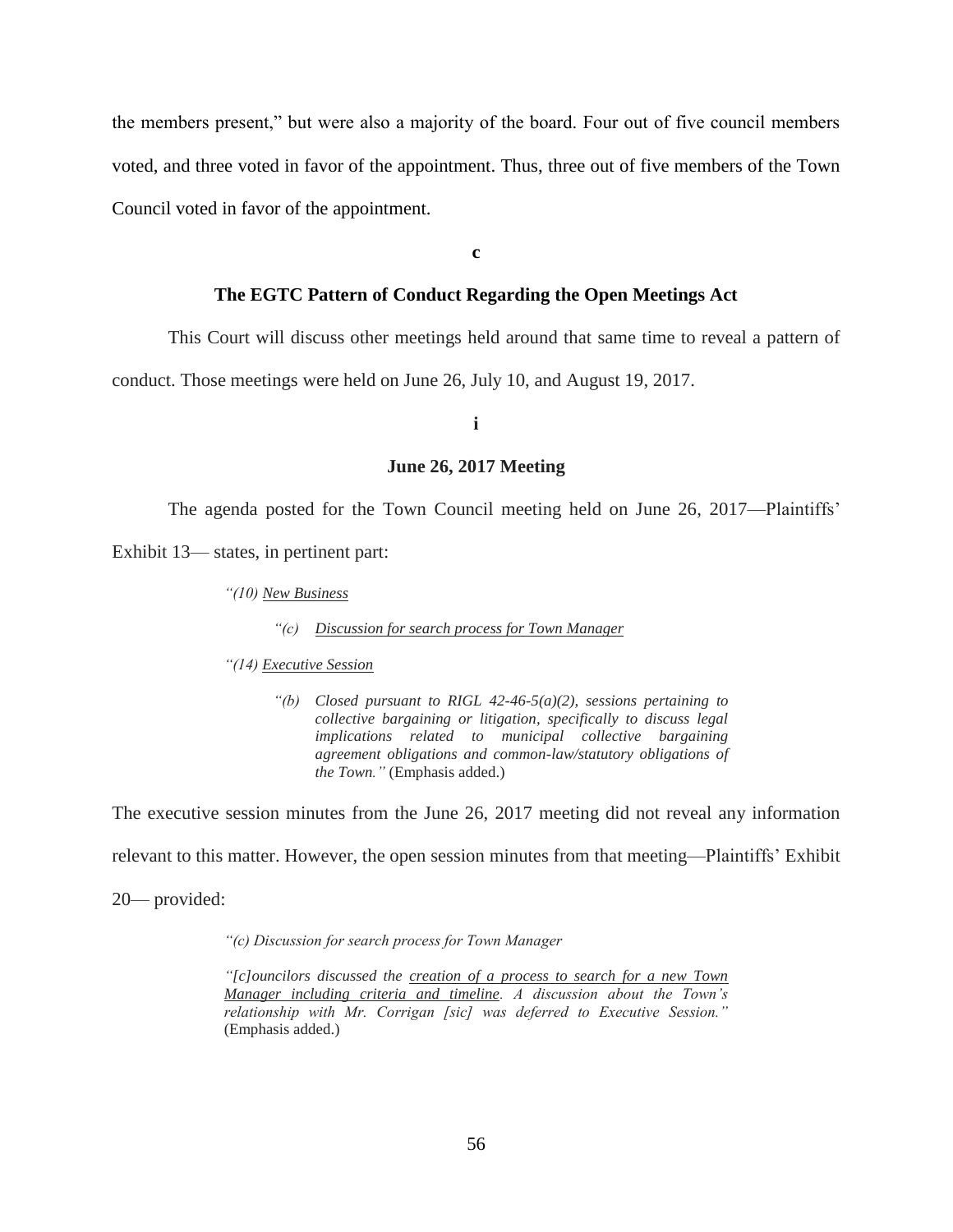the members present," but were also a majority of the board. Four out of five council members voted, and three voted in favor of the appointment. Thus, three out of five members of the Town Council voted in favor of the appointment.

**c**

**The EGTC Pattern of Conduct Regarding the Open Meetings Act**

This Court will discuss other meetings held around that same time to reveal a pattern of conduct. Those meetings were held on June 26, July 10, and August 19, 2017.

**i**

**June 26, 2017 Meeting**

The agenda posted for the Town Council meeting held on June 26, 2017—Plaintiffs' Exhibit 13— states, in pertinent part:

> *"(10) New Business*
>
> > *"(c) Discussion for search process for Town Manager*
>
> *"(14) Executive Session*
>
> > *"(b) Closed pursuant to RIGL 42-46-5(a)(2), sessions pertaining to collective bargaining or litigation, specifically to discuss legal implications related to municipal collective bargaining agreement obligations and common-law/statutory obligations of the Town."* (Emphasis added.)

The executive session minutes from the June 26, 2017 meeting did not reveal any information relevant to this matter. However, the open session minutes from that meeting—Plaintiffs' Exhibit 20— provided:

> *"(c) Discussion for search process for Town Manager*
>
> *"[c]ouncilors discussed the creation of a process to search for a new Town Manager including criteria and timeline. A discussion about the Town's relationship with Mr. Corrigan [sic] was deferred to Executive Session."* (Emphasis added.)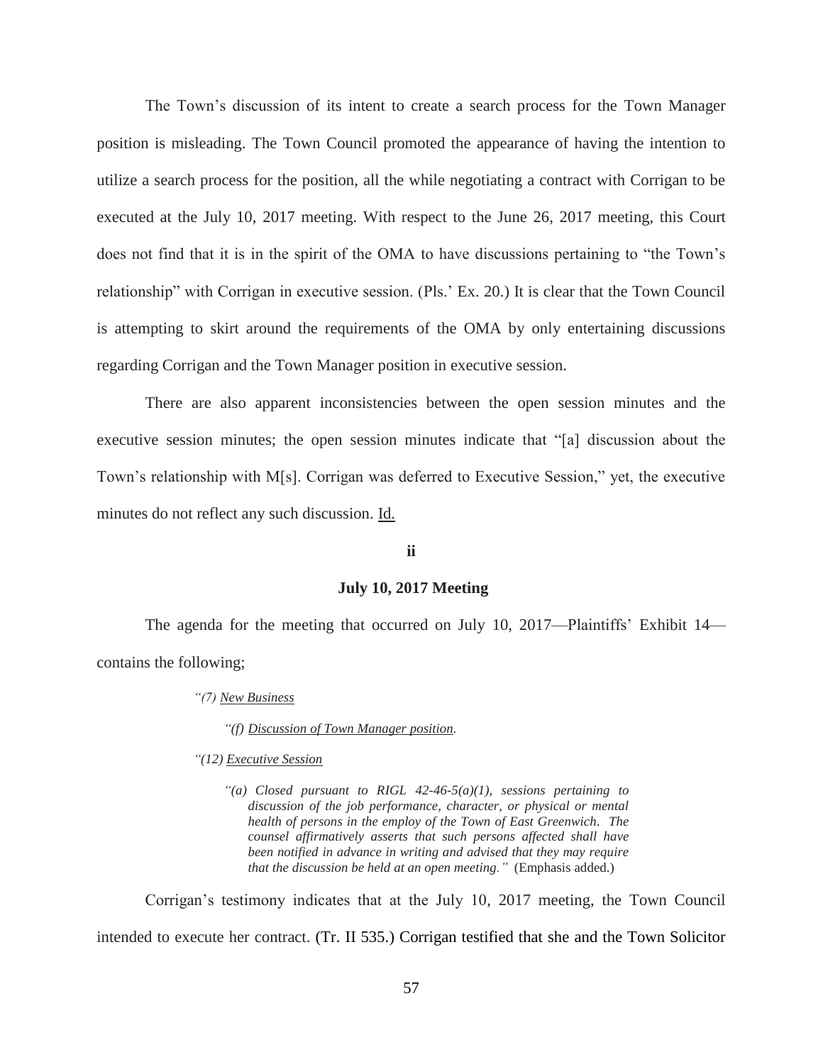The Town's discussion of its intent to create a search process for the Town Manager position is misleading. The Town Council promoted the appearance of having the intention to utilize a search process for the position, all the while negotiating a contract with Corrigan to be executed at the July 10, 2017 meeting. With respect to the June 26, 2017 meeting, this Court does not find that it is in the spirit of the OMA to have discussions pertaining to "the Town's relationship" with Corrigan in executive session. (Pls.' Ex. 20.) It is clear that the Town Council is attempting to skirt around the requirements of the OMA by only entertaining discussions regarding Corrigan and the Town Manager position in executive session.

There are also apparent inconsistencies between the open session minutes and the executive session minutes; the open session minutes indicate that "[a] discussion about the Town's relationship with M[s]. Corrigan was deferred to Executive Session," yet, the executive minutes do not reflect any such discussion. Id.

**ii**

**July 10, 2017 Meeting**

The agenda for the meeting that occurred on July 10, 2017—Plaintiffs' Exhibit 14—contains the following;

> *"(7) New Business*
>
> *"(f) Discussion of Town Manager position.*
>
> *"(12) Executive Session*
>
> *"(a) Closed pursuant to RIGL 42-46-5(a)(1), sessions pertaining to discussion of the job performance, character, or physical or mental health of persons in the employ of the Town of East Greenwich. The counsel affirmatively asserts that such persons affected shall have been notified in advance in writing and advised that they may require that the discussion be held at an open meeting."* (Emphasis added.)

Corrigan's testimony indicates that at the July 10, 2017 meeting, the Town Council intended to execute her contract. (Tr. II 535.) Corrigan testified that she and the Town Solicitor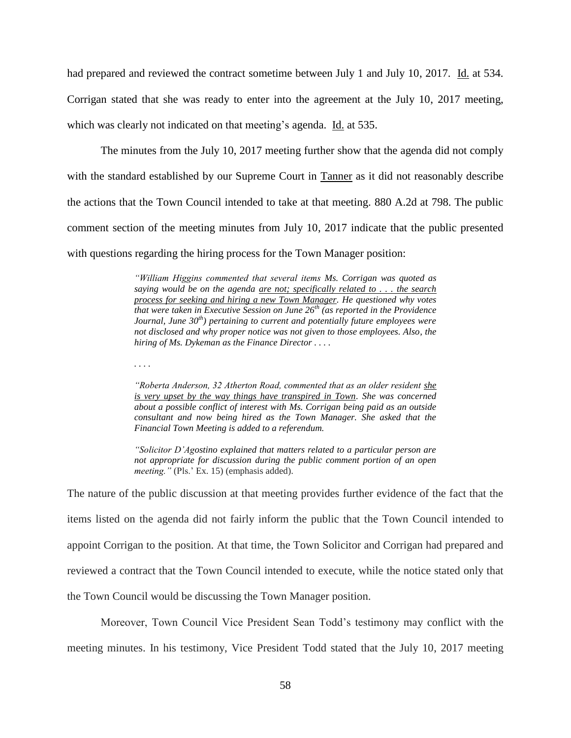had prepared and reviewed the contract sometime between July 1 and July 10, 2017. Id. at 534. Corrigan stated that she was ready to enter into the agreement at the July 10, 2017 meeting, which was clearly not indicated on that meeting's agenda. Id. at 535.

The minutes from the July 10, 2017 meeting further show that the agenda did not comply with the standard established by our Supreme Court in Tanner as it did not reasonably describe the actions that the Town Council intended to take at that meeting. 880 A.2d at 798. The public comment section of the meeting minutes from July 10, 2017 indicate that the public presented with questions regarding the hiring process for the Town Manager position:

> *"William Higgins commented that several items Ms. Corrigan was quoted as saying would be on the agenda are not; specifically related to . . . the search process for seeking and hiring a new Town Manager. He questioned why votes that were taken in Executive Session on June 26th (as reported in the Providence Journal, June 30th) pertaining to current and potentially future employees were not disclosed and why proper notice was not given to those employees. Also, the hiring of Ms. Dykeman as the Finance Director . . . .*
>
> . . . .
>
> *"Roberta Anderson, 32 Atherton Road, commented that as an older resident she is very upset by the way things have transpired in Town. She was concerned about a possible conflict of interest with Ms. Corrigan being paid as an outside consultant and now being hired as the Town Manager. She asked that the Financial Town Meeting is added to a referendum.*
>
> *"Solicitor D'Agostino explained that matters related to a particular person are not appropriate for discussion during the public comment portion of an open meeting."* (Pls.' Ex. 15) (emphasis added).

The nature of the public discussion at that meeting provides further evidence of the fact that the items listed on the agenda did not fairly inform the public that the Town Council intended to appoint Corrigan to the position. At that time, the Town Solicitor and Corrigan had prepared and reviewed a contract that the Town Council intended to execute, while the notice stated only that the Town Council would be discussing the Town Manager position.

Moreover, Town Council Vice President Sean Todd's testimony may conflict with the meeting minutes. In his testimony, Vice President Todd stated that the July 10, 2017 meeting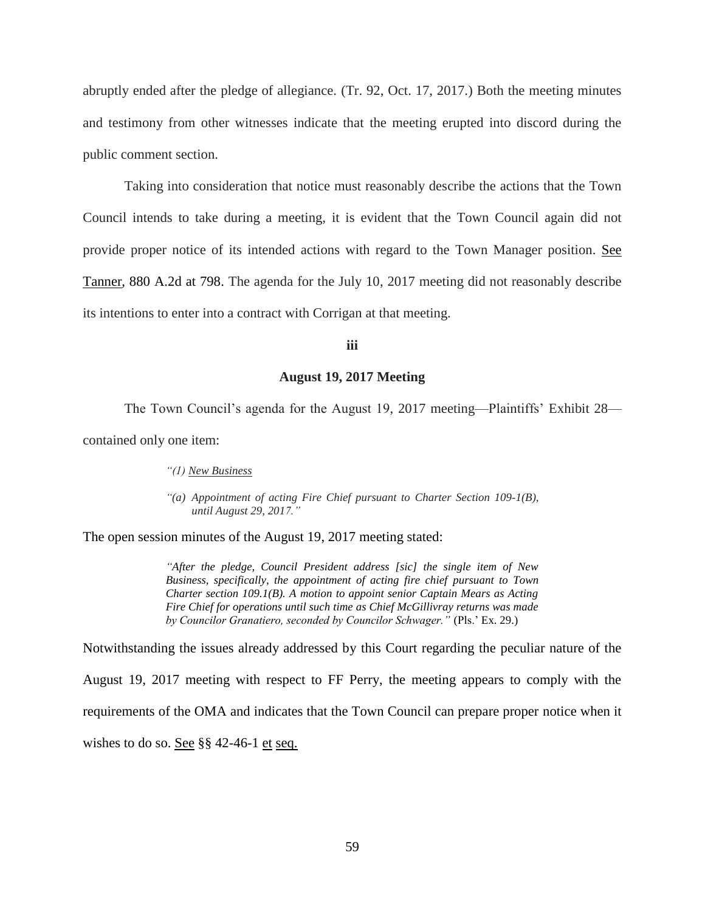abruptly ended after the pledge of allegiance. (Tr. 92, Oct. 17, 2017.) Both the meeting minutes and testimony from other witnesses indicate that the meeting erupted into discord during the public comment section.

Taking into consideration that notice must reasonably describe the actions that the Town Council intends to take during a meeting, it is evident that the Town Council again did not provide proper notice of its intended actions with regard to the Town Manager position. See Tanner, 880 A.2d at 798. The agenda for the July 10, 2017 meeting did not reasonably describe its intentions to enter into a contract with Corrigan at that meeting.

**iii**

**August 19, 2017 Meeting**

The Town Council's agenda for the August 19, 2017 meeting—Plaintiffs' Exhibit 28—contained only one item:

> *"(1) New Business*
>
> *"(a) Appointment of acting Fire Chief pursuant to Charter Section 109-1(B), until August 29, 2017."*

The open session minutes of the August 19, 2017 meeting stated:

> *"After the pledge, Council President address [sic] the single item of New Business, specifically, the appointment of acting fire chief pursuant to Town Charter section 109.1(B). A motion to appoint senior Captain Mears as Acting Fire Chief for operations until such time as Chief McGillivray returns was made by Councilor Granatiero, seconded by Councilor Schwager."* (Pls.' Ex. 29.)

Notwithstanding the issues already addressed by this Court regarding the peculiar nature of the August 19, 2017 meeting with respect to FF Perry, the meeting appears to comply with the requirements of the OMA and indicates that the Town Council can prepare proper notice when it wishes to do so. See §§ 42-46-1 et seq.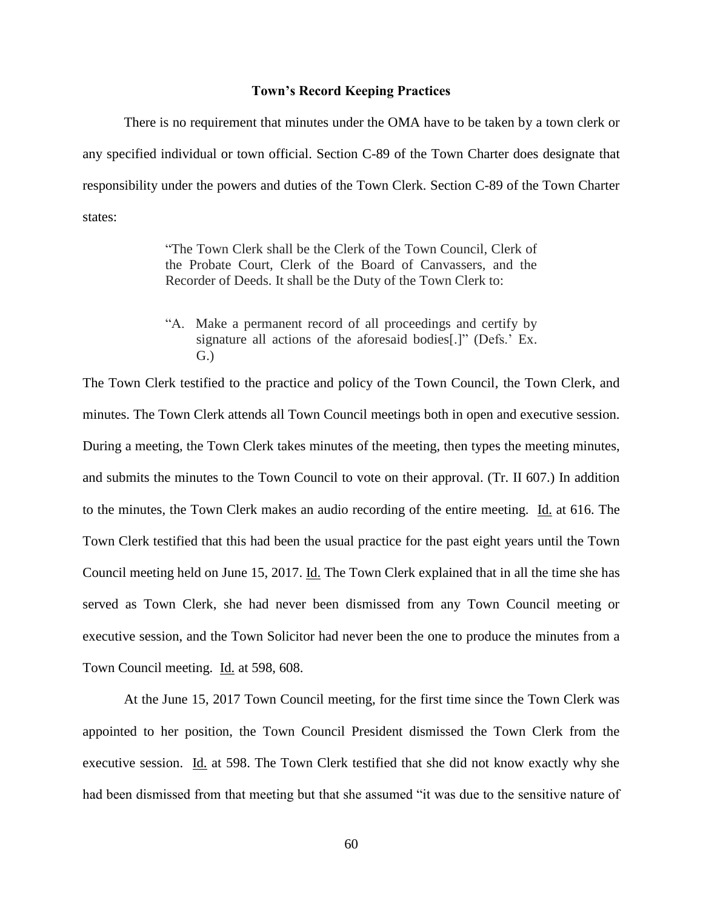**Town's Record Keeping Practices**

There is no requirement that minutes under the OMA have to be taken by a town clerk or any specified individual or town official. Section C-89 of the Town Charter does designate that responsibility under the powers and duties of the Town Clerk. Section C-89 of the Town Charter states:

> "The Town Clerk shall be the Clerk of the Town Council, Clerk of the Probate Court, Clerk of the Board of Canvassers, and the Recorder of Deeds. It shall be the Duty of the Town Clerk to:
>
> "A. Make a permanent record of all proceedings and certify by signature all actions of the aforesaid bodies[.]" (Defs.' Ex. G.)

The Town Clerk testified to the practice and policy of the Town Council, the Town Clerk, and minutes. The Town Clerk attends all Town Council meetings both in open and executive session. During a meeting, the Town Clerk takes minutes of the meeting, then types the meeting minutes, and submits the minutes to the Town Council to vote on their approval. (Tr. II 607.) In addition to the minutes, the Town Clerk makes an audio recording of the entire meeting. Id. at 616. The Town Clerk testified that this had been the usual practice for the past eight years until the Town Council meeting held on June 15, 2017. Id. The Town Clerk explained that in all the time she has served as Town Clerk, she had never been dismissed from any Town Council meeting or executive session, and the Town Solicitor had never been the one to produce the minutes from a Town Council meeting. Id. at 598, 608.

At the June 15, 2017 Town Council meeting, for the first time since the Town Clerk was appointed to her position, the Town Council President dismissed the Town Clerk from the executive session. Id. at 598. The Town Clerk testified that she did not know exactly why she had been dismissed from that meeting but that she assumed "it was due to the sensitive nature of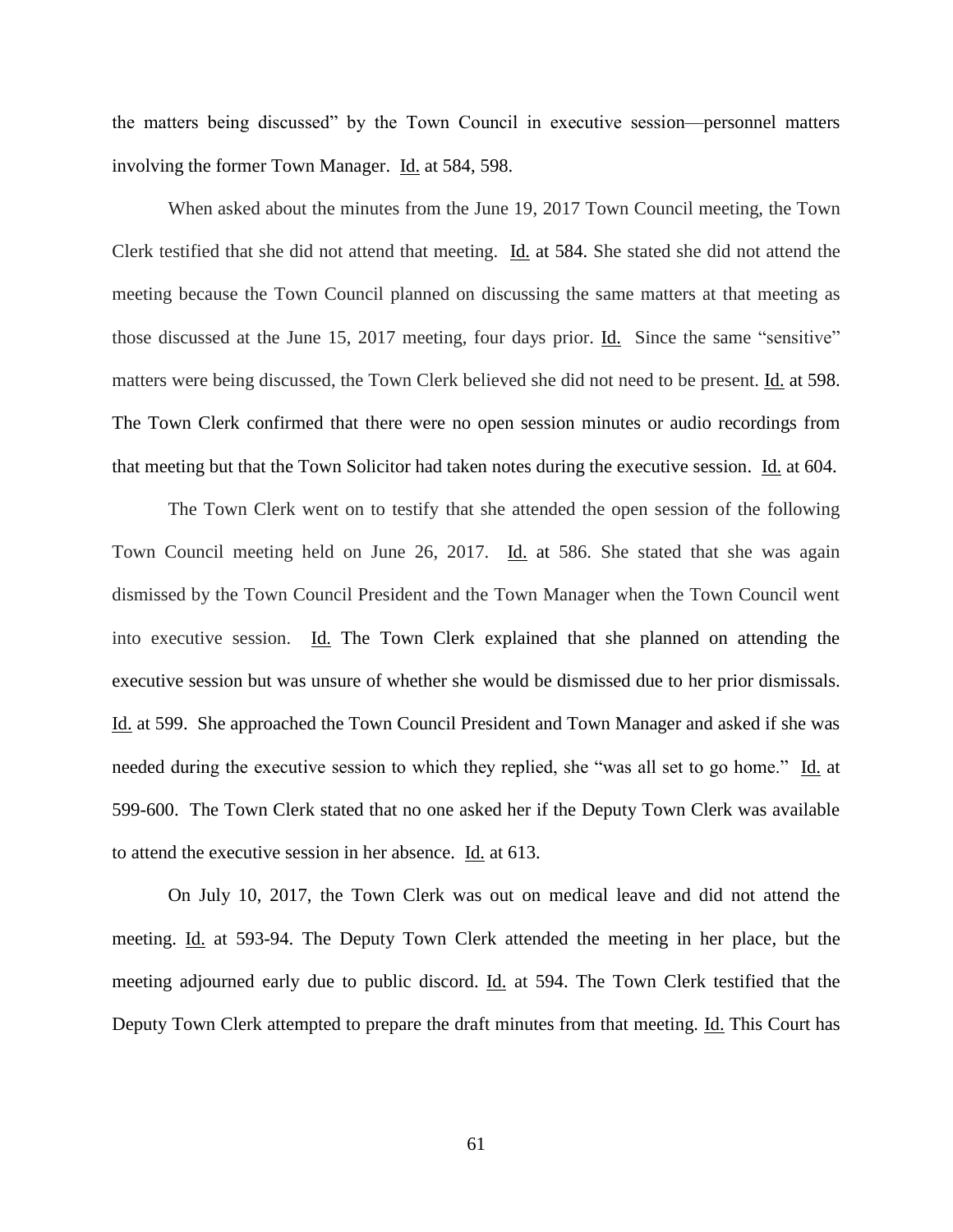the matters being discussed" by the Town Council in executive session—personnel matters involving the former Town Manager. Id. at 584, 598.

When asked about the minutes from the June 19, 2017 Town Council meeting, the Town Clerk testified that she did not attend that meeting. Id. at 584. She stated she did not attend the meeting because the Town Council planned on discussing the same matters at that meeting as those discussed at the June 15, 2017 meeting, four days prior. Id. Since the same "sensitive" matters were being discussed, the Town Clerk believed she did not need to be present. Id. at 598. The Town Clerk confirmed that there were no open session minutes or audio recordings from that meeting but that the Town Solicitor had taken notes during the executive session. Id. at 604.

The Town Clerk went on to testify that she attended the open session of the following Town Council meeting held on June 26, 2017. Id. at 586. She stated that she was again dismissed by the Town Council President and the Town Manager when the Town Council went into executive session. Id. The Town Clerk explained that she planned on attending the executive session but was unsure of whether she would be dismissed due to her prior dismissals. Id. at 599. She approached the Town Council President and Town Manager and asked if she was needed during the executive session to which they replied, she "was all set to go home." Id. at 599-600. The Town Clerk stated that no one asked her if the Deputy Town Clerk was available to attend the executive session in her absence. Id. at 613.

On July 10, 2017, the Town Clerk was out on medical leave and did not attend the meeting. Id. at 593-94. The Deputy Town Clerk attended the meeting in her place, but the meeting adjourned early due to public discord. Id. at 594. The Town Clerk testified that the Deputy Town Clerk attempted to prepare the draft minutes from that meeting. Id. This Court has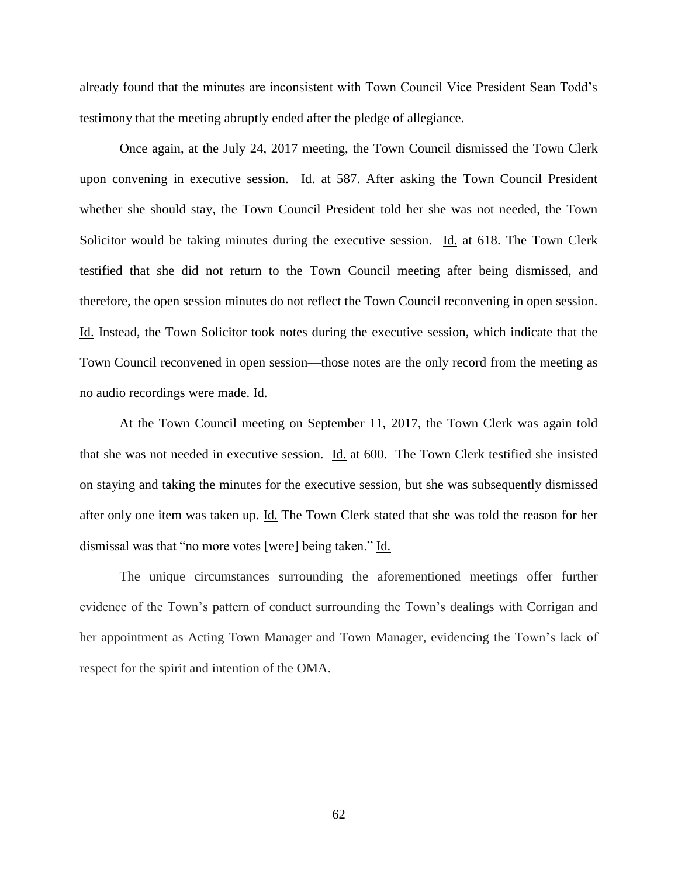already found that the minutes are inconsistent with Town Council Vice President Sean Todd's testimony that the meeting abruptly ended after the pledge of allegiance.

Once again, at the July 24, 2017 meeting, the Town Council dismissed the Town Clerk upon convening in executive session. Id. at 587. After asking the Town Council President whether she should stay, the Town Council President told her she was not needed, the Town Solicitor would be taking minutes during the executive session. Id. at 618. The Town Clerk testified that she did not return to the Town Council meeting after being dismissed, and therefore, the open session minutes do not reflect the Town Council reconvening in open session. Id. Instead, the Town Solicitor took notes during the executive session, which indicate that the Town Council reconvened in open session—those notes are the only record from the meeting as no audio recordings were made. Id.

At the Town Council meeting on September 11, 2017, the Town Clerk was again told that she was not needed in executive session. Id. at 600. The Town Clerk testified she insisted on staying and taking the minutes for the executive session, but she was subsequently dismissed after only one item was taken up. Id. The Town Clerk stated that she was told the reason for her dismissal was that "no more votes [were] being taken." Id.

The unique circumstances surrounding the aforementioned meetings offer further evidence of the Town's pattern of conduct surrounding the Town's dealings with Corrigan and her appointment as Acting Town Manager and Town Manager, evidencing the Town's lack of respect for the spirit and intention of the OMA.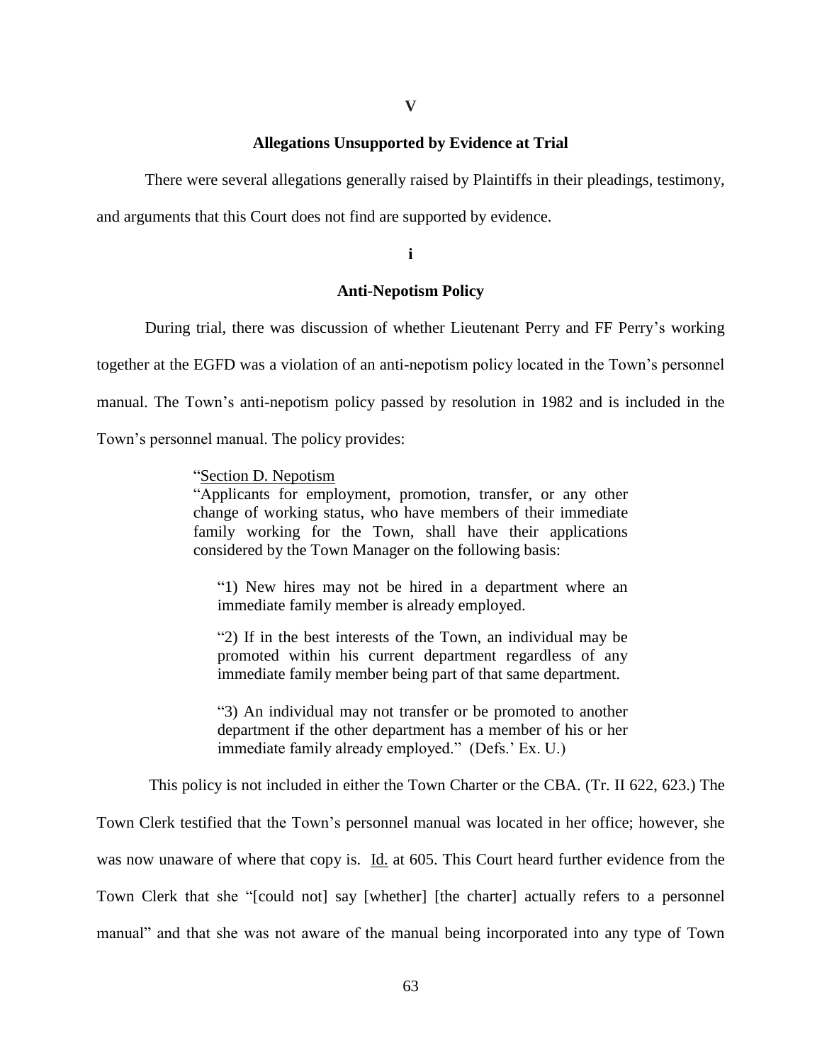## V

### Allegations Unsupported by Evidence at Trial

There were several allegations generally raised by Plaintiffs in their pleadings, testimony, and arguments that this Court does not find are supported by evidence.

#### i

#### Anti-Nepotism Policy

During trial, there was discussion of whether Lieutenant Perry and FF Perry's working together at the EGFD was a violation of an anti-nepotism policy located in the Town's personnel manual. The Town's anti-nepotism policy passed by resolution in 1982 and is included in the Town's personnel manual. The policy provides:

> "<u>Section D. Nepotism</u>
>
> "Applicants for employment, promotion, transfer, or any other change of working status, who have members of their immediate family working for the Town, shall have their applications considered by the Town Manager on the following basis:
>
> "1) New hires may not be hired in a department where an immediate family member is already employed.
>
> "2) If in the best interests of the Town, an individual may be promoted within his current department regardless of any immediate family member being part of that same department.
>
> "3) An individual may not transfer or be promoted to another department if the other department has a member of his or her immediate family already employed." (Defs.' Ex. U.)

This policy is not included in either the Town Charter or the CBA. (Tr. II 622, 623.) The Town Clerk testified that the Town's personnel manual was located in her office; however, she was now unaware of where that copy is. <u>Id.</u> at 605. This Court heard further evidence from the Town Clerk that she "[could not] say [whether] [the charter] actually refers to a personnel manual" and that she was not aware of the manual being incorporated into any type of Town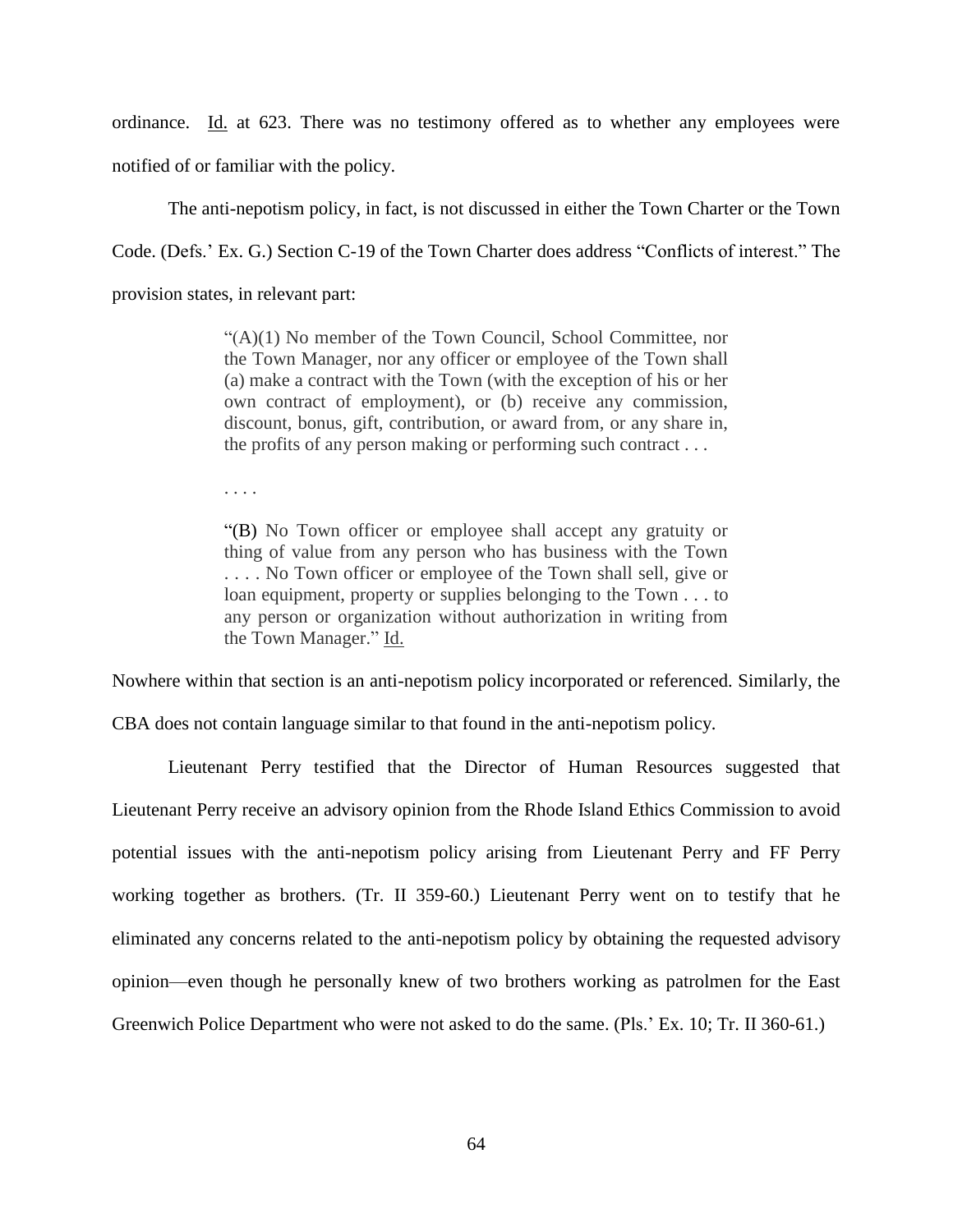ordinance. Id. at 623. There was no testimony offered as to whether any employees were notified of or familiar with the policy.

The anti-nepotism policy, in fact, is not discussed in either the Town Charter or the Town Code. (Defs.' Ex. G.) Section C-19 of the Town Charter does address "Conflicts of interest." The provision states, in relevant part:

> "(A)(1) No member of the Town Council, School Committee, nor the Town Manager, nor any officer or employee of the Town shall (a) make a contract with the Town (with the exception of his or her own contract of employment), or (b) receive any commission, discount, bonus, gift, contribution, or award from, or any share in, the profits of any person making or performing such contract . . .
>
> . . . .
>
> "(B) No Town officer or employee shall accept any gratuity or thing of value from any person who has business with the Town . . . . No Town officer or employee of the Town shall sell, give or loan equipment, property or supplies belonging to the Town . . . to any person or organization without authorization in writing from the Town Manager." Id.

Nowhere within that section is an anti-nepotism policy incorporated or referenced. Similarly, the CBA does not contain language similar to that found in the anti-nepotism policy.

Lieutenant Perry testified that the Director of Human Resources suggested that Lieutenant Perry receive an advisory opinion from the Rhode Island Ethics Commission to avoid potential issues with the anti-nepotism policy arising from Lieutenant Perry and FF Perry working together as brothers. (Tr. II 359-60.) Lieutenant Perry went on to testify that he eliminated any concerns related to the anti-nepotism policy by obtaining the requested advisory opinion—even though he personally knew of two brothers working as patrolmen for the East Greenwich Police Department who were not asked to do the same. (Pls.' Ex. 10; Tr. II 360-61.)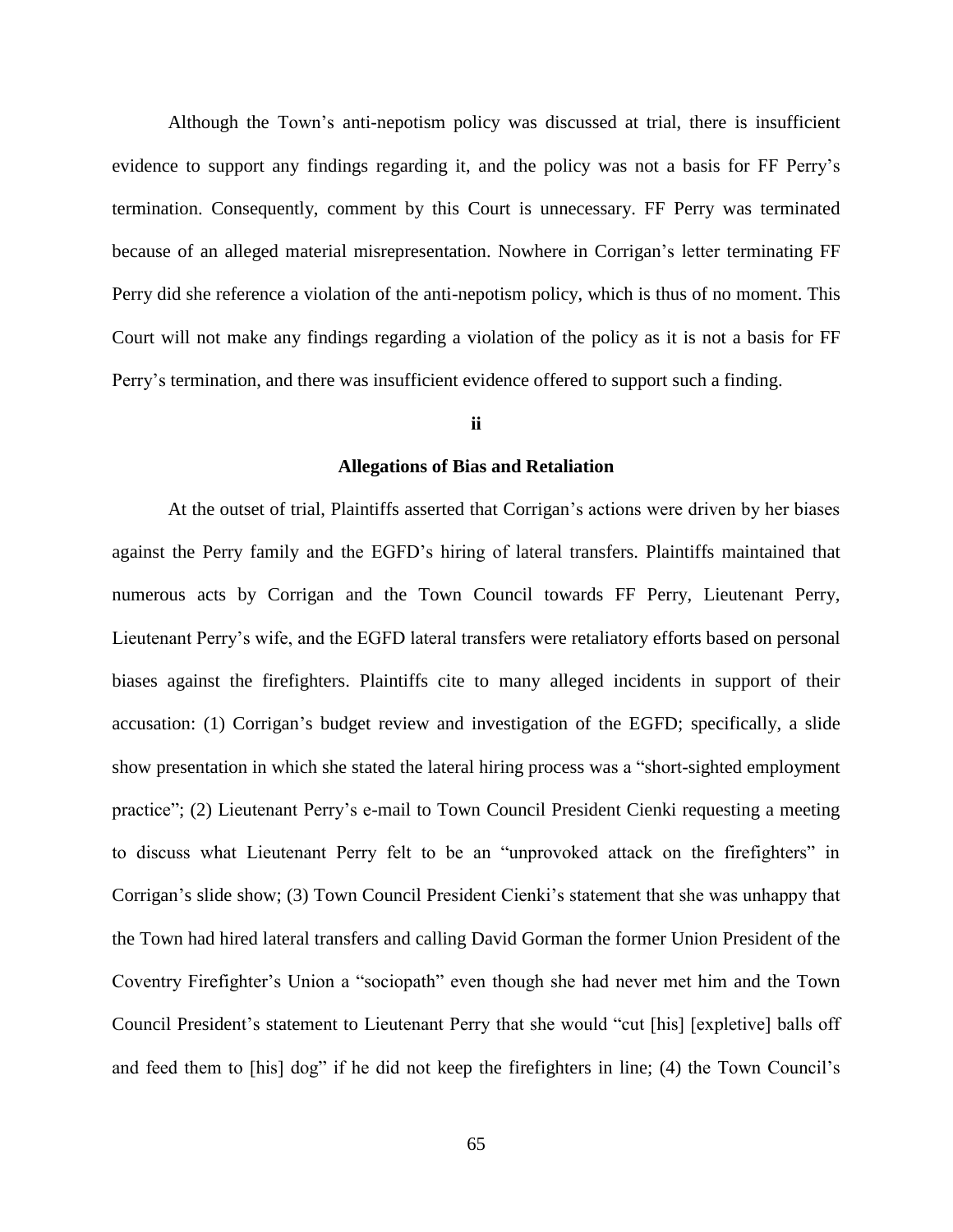Although the Town's anti-nepotism policy was discussed at trial, there is insufficient evidence to support any findings regarding it, and the policy was not a basis for FF Perry's termination. Consequently, comment by this Court is unnecessary. FF Perry was terminated because of an alleged material misrepresentation. Nowhere in Corrigan's letter terminating FF Perry did she reference a violation of the anti-nepotism policy, which is thus of no moment. This Court will not make any findings regarding a violation of the policy as it is not a basis for FF Perry's termination, and there was insufficient evidence offered to support such a finding.

**ii**

**Allegations of Bias and Retaliation**

At the outset of trial, Plaintiffs asserted that Corrigan's actions were driven by her biases against the Perry family and the EGFD's hiring of lateral transfers. Plaintiffs maintained that numerous acts by Corrigan and the Town Council towards FF Perry, Lieutenant Perry, Lieutenant Perry's wife, and the EGFD lateral transfers were retaliatory efforts based on personal biases against the firefighters. Plaintiffs cite to many alleged incidents in support of their accusation: (1) Corrigan's budget review and investigation of the EGFD; specifically, a slide show presentation in which she stated the lateral hiring process was a "short-sighted employment practice"; (2) Lieutenant Perry's e-mail to Town Council President Cienki requesting a meeting to discuss what Lieutenant Perry felt to be an "unprovoked attack on the firefighters" in Corrigan's slide show; (3) Town Council President Cienki's statement that she was unhappy that the Town had hired lateral transfers and calling David Gorman the former Union President of the Coventry Firefighter's Union a "sociopath" even though she had never met him and the Town Council President's statement to Lieutenant Perry that she would "cut [his] [expletive] balls off and feed them to [his] dog" if he did not keep the firefighters in line; (4) the Town Council's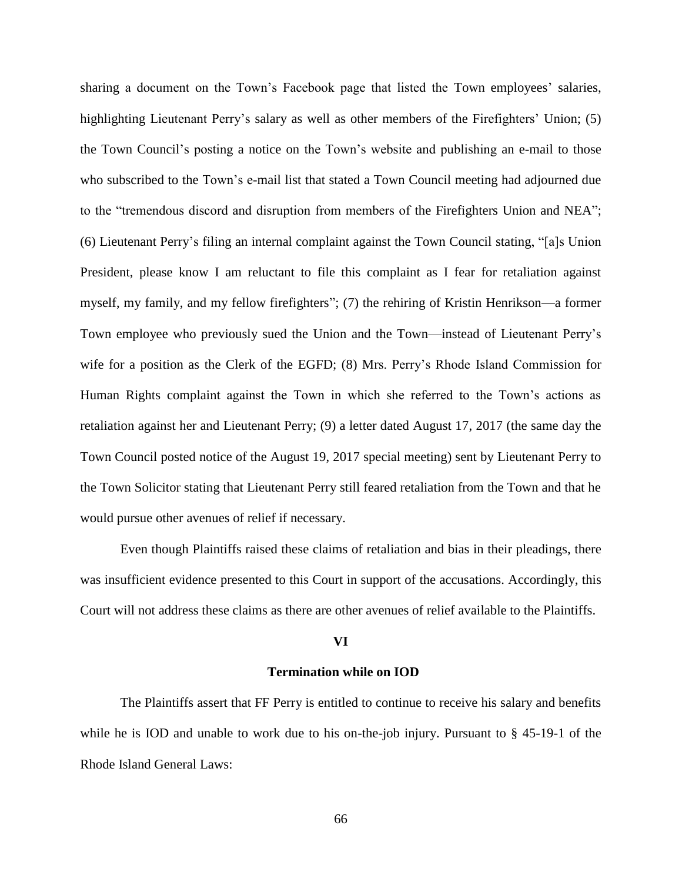sharing a document on the Town's Facebook page that listed the Town employees' salaries, highlighting Lieutenant Perry's salary as well as other members of the Firefighters' Union; (5) the Town Council's posting a notice on the Town's website and publishing an e-mail to those who subscribed to the Town's e-mail list that stated a Town Council meeting had adjourned due to the "tremendous discord and disruption from members of the Firefighters Union and NEA"; (6) Lieutenant Perry's filing an internal complaint against the Town Council stating, "[a]s Union President, please know I am reluctant to file this complaint as I fear for retaliation against myself, my family, and my fellow firefighters"; (7) the rehiring of Kristin Henrikson—a former Town employee who previously sued the Union and the Town—instead of Lieutenant Perry's wife for a position as the Clerk of the EGFD; (8) Mrs. Perry's Rhode Island Commission for Human Rights complaint against the Town in which she referred to the Town's actions as retaliation against her and Lieutenant Perry; (9) a letter dated August 17, 2017 (the same day the Town Council posted notice of the August 19, 2017 special meeting) sent by Lieutenant Perry to the Town Solicitor stating that Lieutenant Perry still feared retaliation from the Town and that he would pursue other avenues of relief if necessary.

Even though Plaintiffs raised these claims of retaliation and bias in their pleadings, there was insufficient evidence presented to this Court in support of the accusations. Accordingly, this Court will not address these claims as there are other avenues of relief available to the Plaintiffs.

## VI

## Termination while on IOD

The Plaintiffs assert that FF Perry is entitled to continue to receive his salary and benefits while he is IOD and unable to work due to his on-the-job injury. Pursuant to § 45-19-1 of the Rhode Island General Laws: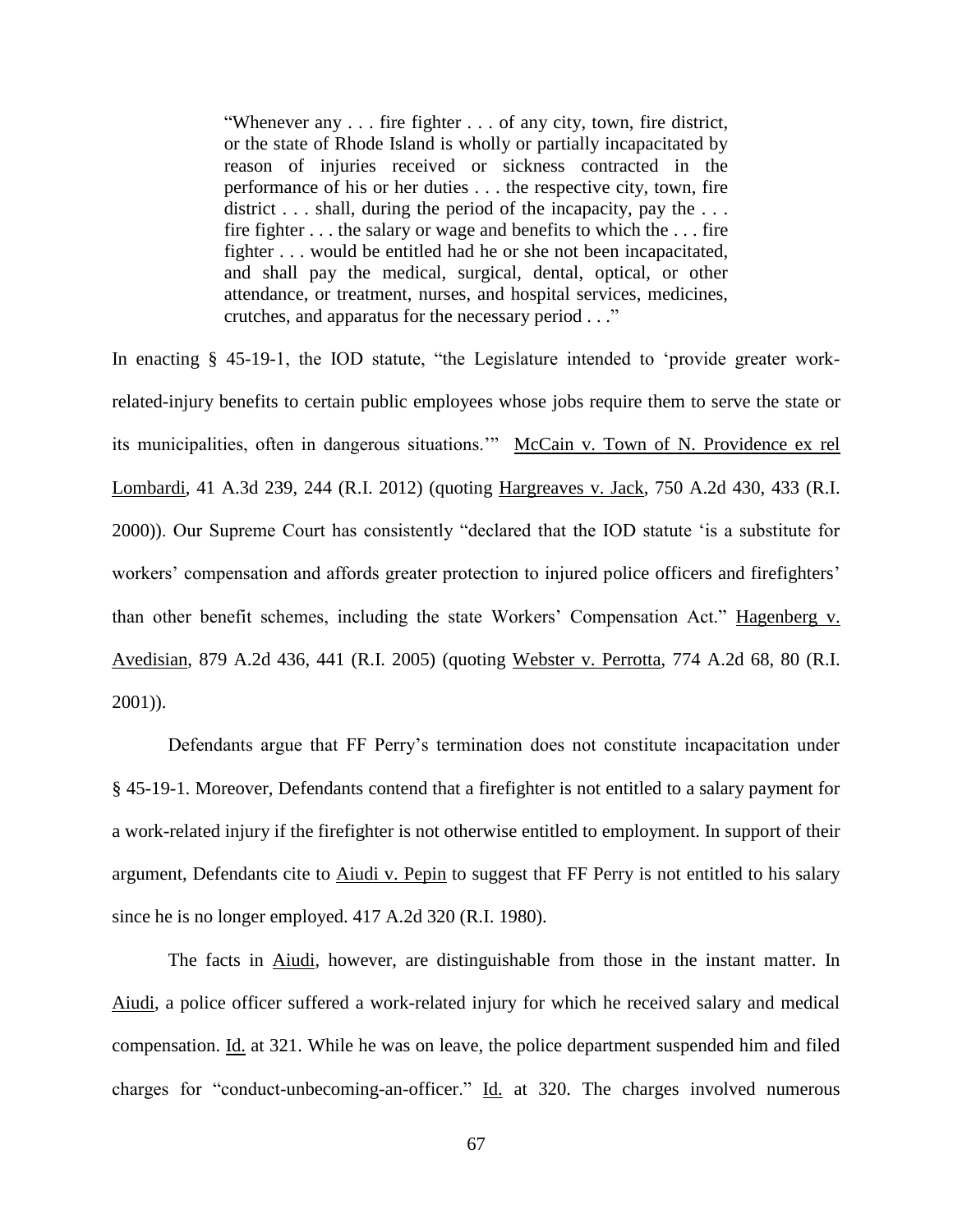> "Whenever any . . . fire fighter . . . of any city, town, fire district, or the state of Rhode Island is wholly or partially incapacitated by reason of injuries received or sickness contracted in the performance of his or her duties . . . the respective city, town, fire district . . . shall, during the period of the incapacity, pay the . . . fire fighter . . . the salary or wage and benefits to which the . . . fire fighter . . . would be entitled had he or she not been incapacitated, and shall pay the medical, surgical, dental, optical, or other attendance, or treatment, nurses, and hospital services, medicines, crutches, and apparatus for the necessary period . . ."

In enacting § 45-19-1, the IOD statute, "the Legislature intended to 'provide greater work-related-injury benefits to certain public employees whose jobs require them to serve the state or its municipalities, often in dangerous situations.'" McCain v. Town of N. Providence ex rel Lombardi, 41 A.3d 239, 244 (R.I. 2012) (quoting Hargreaves v. Jack, 750 A.2d 430, 433 (R.I. 2000)). Our Supreme Court has consistently "declared that the IOD statute 'is a substitute for workers' compensation and affords greater protection to injured police officers and firefighters' than other benefit schemes, including the state Workers' Compensation Act." Hagenberg v. Avedisian, 879 A.2d 436, 441 (R.I. 2005) (quoting Webster v. Perrotta, 774 A.2d 68, 80 (R.I. 2001)).

Defendants argue that FF Perry's termination does not constitute incapacitation under § 45-19-1. Moreover, Defendants contend that a firefighter is not entitled to a salary payment for a work-related injury if the firefighter is not otherwise entitled to employment. In support of their argument, Defendants cite to Aiudi v. Pepin to suggest that FF Perry is not entitled to his salary since he is no longer employed. 417 A.2d 320 (R.I. 1980).

The facts in Aiudi, however, are distinguishable from those in the instant matter. In Aiudi, a police officer suffered a work-related injury for which he received salary and medical compensation. Id. at 321. While he was on leave, the police department suspended him and filed charges for "conduct-unbecoming-an-officer." Id. at 320. The charges involved numerous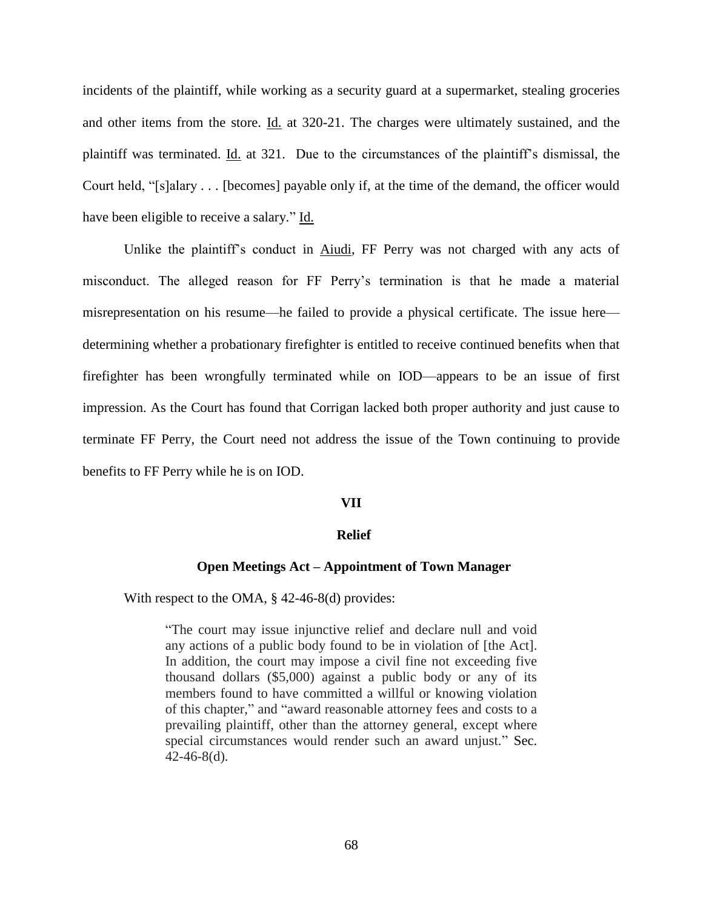incidents of the plaintiff, while working as a security guard at a supermarket, stealing groceries and other items from the store. Id. at 320-21. The charges were ultimately sustained, and the plaintiff was terminated. Id. at 321. Due to the circumstances of the plaintiff's dismissal, the Court held, "[s]alary . . . [becomes] payable only if, at the time of the demand, the officer would have been eligible to receive a salary." Id.

Unlike the plaintiff's conduct in Aiudi, FF Perry was not charged with any acts of misconduct. The alleged reason for FF Perry's termination is that he made a material misrepresentation on his resume—he failed to provide a physical certificate. The issue here—determining whether a probationary firefighter is entitled to receive continued benefits when that firefighter has been wrongfully terminated while on IOD—appears to be an issue of first impression. As the Court has found that Corrigan lacked both proper authority and just cause to terminate FF Perry, the Court need not address the issue of the Town continuing to provide benefits to FF Perry while he is on IOD.

## VII

## Relief

### Open Meetings Act – Appointment of Town Manager

With respect to the OMA, § 42-46-8(d) provides:

> "The court may issue injunctive relief and declare null and void any actions of a public body found to be in violation of [the Act]. In addition, the court may impose a civil fine not exceeding five thousand dollars ($5,000) against a public body or any of its members found to have committed a willful or knowing violation of this chapter," and "award reasonable attorney fees and costs to a prevailing plaintiff, other than the attorney general, except where special circumstances would render such an award unjust." Sec. 42-46-8(d).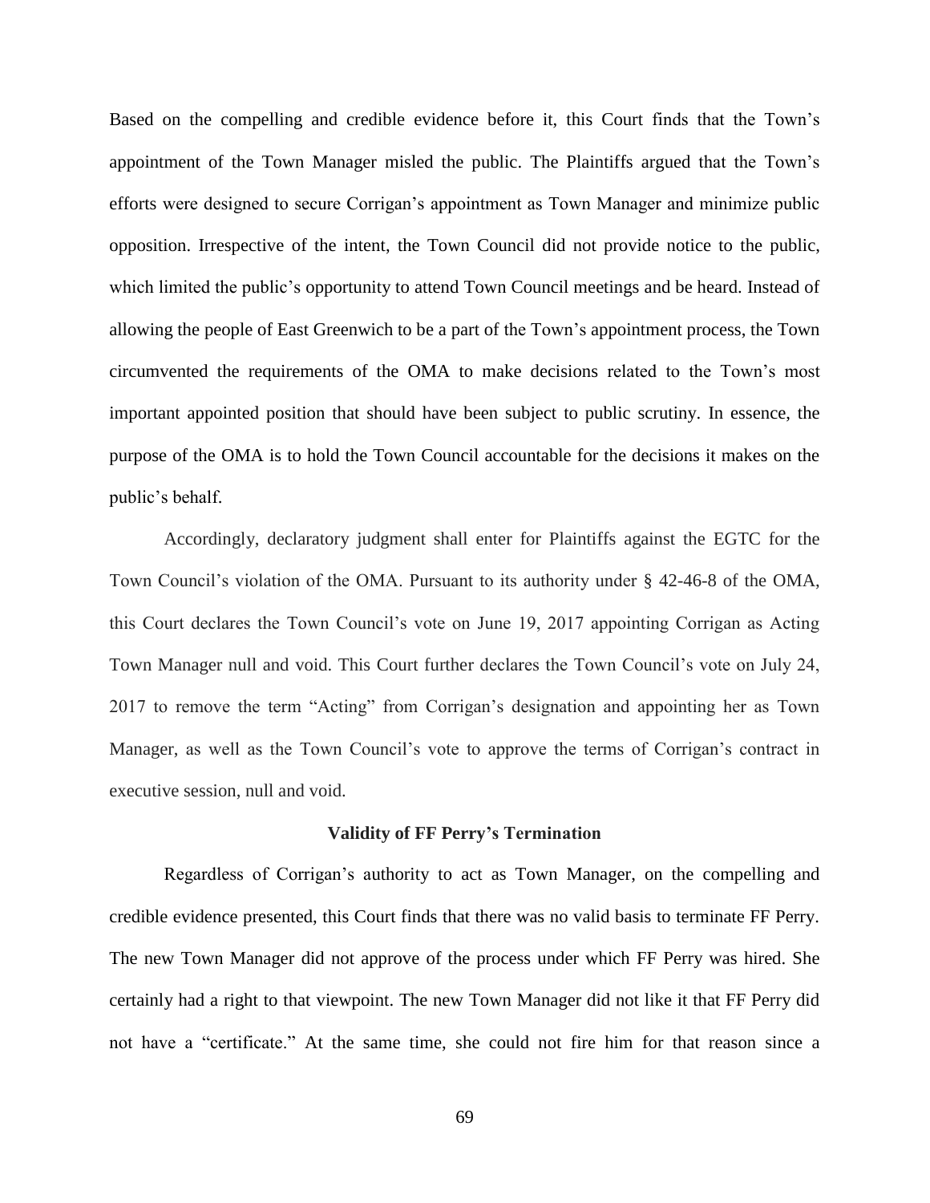Based on the compelling and credible evidence before it, this Court finds that the Town's appointment of the Town Manager misled the public. The Plaintiffs argued that the Town's efforts were designed to secure Corrigan's appointment as Town Manager and minimize public opposition. Irrespective of the intent, the Town Council did not provide notice to the public, which limited the public's opportunity to attend Town Council meetings and be heard. Instead of allowing the people of East Greenwich to be a part of the Town's appointment process, the Town circumvented the requirements of the OMA to make decisions related to the Town's most important appointed position that should have been subject to public scrutiny. In essence, the purpose of the OMA is to hold the Town Council accountable for the decisions it makes on the public's behalf.

Accordingly, declaratory judgment shall enter for Plaintiffs against the EGTC for the Town Council's violation of the OMA. Pursuant to its authority under § 42-46-8 of the OMA, this Court declares the Town Council's vote on June 19, 2017 appointing Corrigan as Acting Town Manager null and void. This Court further declares the Town Council's vote on July 24, 2017 to remove the term "Acting" from Corrigan's designation and appointing her as Town Manager, as well as the Town Council's vote to approve the terms of Corrigan's contract in executive session, null and void.

### Validity of FF Perry's Termination

Regardless of Corrigan's authority to act as Town Manager, on the compelling and credible evidence presented, this Court finds that there was no valid basis to terminate FF Perry. The new Town Manager did not approve of the process under which FF Perry was hired. She certainly had a right to that viewpoint. The new Town Manager did not like it that FF Perry did not have a "certificate." At the same time, she could not fire him for that reason since a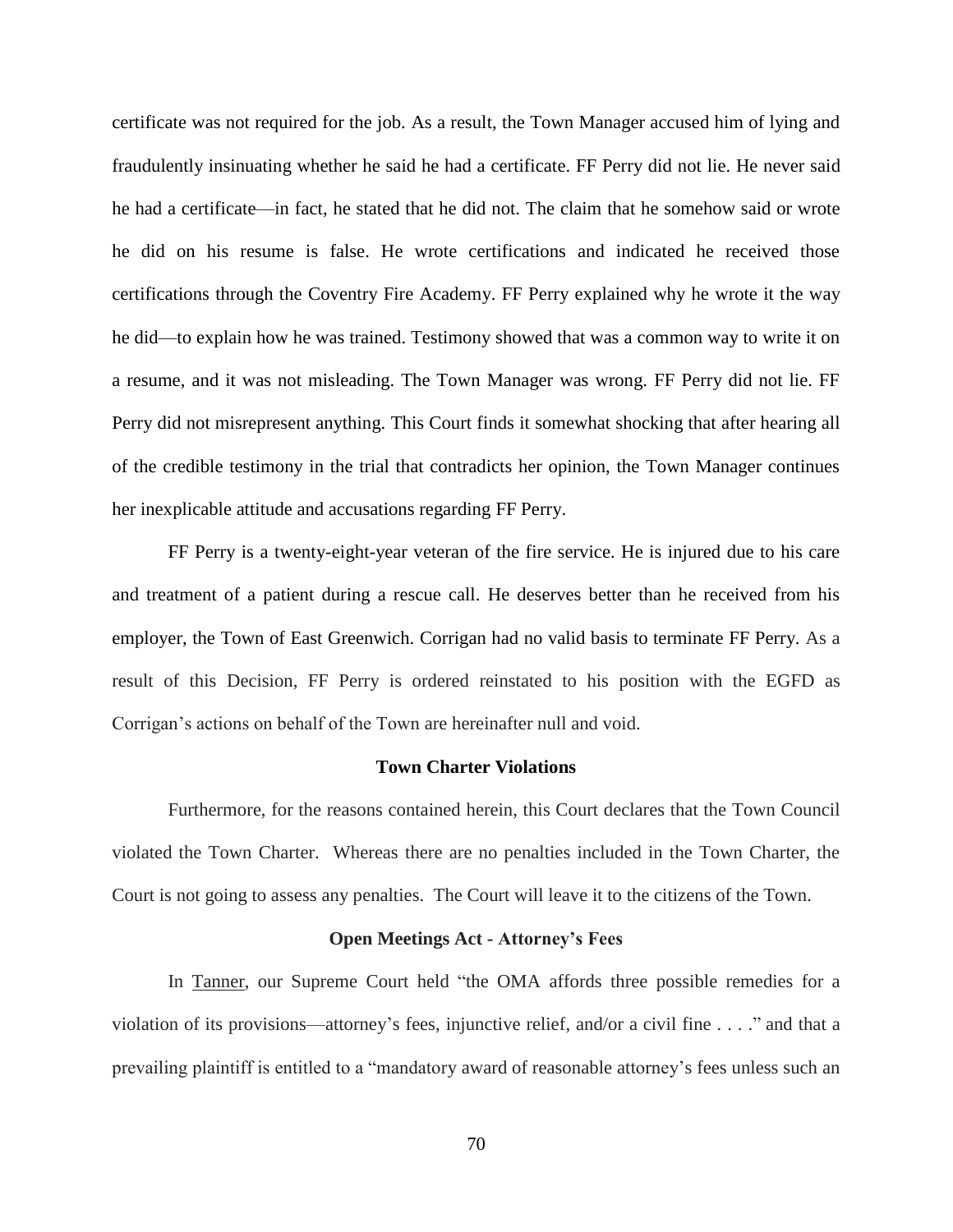certificate was not required for the job. As a result, the Town Manager accused him of lying and fraudulently insinuating whether he said he had a certificate. FF Perry did not lie. He never said he had a certificate—in fact, he stated that he did not. The claim that he somehow said or wrote he did on his resume is false. He wrote certifications and indicated he received those certifications through the Coventry Fire Academy. FF Perry explained why he wrote it the way he did—to explain how he was trained. Testimony showed that was a common way to write it on a resume, and it was not misleading. The Town Manager was wrong. FF Perry did not lie. FF Perry did not misrepresent anything. This Court finds it somewhat shocking that after hearing all of the credible testimony in the trial that contradicts her opinion, the Town Manager continues her inexplicable attitude and accusations regarding FF Perry.

FF Perry is a twenty-eight-year veteran of the fire service. He is injured due to his care and treatment of a patient during a rescue call. He deserves better than he received from his employer, the Town of East Greenwich. Corrigan had no valid basis to terminate FF Perry. As a result of this Decision, FF Perry is ordered reinstated to his position with the EGFD as Corrigan's actions on behalf of the Town are hereinafter null and void.

**Town Charter Violations**

Furthermore, for the reasons contained herein, this Court declares that the Town Council violated the Town Charter. Whereas there are no penalties included in the Town Charter, the Court is not going to assess any penalties. The Court will leave it to the citizens of the Town.

**Open Meetings Act - Attorney's Fees**

In Tanner, our Supreme Court held "the OMA affords three possible remedies for a violation of its provisions—attorney's fees, injunctive relief, and/or a civil fine . . . ." and that a prevailing plaintiff is entitled to a "mandatory award of reasonable attorney's fees unless such an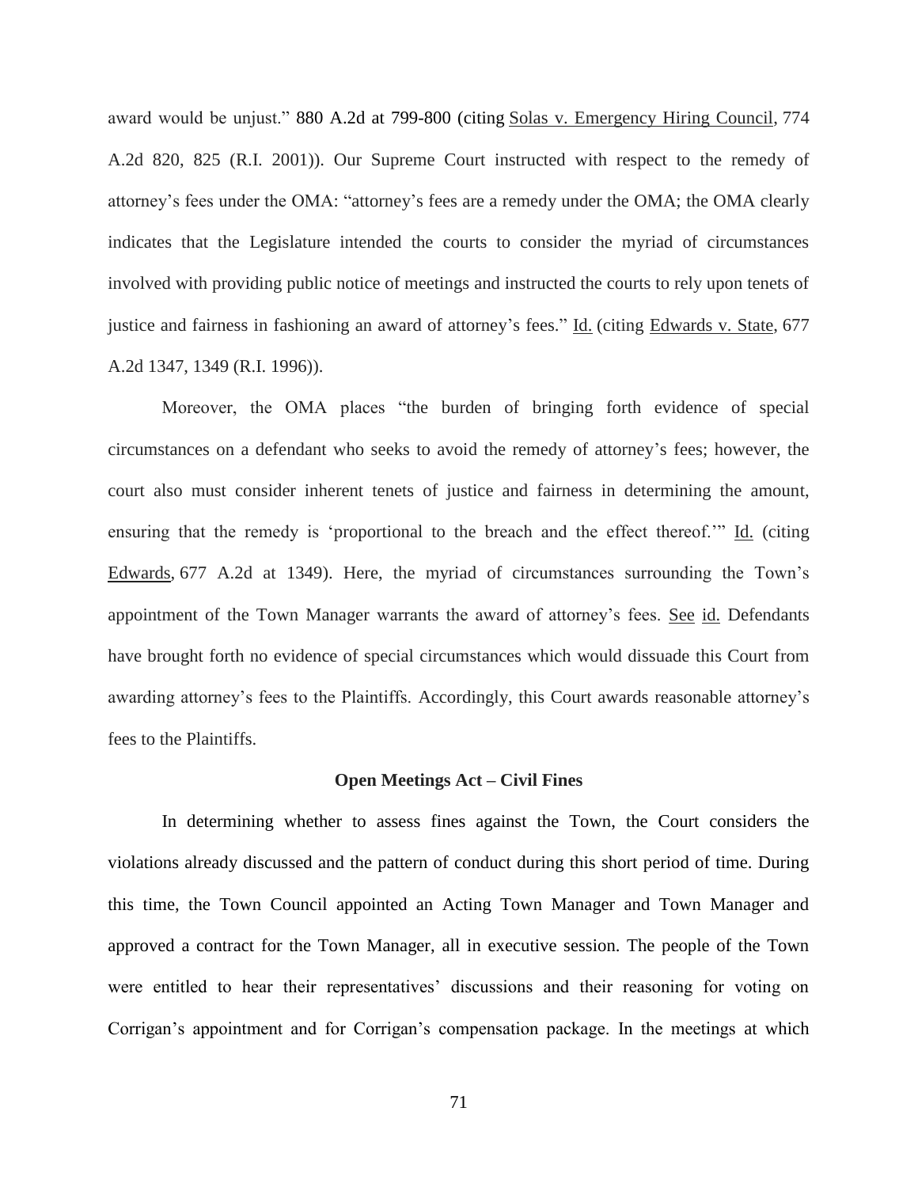award would be unjust." 880 A.2d at 799-800 (citing Solas v. Emergency Hiring Council, 774 A.2d 820, 825 (R.I. 2001)). Our Supreme Court instructed with respect to the remedy of attorney's fees under the OMA: "attorney's fees are a remedy under the OMA; the OMA clearly indicates that the Legislature intended the courts to consider the myriad of circumstances involved with providing public notice of meetings and instructed the courts to rely upon tenets of justice and fairness in fashioning an award of attorney's fees." Id. (citing Edwards v. State, 677 A.2d 1347, 1349 (R.I. 1996)).

Moreover, the OMA places "the burden of bringing forth evidence of special circumstances on a defendant who seeks to avoid the remedy of attorney's fees; however, the court also must consider inherent tenets of justice and fairness in determining the amount, ensuring that the remedy is 'proportional to the breach and the effect thereof.'" Id. (citing Edwards, 677 A.2d at 1349). Here, the myriad of circumstances surrounding the Town's appointment of the Town Manager warrants the award of attorney's fees. See id. Defendants have brought forth no evidence of special circumstances which would dissuade this Court from awarding attorney's fees to the Plaintiffs. Accordingly, this Court awards reasonable attorney's fees to the Plaintiffs.

**Open Meetings Act – Civil Fines**

In determining whether to assess fines against the Town, the Court considers the violations already discussed and the pattern of conduct during this short period of time. During this time, the Town Council appointed an Acting Town Manager and Town Manager and approved a contract for the Town Manager, all in executive session. The people of the Town were entitled to hear their representatives' discussions and their reasoning for voting on Corrigan's appointment and for Corrigan's compensation package. In the meetings at which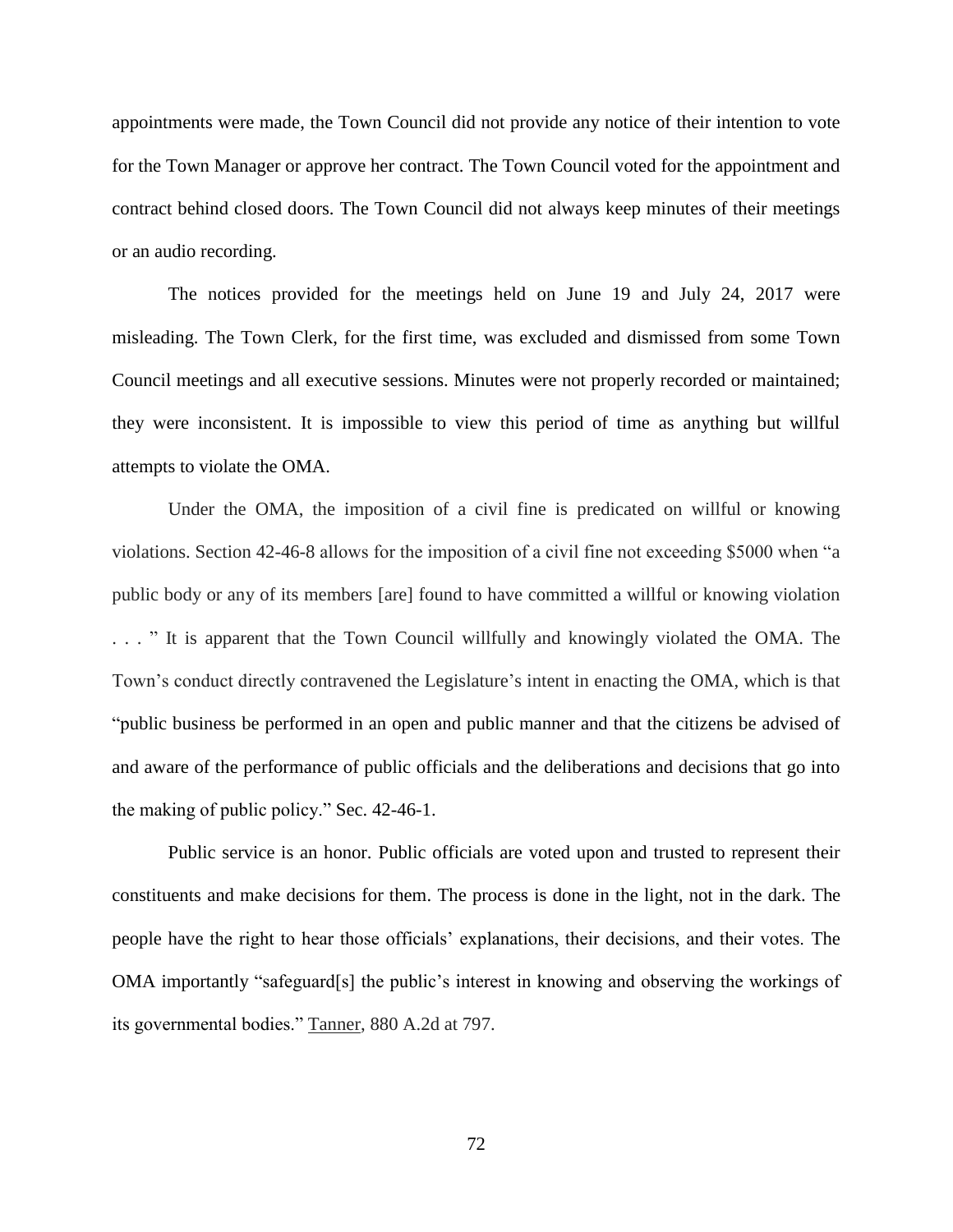appointments were made, the Town Council did not provide any notice of their intention to vote for the Town Manager or approve her contract. The Town Council voted for the appointment and contract behind closed doors. The Town Council did not always keep minutes of their meetings or an audio recording.

The notices provided for the meetings held on June 19 and July 24, 2017 were misleading. The Town Clerk, for the first time, was excluded and dismissed from some Town Council meetings and all executive sessions. Minutes were not properly recorded or maintained; they were inconsistent. It is impossible to view this period of time as anything but willful attempts to violate the OMA.

Under the OMA, the imposition of a civil fine is predicated on willful or knowing violations. Section 42-46-8 allows for the imposition of a civil fine not exceeding $5000 when "a public body or any of its members [are] found to have committed a willful or knowing violation . . . " It is apparent that the Town Council willfully and knowingly violated the OMA. The Town's conduct directly contravened the Legislature's intent in enacting the OMA, which is that "public business be performed in an open and public manner and that the citizens be advised of and aware of the performance of public officials and the deliberations and decisions that go into the making of public policy." Sec. 42-46-1.

Public service is an honor. Public officials are voted upon and trusted to represent their constituents and make decisions for them. The process is done in the light, not in the dark. The people have the right to hear those officials' explanations, their decisions, and their votes. The OMA importantly "safeguard[s] the public's interest in knowing and observing the workings of its governmental bodies." Tanner, 880 A.2d at 797.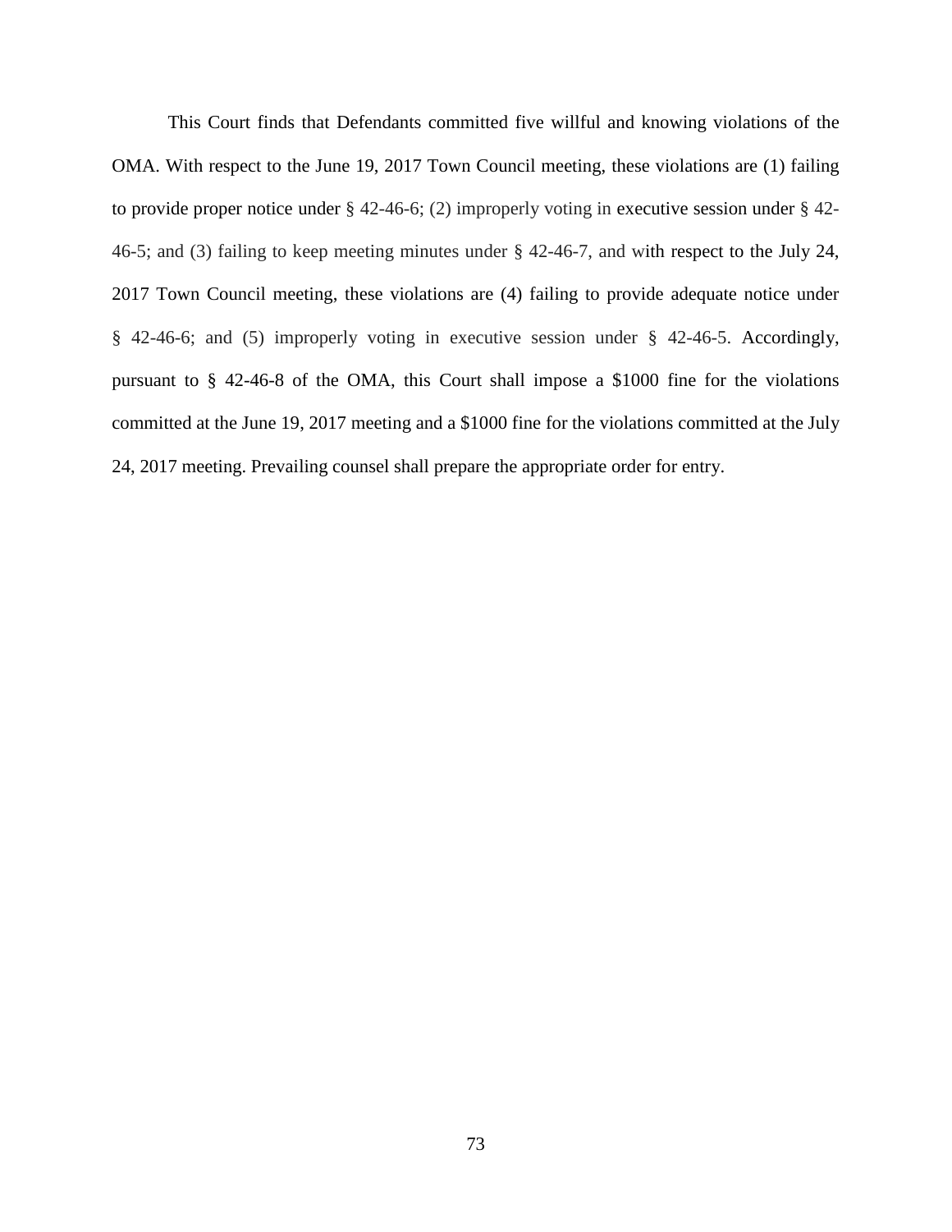This Court finds that Defendants committed five willful and knowing violations of the OMA. With respect to the June 19, 2017 Town Council meeting, these violations are (1) failing to provide proper notice under § 42-46-6; (2) improperly voting in executive session under § 42-46-5; and (3) failing to keep meeting minutes under § 42-46-7, and with respect to the July 24, 2017 Town Council meeting, these violations are (4) failing to provide adequate notice under § 42-46-6; and (5) improperly voting in executive session under § 42-46-5. Accordingly, pursuant to § 42-46-8 of the OMA, this Court shall impose a $1000 fine for the violations committed at the June 19, 2017 meeting and a $1000 fine for the violations committed at the July 24, 2017 meeting. Prevailing counsel shall prepare the appropriate order for entry.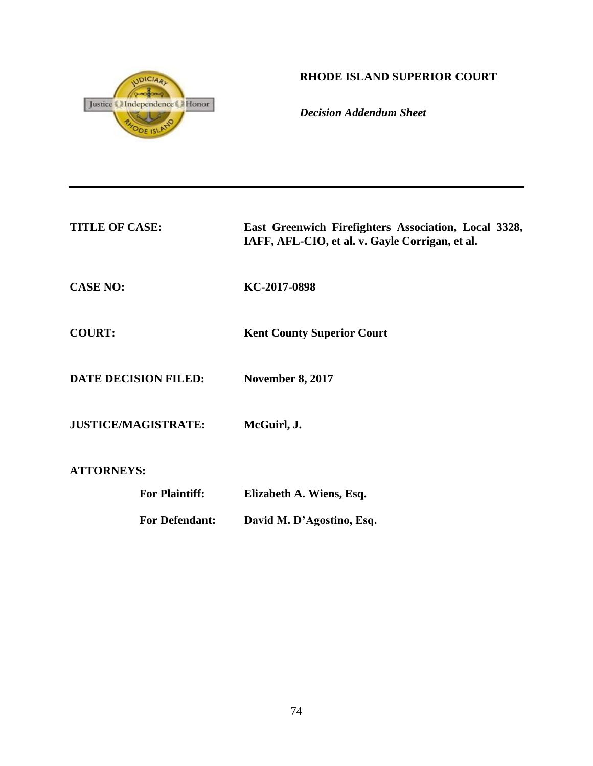**RHODE ISLAND SUPERIOR COURT**

***Decision Addendum Sheet***

---

| | |
|---|---|
| **TITLE OF CASE:** | **East Greenwich Firefighters Association, Local 3328, IAFF, AFL-CIO, et al. v. Gayle Corrigan, et al.** |
| **CASE NO:** | **KC-2017-0898** |
| **COURT:** | **Kent County Superior Court** |
| **DATE DECISION FILED:** | **November 8, 2017** |
| **JUSTICE/MAGISTRATE:** | **McGuirl, J.** |
| **ATTORNEYS:** | |
| **For Plaintiff:** | **Elizabeth A. Wiens, Esq.** |
| **For Defendant:** | **David M. D'Agostino, Esq.** |